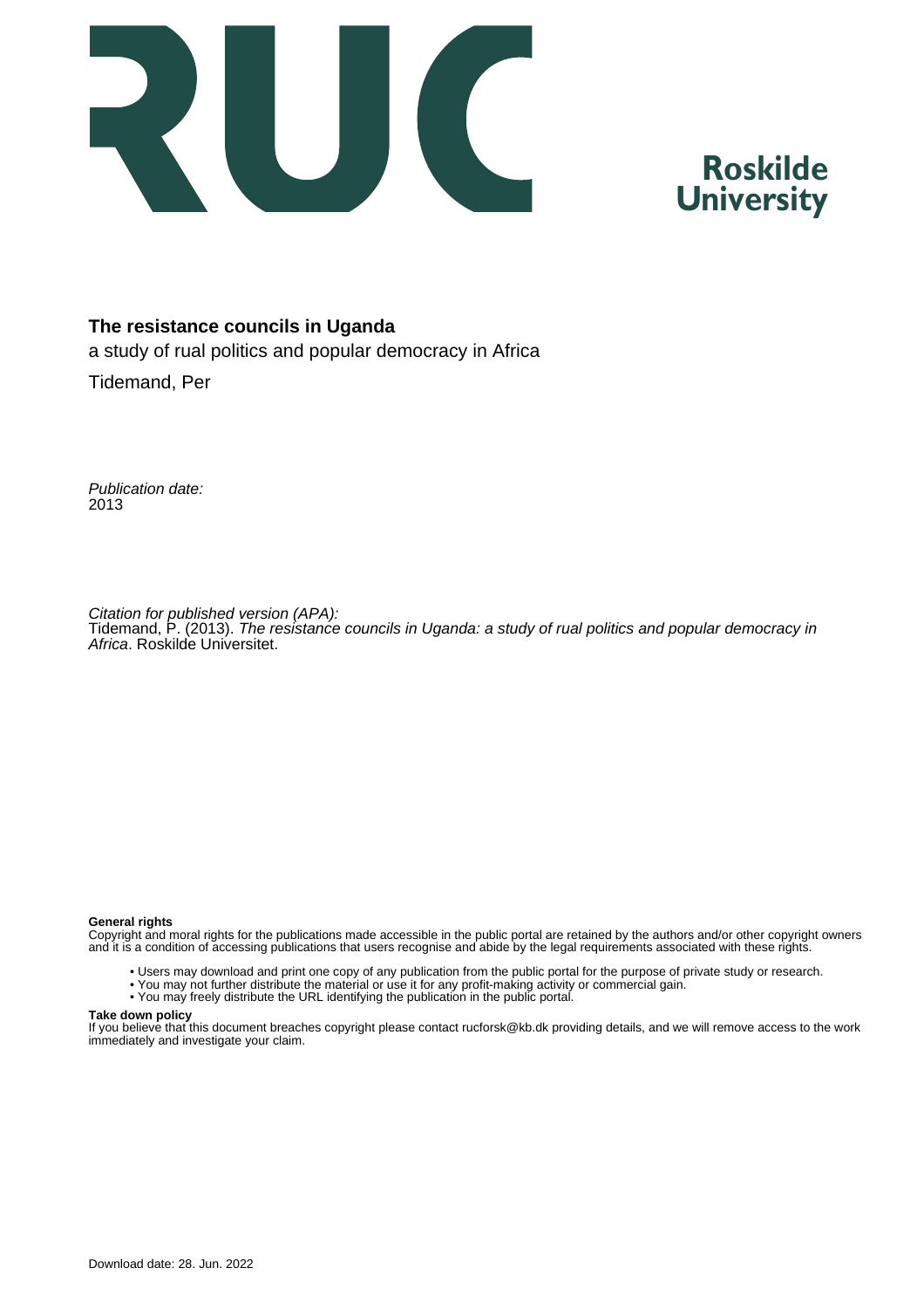**The resistance councils in Uganda**

a study of rual politics and popular democracy in Africa

Tidemand, Per

*Publication date:*
2013

*Citation for published version (APA):*
Tidemand, P. (2013). *The resistance councils in Uganda: a study of rual politics and popular democracy in Africa*. Roskilde Universitet.

**General rights**
Copyright and moral rights for the publications made accessible in the public portal are retained by the authors and/or other copyright owners and it is a condition of accessing publications that users recognise and abide by the legal requirements associated with these rights.

- Users may download and print one copy of any publication from the public portal for the purpose of private study or research.
- You may not further distribute the material or use it for any profit-making activity or commercial gain.
- You may freely distribute the URL identifying the publication in the public portal.

**Take down policy**
If you believe that this document breaches copyright please contact rucforsk@kb.dk providing details, and we will remove access to the work immediately and investigate your claim.

Download date: 28. Jun. 2022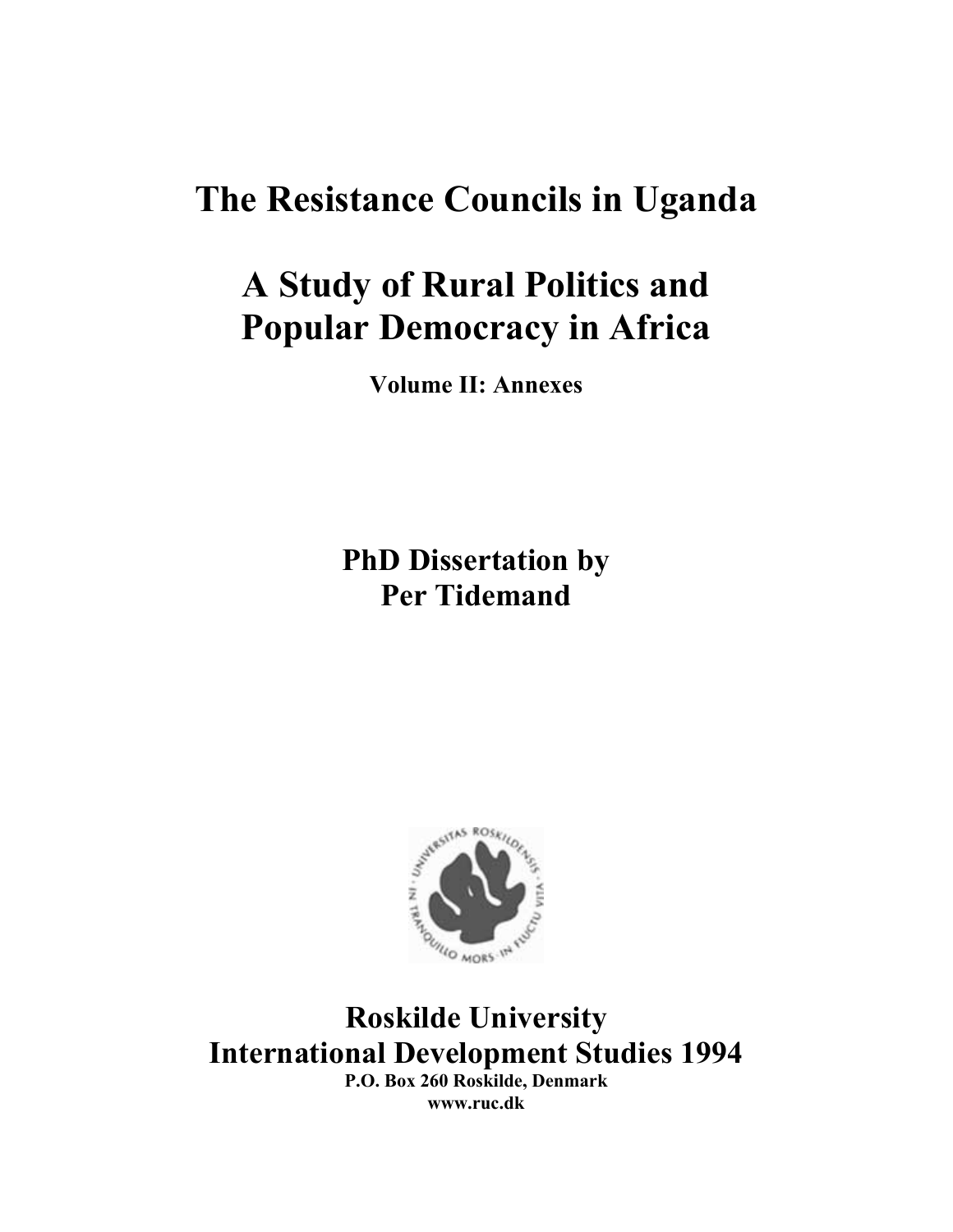# The Resistance Councils in Uganda

# A Study of Rural Politics and Popular Democracy in Africa

**Volume II: Annexes**

**PhD Dissertation by**
**Per Tidemand**

## Roskilde University
## International Development Studies 1994

**P.O. Box 260 Roskilde, Denmark**
**www.ruc.dk**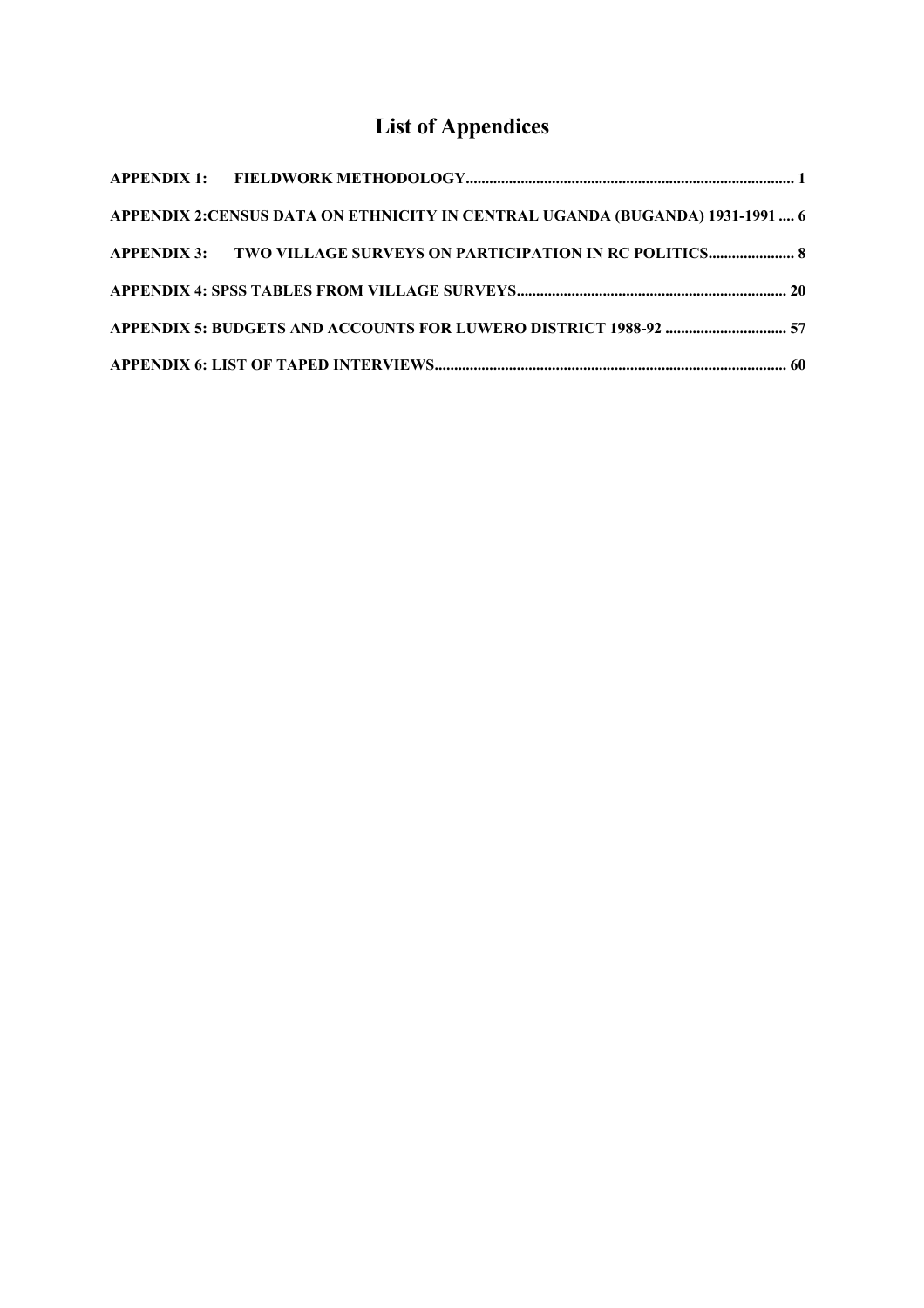# List of Appendices

**APPENDIX 1: FIELDWORK METHODOLOGY** .................................................................................... 1

**APPENDIX 2:CENSUS DATA ON ETHNICITY IN CENTRAL UGANDA (BUGANDA) 1931-1991** .... 6

**APPENDIX 3: TWO VILLAGE SURVEYS ON PARTICIPATION IN RC POLITICS** ...................... 8

**APPENDIX 4: SPSS TABLES FROM VILLAGE SURVEYS** ..................................................................... 20

**APPENDIX 5: BUDGETS AND ACCOUNTS FOR LUWERO DISTRICT 1988-92** ............................... 57

**APPENDIX 6: LIST OF TAPED INTERVIEWS** ......................................................................................... 60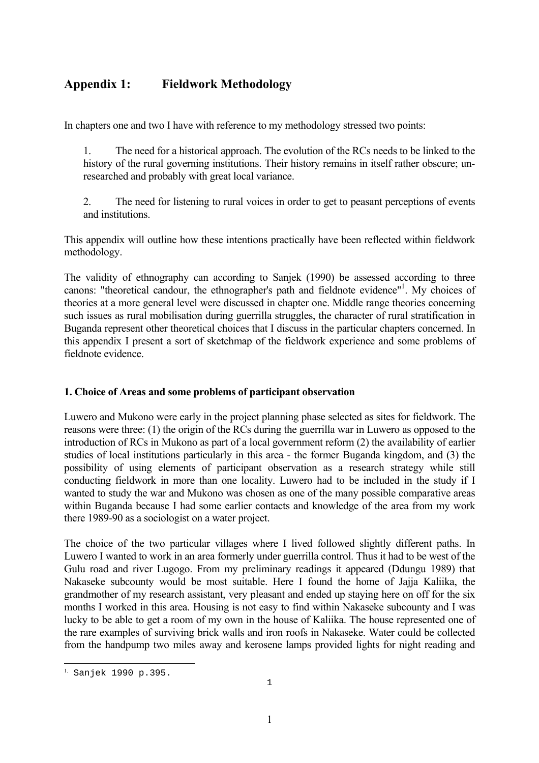# Appendix 1: Fieldwork Methodology

In chapters one and two I have with reference to my methodology stressed two points:

1. The need for a historical approach. The evolution of the RCs needs to be linked to the history of the rural governing institutions. Their history remains in itself rather obscure; un-researched and probably with great local variance.

2. The need for listening to rural voices in order to get to peasant perceptions of events and institutions.

This appendix will outline how these intentions practically have been reflected within fieldwork methodology.

The validity of ethnography can according to Sanjek (1990) be assessed according to three canons: "theoretical candour, the ethnographer's path and fieldnote evidence"[1]. My choices of theories at a more general level were discussed in chapter one. Middle range theories concerning such issues as rural mobilisation during guerrilla struggles, the character of rural stratification in Buganda represent other theoretical choices that I discuss in the particular chapters concerned. In this appendix I present a sort of sketchmap of the fieldwork experience and some problems of fieldnote evidence.

### 1. Choice of Areas and some problems of participant observation

Luwero and Mukono were early in the project planning phase selected as sites for fieldwork. The reasons were three: (1) the origin of the RCs during the guerrilla war in Luwero as opposed to the introduction of RCs in Mukono as part of a local government reform (2) the availability of earlier studies of local institutions particularly in this area - the former Buganda kingdom, and (3) the possibility of using elements of participant observation as a research strategy while still conducting fieldwork in more than one locality. Luwero had to be included in the study if I wanted to study the war and Mukono was chosen as one of the many possible comparative areas within Buganda because I had some earlier contacts and knowledge of the area from my work there 1989-90 as a sociologist on a water project.

The choice of the two particular villages where I lived followed slightly different paths. In Luwero I wanted to work in an area formerly under guerrilla control. Thus it had to be west of the Gulu road and river Lugogo. From my preliminary readings it appeared (Ddungu 1989) that Nakaseke subcounty would be most suitable. Here I found the home of Jajja Kaliika, the grandmother of my research assistant, very pleasant and ended up staying here on off for the six months I worked in this area. Housing is not easy to find within Nakaseke subcounty and I was lucky to be able to get a room of my own in the house of Kaliika. The house represented one of the rare examples of surviving brick walls and iron roofs in Nakaseke. Water could be collected from the handpump two miles away and kerosene lamps provided lights for night reading and

---

[1] Sanjek 1990 p.395.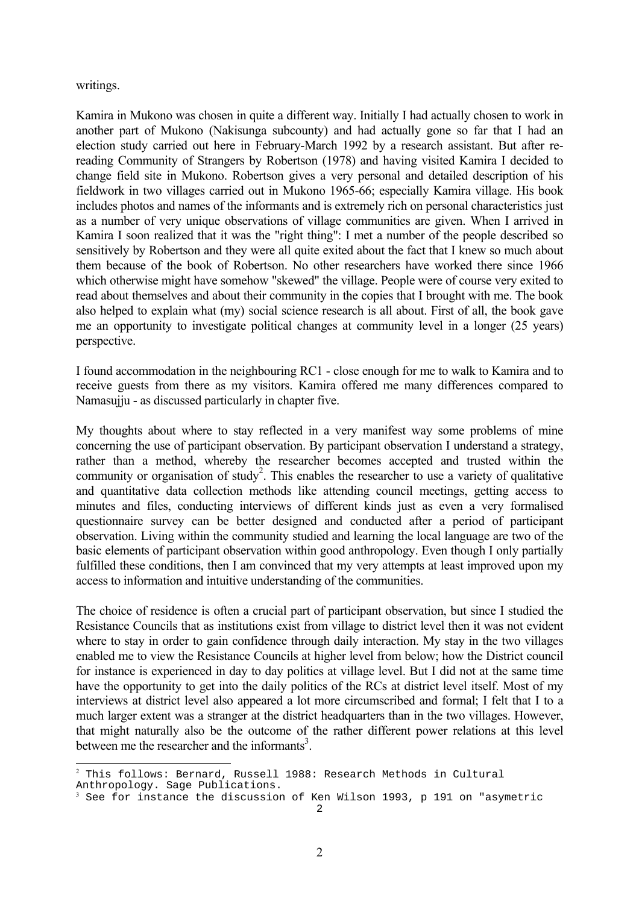writings.

Kamira in Mukono was chosen in quite a different way. Initially I had actually chosen to work in another part of Mukono (Nakisunga subcounty) and had actually gone so far that I had an election study carried out here in February-March 1992 by a research assistant. But after re-reading Community of Strangers by Robertson (1978) and having visited Kamira I decided to change field site in Mukono. Robertson gives a very personal and detailed description of his fieldwork in two villages carried out in Mukono 1965-66; especially Kamira village. His book includes photos and names of the informants and is extremely rich on personal characteristics just as a number of very unique observations of village communities are given. When I arrived in Kamira I soon realized that it was the "right thing": I met a number of the people described so sensitively by Robertson and they were all quite exited about the fact that I knew so much about them because of the book of Robertson. No other researchers have worked there since 1966 which otherwise might have somehow "skewed" the village. People were of course very exited to read about themselves and about their community in the copies that I brought with me. The book also helped to explain what (my) social science research is all about. First of all, the book gave me an opportunity to investigate political changes at community level in a longer (25 years) perspective.

I found accommodation in the neighbouring RC1 - close enough for me to walk to Kamira and to receive guests from there as my visitors. Kamira offered me many differences compared to Namasujju - as discussed particularly in chapter five.

My thoughts about where to stay reflected in a very manifest way some problems of mine concerning the use of participant observation. By participant observation I understand a strategy, rather than a method, whereby the researcher becomes accepted and trusted within the community or organisation of study[2]. This enables the researcher to use a variety of qualitative and quantitative data collection methods like attending council meetings, getting access to minutes and files, conducting interviews of different kinds just as even a very formalised questionnaire survey can be better designed and conducted after a period of participant observation. Living within the community studied and learning the local language are two of the basic elements of participant observation within good anthropology. Even though I only partially fulfilled these conditions, then I am convinced that my very attempts at least improved upon my access to information and intuitive understanding of the communities.

The choice of residence is often a crucial part of participant observation, but since I studied the Resistance Councils that as institutions exist from village to district level then it was not evident where to stay in order to gain confidence through daily interaction. My stay in the two villages enabled me to view the Resistance Councils at higher level from below; how the District council for instance is experienced in day to day politics at village level. But I did not at the same time have the opportunity to get into the daily politics of the RCs at district level itself. Most of my interviews at district level also appeared a lot more circumscribed and formal; I felt that I to a much larger extent was a stranger at the district headquarters than in the two villages. However, that might naturally also be the outcome of the rather different power relations at this level between me the researcher and the informants[3].

---

[2] This follows: Bernard, Russell 1988: Research Methods in Cultural Anthropology. Sage Publications.

[3] See for instance the discussion of Ken Wilson 1993, p 191 on "asymetric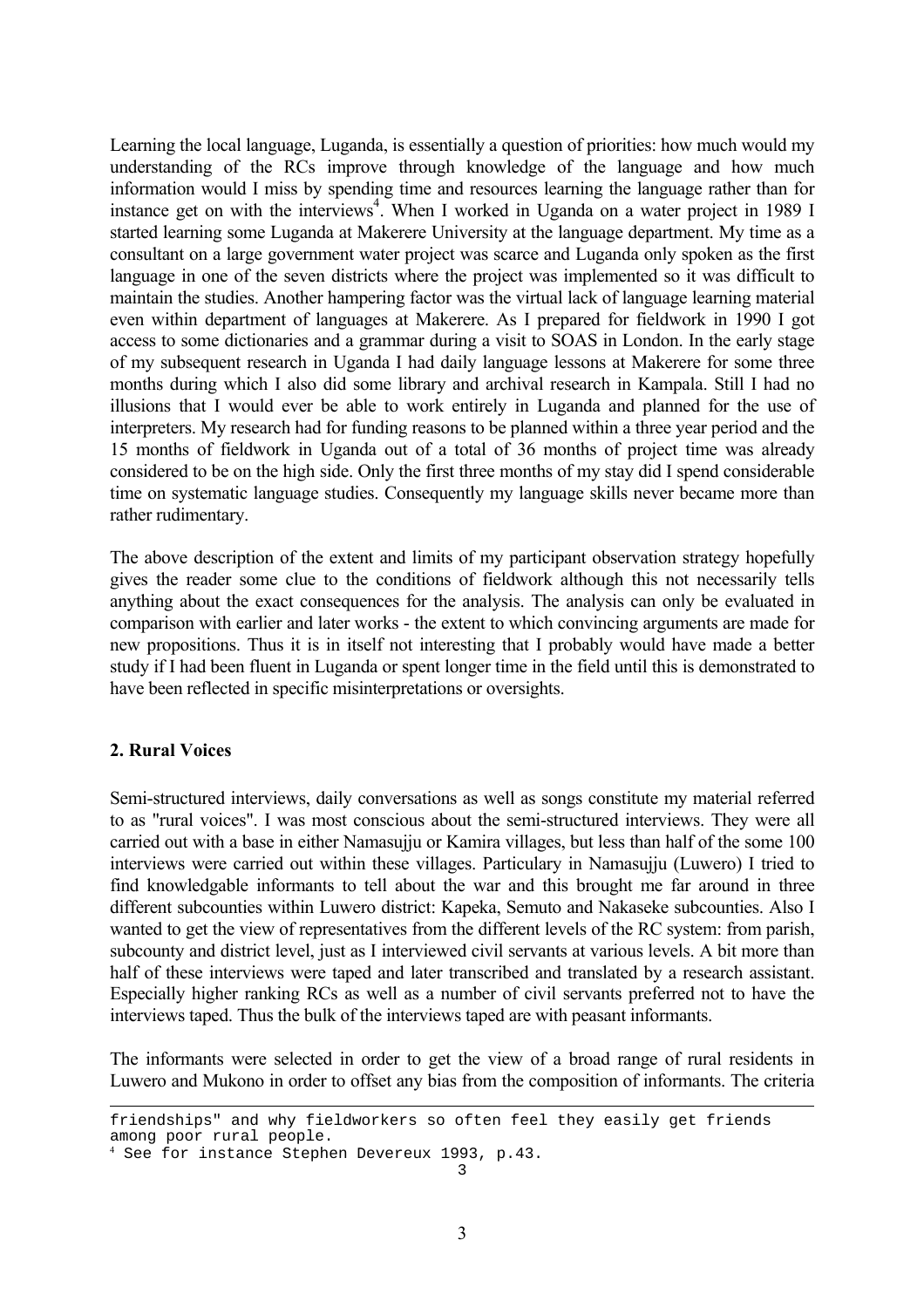Learning the local language, Luganda, is essentially a question of priorities: how much would my understanding of the RCs improve through knowledge of the language and how much information would I miss by spending time and resources learning the language rather than for instance get on with the interviews[4]. When I worked in Uganda on a water project in 1989 I started learning some Luganda at Makerere University at the language department. My time as a consultant on a large government water project was scarce and Luganda only spoken as the first language in one of the seven districts where the project was implemented so it was difficult to maintain the studies. Another hampering factor was the virtual lack of language learning material even within department of languages at Makerere. As I prepared for fieldwork in 1990 I got access to some dictionaries and a grammar during a visit to SOAS in London. In the early stage of my subsequent research in Uganda I had daily language lessons at Makerere for some three months during which I also did some library and archival research in Kampala. Still I had no illusions that I would ever be able to work entirely in Luganda and planned for the use of interpreters. My research had for funding reasons to be planned within a three year period and the 15 months of fieldwork in Uganda out of a total of 36 months of project time was already considered to be on the high side. Only the first three months of my stay did I spend considerable time on systematic language studies. Consequently my language skills never became more than rather rudimentary.

The above description of the extent and limits of my participant observation strategy hopefully gives the reader some clue to the conditions of fieldwork although this not necessarily tells anything about the exact consequences for the analysis. The analysis can only be evaluated in comparison with earlier and later works - the extent to which convincing arguments are made for new propositions. Thus it is in itself not interesting that I probably would have made a better study if I had been fluent in Luganda or spent longer time in the field until this is demonstrated to have been reflected in specific misinterpretations or oversights.

## 2. Rural Voices

Semi-structured interviews, daily conversations as well as songs constitute my material referred to as "rural voices". I was most conscious about the semi-structured interviews. They were all carried out with a base in either Namasujju or Kamira villages, but less than half of the some 100 interviews were carried out within these villages. Particulary in Namasujju (Luwero) I tried to find knowledgable informants to tell about the war and this brought me far around in three different subcounties within Luwero district: Kapeka, Semuto and Nakaseke subcounties. Also I wanted to get the view of representatives from the different levels of the RC system: from parish, subcounty and district level, just as I interviewed civil servants at various levels. A bit more than half of these interviews were taped and later transcribed and translated by a research assistant. Especially higher ranking RCs as well as a number of civil servants preferred not to have the interviews taped. Thus the bulk of the interviews taped are with peasant informants.

The informants were selected in order to get the view of a broad range of rural residents in Luwero and Mukono in order to offset any bias from the composition of informants. The criteria

---

friendships" and why fieldworkers so often feel they easily get friends among poor rural people.

[4] See for instance Stephen Devereux 1993, p.43.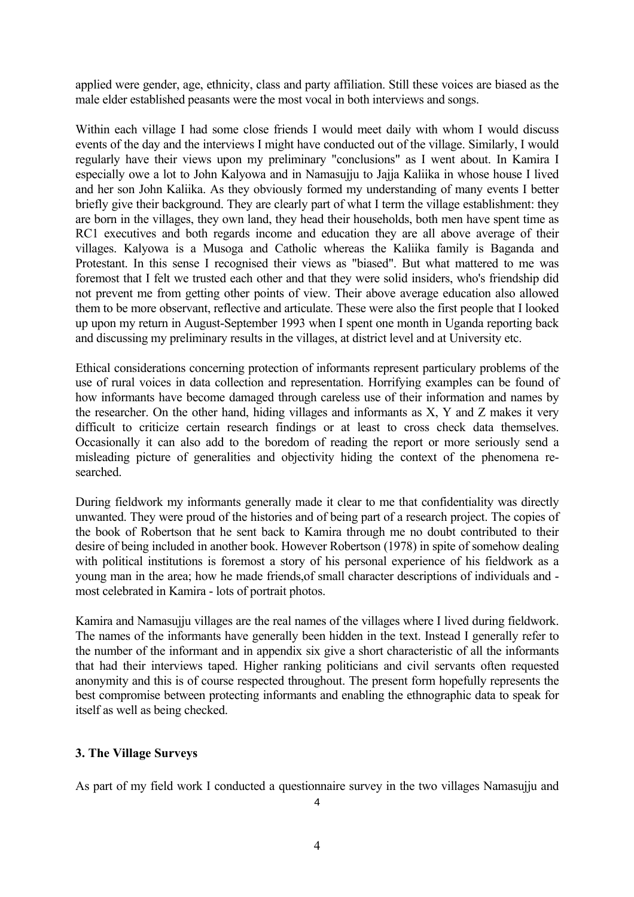applied were gender, age, ethnicity, class and party affiliation. Still these voices are biased as the male elder established peasants were the most vocal in both interviews and songs.

Within each village I had some close friends I would meet daily with whom I would discuss events of the day and the interviews I might have conducted out of the village. Similarly, I would regularly have their views upon my preliminary "conclusions" as I went about. In Kamira I especially owe a lot to John Kalyowa and in Namasujju to Jajja Kaliika in whose house I lived and her son John Kaliika. As they obviously formed my understanding of many events I better briefly give their background. They are clearly part of what I term the village establishment: they are born in the villages, they own land, they head their households, both men have spent time as RC1 executives and both regards income and education they are all above average of their villages. Kalyowa is a Musoga and Catholic whereas the Kaliika family is Baganda and Protestant. In this sense I recognised their views as "biased". But what mattered to me was foremost that I felt we trusted each other and that they were solid insiders, who's friendship did not prevent me from getting other points of view. Their above average education also allowed them to be more observant, reflective and articulate. These were also the first people that I looked up upon my return in August-September 1993 when I spent one month in Uganda reporting back and discussing my preliminary results in the villages, at district level and at University etc.

Ethical considerations concerning protection of informants represent particulary problems of the use of rural voices in data collection and representation. Horrifying examples can be found of how informants have become damaged through careless use of their information and names by the researcher. On the other hand, hiding villages and informants as X, Y and Z makes it very difficult to criticize certain research findings or at least to cross check data themselves. Occasionally it can also add to the boredom of reading the report or more seriously send a misleading picture of generalities and objectivity hiding the context of the phenomena re-searched.

During fieldwork my informants generally made it clear to me that confidentiality was directly unwanted. They were proud of the histories and of being part of a research project. The copies of the book of Robertson that he sent back to Kamira through me no doubt contributed to their desire of being included in another book. However Robertson (1978) in spite of somehow dealing with political institutions is foremost a story of his personal experience of his fieldwork as a young man in the area; how he made friends,of small character descriptions of individuals and - most celebrated in Kamira - lots of portrait photos.

Kamira and Namasujju villages are the real names of the villages where I lived during fieldwork. The names of the informants have generally been hidden in the text. Instead I generally refer to the number of the informant and in appendix six give a short characteristic of all the informants that had their interviews taped. Higher ranking politicians and civil servants often requested anonymity and this is of course respected throughout. The present form hopefully represents the best compromise between protecting informants and enabling the ethnographic data to speak for itself as well as being checked.

### 3. The Village Surveys

As part of my field work I conducted a questionnaire survey in the two villages Namasujju and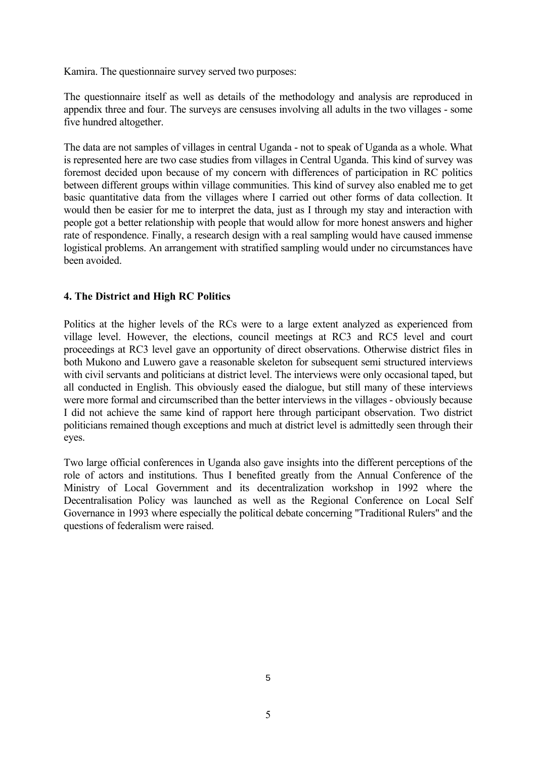Kamira. The questionnaire survey served two purposes:

The questionnaire itself as well as details of the methodology and analysis are reproduced in appendix three and four. The surveys are censuses involving all adults in the two villages - some five hundred altogether.

The data are not samples of villages in central Uganda - not to speak of Uganda as a whole. What is represented here are two case studies from villages in Central Uganda. This kind of survey was foremost decided upon because of my concern with differences of participation in RC politics between different groups within village communities. This kind of survey also enabled me to get basic quantitative data from the villages where I carried out other forms of data collection. It would then be easier for me to interpret the data, just as I through my stay and interaction with people got a better relationship with people that would allow for more honest answers and higher rate of respondence. Finally, a research design with a real sampling would have caused immense logistical problems. An arrangement with stratified sampling would under no circumstances have been avoided.

### 4. The District and High RC Politics

Politics at the higher levels of the RCs were to a large extent analyzed as experienced from village level. However, the elections, council meetings at RC3 and RC5 level and court proceedings at RC3 level gave an opportunity of direct observations. Otherwise district files in both Mukono and Luwero gave a reasonable skeleton for subsequent semi structured interviews with civil servants and politicians at district level. The interviews were only occasional taped, but all conducted in English. This obviously eased the dialogue, but still many of these interviews were more formal and circumscribed than the better interviews in the villages - obviously because I did not achieve the same kind of rapport here through participant observation. Two district politicians remained though exceptions and much at district level is admittedly seen through their eyes.

Two large official conferences in Uganda also gave insights into the different perceptions of the role of actors and institutions. Thus I benefited greatly from the Annual Conference of the Ministry of Local Government and its decentralization workshop in 1992 where the Decentralisation Policy was launched as well as the Regional Conference on Local Self Governance in 1993 where especially the political debate concerning "Traditional Rulers" and the questions of federalism were raised.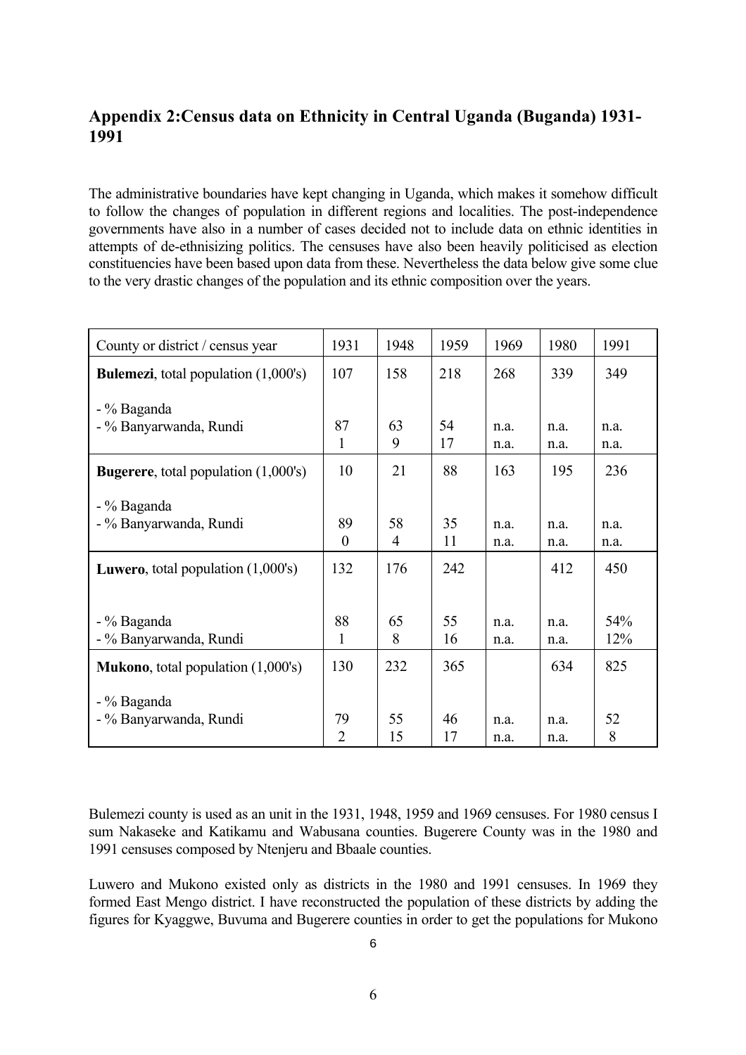## Appendix 2:Census data on Ethnicity in Central Uganda (Buganda) 1931-1991

The administrative boundaries have kept changing in Uganda, which makes it somehow difficult to follow the changes of population in different regions and localities. The post-independence governments have also in a number of cases decided not to include data on ethnic identities in attempts of de-ethnisizing politics. The censuses have also been heavily politicised as election constituencies have been based upon data from these. Nevertheless the data below give some clue to the very drastic changes of the population and its ethnic composition over the years.

| County or district / census year | 1931 | 1948 | 1959 | 1969 | 1980 | 1991 |
|---|---|---|---|---|---|---|
| **Bulemezi**, total population (1,000's) | 107 | 158 | 218 | 268 | 339 | 349 |
| - % Baganda | 87 | 63 | 54 | n.a. | n.a. | n.a. |
| - % Banyarwanda, Rundi | 1 | 9 | 17 | n.a. | n.a. | n.a. |
| **Bugerere**, total population (1,000's) | 10 | 21 | 88 | 163 | 195 | 236 |
| - % Baganda | 89 | 58 | 35 | n.a. | n.a. | n.a. |
| - % Banyarwanda, Rundi | 0 | 4 | 11 | n.a. | n.a. | n.a. |
| **Luwero**, total population (1,000's) | 132 | 176 | 242 | | 412 | 450 |
| - % Baganda | 88 | 65 | 55 | n.a. | n.a. | 54% |
| - % Banyarwanda, Rundi | 1 | 8 | 16 | n.a. | n.a. | 12% |
| **Mukono**, total population (1,000's) | 130 | 232 | 365 | | 634 | 825 |
| - % Baganda | 79 | 55 | 46 | n.a. | n.a. | 52 |
| - % Banyarwanda, Rundi | 2 | 15 | 17 | n.a. | n.a. | 8 |

Bulemezi county is used as an unit in the 1931, 1948, 1959 and 1969 censuses. For 1980 census I sum Nakaseke and Katikamu and Wabusana counties. Bugerere County was in the 1980 and 1991 censuses composed by Ntenjeru and Bbaale counties.

Luwero and Mukono existed only as districts in the 1980 and 1991 censuses. In 1969 they formed East Mengo district. I have reconstructed the population of these districts by adding the figures for Kyaggwe, Buvuma and Bugerere counties in order to get the populations for Mukono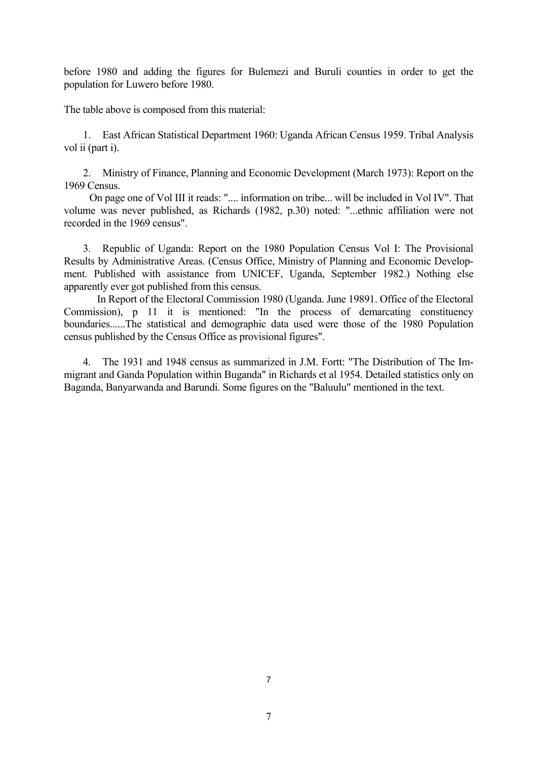before 1980 and adding the figures for Bulemezi and Buruli counties in order to get the population for Luwero before 1980.

The table above is composed from this material:

1. East African Statistical Department 1960: Uganda African Census 1959. Tribal Analysis vol ii (part i).

2. Ministry of Finance, Planning and Economic Development (March 1973): Report on the 1969 Census.
   On page one of Vol III it reads: ".... information on tribe... will be included in Vol IV". That volume was never published, as Richards (1982, p.30) noted: "...ethnic affiliation were not recorded in the 1969 census".

3. Republic of Uganda: Report on the 1980 Population Census Vol I: The Provisional Results by Administrative Areas. (Census Office, Ministry of Planning and Economic Development. Published with assistance from UNICEF, Uganda, September 1982.) Nothing else apparently ever got published from this census.
   In Report of the Electoral Commission 1980 (Uganda. June 19891. Office of the Electoral Commission), p 11 it is mentioned: "In the process of demarcating constituency boundaries......The statistical and demographic data used were those of the 1980 Population census published by the Census Office as provisional figures".

4. The 1931 and 1948 census as summarized in J.M. Fortt: "The Distribution of The Immigrant and Ganda Population within Buganda" in Richards et al 1954. Detailed statistics only on Baganda, Banyarwanda and Barundi. Some figures on the "Baluulu" mentioned in the text.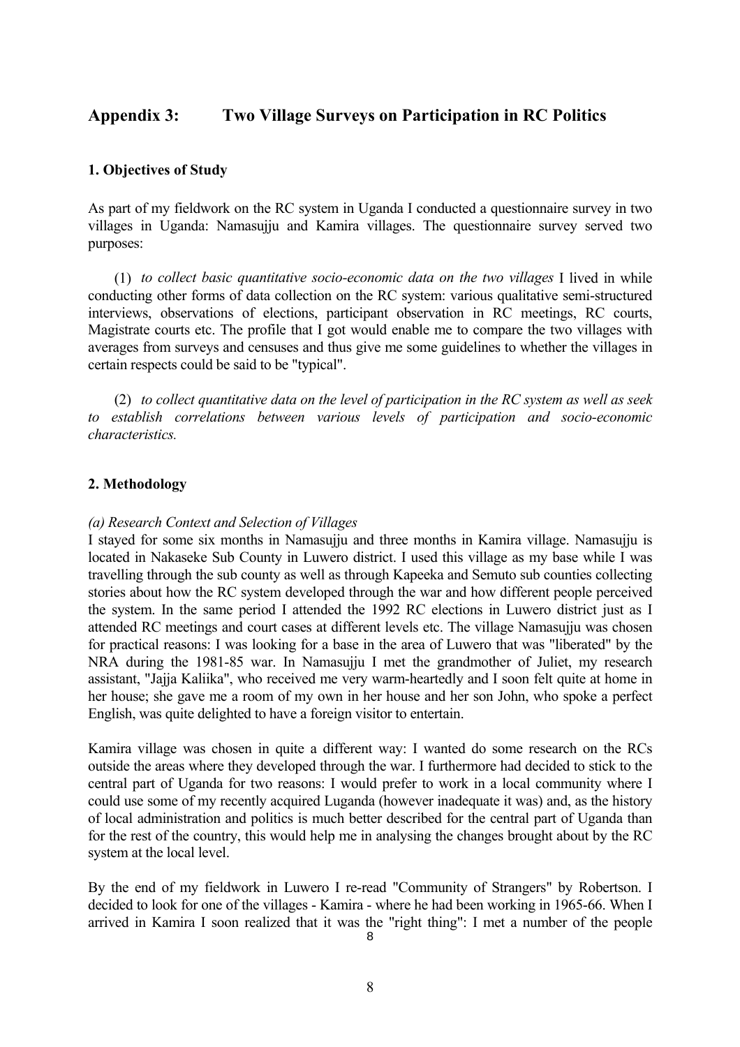## Appendix 3: Two Village Surveys on Participation in RC Politics

### 1. Objectives of Study

As part of my fieldwork on the RC system in Uganda I conducted a questionnaire survey in two villages in Uganda: Namasujju and Kamira villages. The questionnaire survey served two purposes:

(1) *to collect basic quantitative socio-economic data on the two villages* I lived in while conducting other forms of data collection on the RC system: various qualitative semi-structured interviews, observations of elections, participant observation in RC meetings, RC courts, Magistrate courts etc. The profile that I got would enable me to compare the two villages with averages from surveys and censuses and thus give me some guidelines to whether the villages in certain respects could be said to be "typical".

(2) *to collect quantitative data on the level of participation in the RC system as well as seek to establish correlations between various levels of participation and socio-economic characteristics.*

### 2. Methodology

*(a) Research Context and Selection of Villages*

I stayed for some six months in Namasujju and three months in Kamira village. Namasujju is located in Nakaseke Sub County in Luwero district. I used this village as my base while I was travelling through the sub county as well as through Kapeeka and Semuto sub counties collecting stories about how the RC system developed through the war and how different people perceived the system. In the same period I attended the 1992 RC elections in Luwero district just as I attended RC meetings and court cases at different levels etc. The village Namasujju was chosen for practical reasons: I was looking for a base in the area of Luwero that was "liberated" by the NRA during the 1981-85 war. In Namasujju I met the grandmother of Juliet, my research assistant, "Jajja Kaliika", who received me very warm-heartedly and I soon felt quite at home in her house; she gave me a room of my own in her house and her son John, who spoke a perfect English, was quite delighted to have a foreign visitor to entertain.

Kamira village was chosen in quite a different way: I wanted do some research on the RCs outside the areas where they developed through the war. I furthermore had decided to stick to the central part of Uganda for two reasons: I would prefer to work in a local community where I could use some of my recently acquired Luganda (however inadequate it was) and, as the history of local administration and politics is much better described for the central part of Uganda than for the rest of the country, this would help me in analysing the changes brought about by the RC system at the local level.

By the end of my fieldwork in Luwero I re-read "Community of Strangers" by Robertson. I decided to look for one of the villages - Kamira - where he had been working in 1965-66. When I arrived in Kamira I soon realized that it was the "right thing": I met a number of the people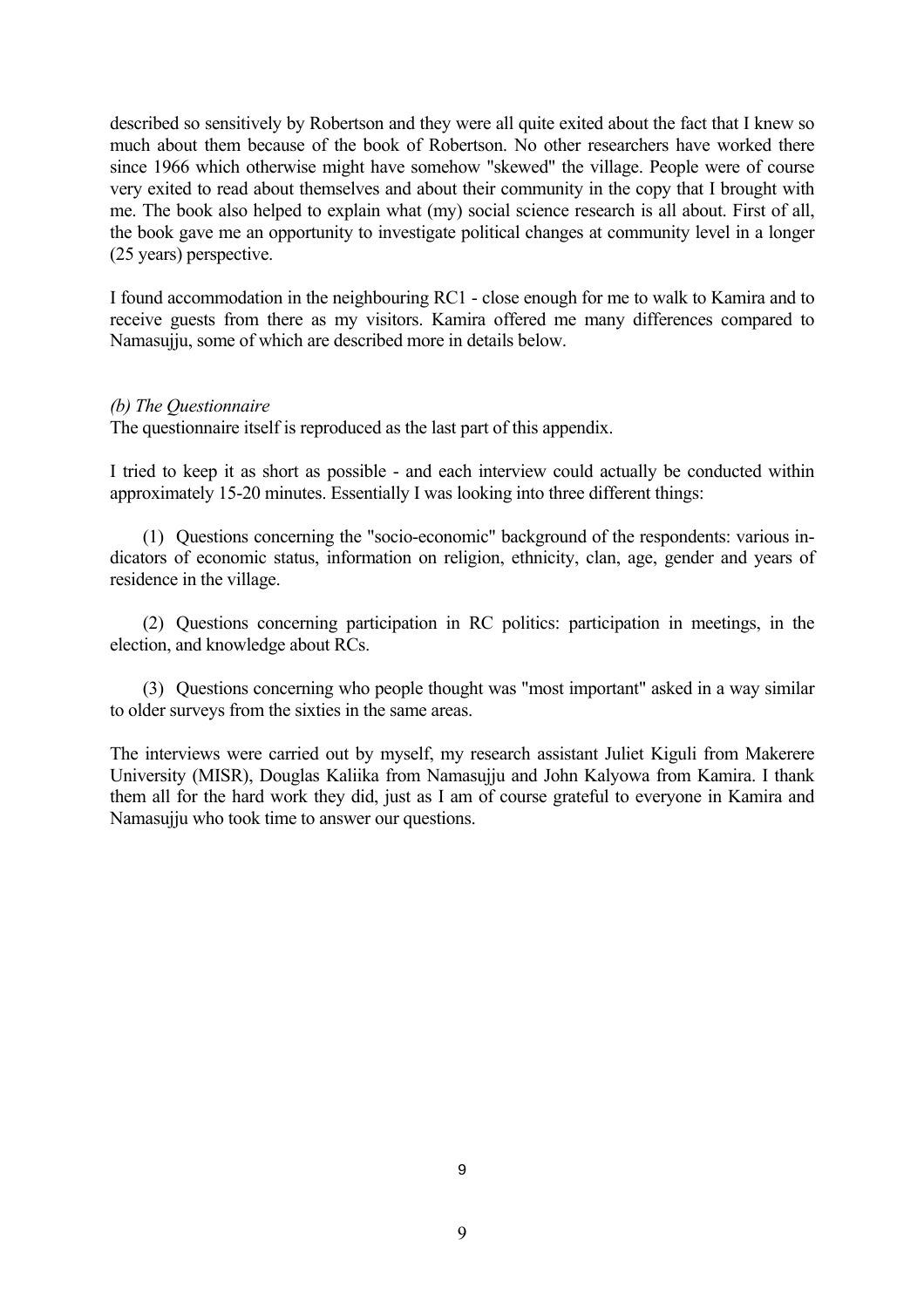described so sensitively by Robertson and they were all quite exited about the fact that I knew so much about them because of the book of Robertson. No other researchers have worked there since 1966 which otherwise might have somehow "skewed" the village. People were of course very exited to read about themselves and about their community in the copy that I brought with me. The book also helped to explain what (my) social science research is all about. First of all, the book gave me an opportunity to investigate political changes at community level in a longer (25 years) perspective.

I found accommodation in the neighbouring RC1 - close enough for me to walk to Kamira and to receive guests from there as my visitors. Kamira offered me many differences compared to Namasujju, some of which are described more in details below.

*(b) The Questionnaire*

The questionnaire itself is reproduced as the last part of this appendix.

I tried to keep it as short as possible - and each interview could actually be conducted within approximately 15-20 minutes. Essentially I was looking into three different things:

(1) Questions concerning the "socio-economic" background of the respondents: various indicators of economic status, information on religion, ethnicity, clan, age, gender and years of residence in the village.

(2) Questions concerning participation in RC politics: participation in meetings, in the election, and knowledge about RCs.

(3) Questions concerning who people thought was "most important" asked in a way similar to older surveys from the sixties in the same areas.

The interviews were carried out by myself, my research assistant Juliet Kiguli from Makerere University (MISR), Douglas Kaliika from Namasujju and John Kalyowa from Kamira. I thank them all for the hard work they did, just as I am of course grateful to everyone in Kamira and Namasujju who took time to answer our questions.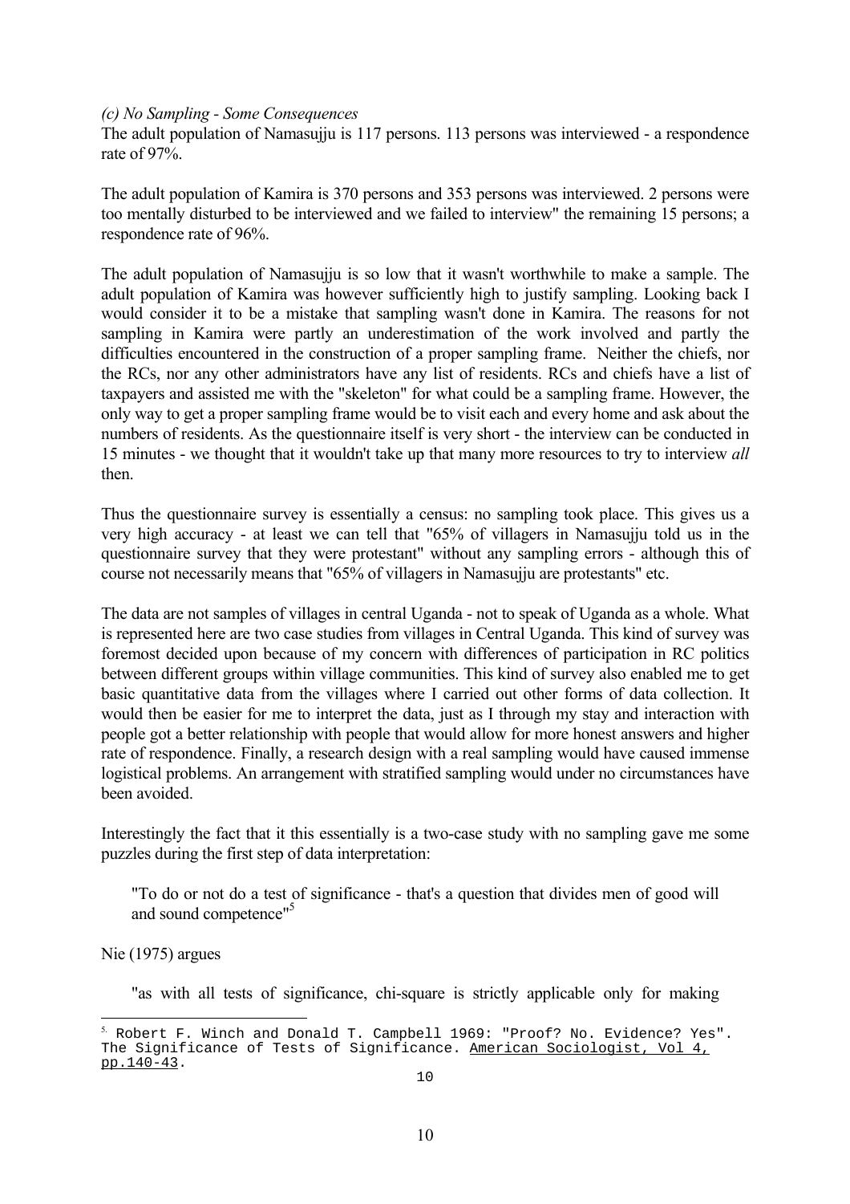*(c) No Sampling - Some Consequences*

The adult population of Namasujju is 117 persons. 113 persons was interviewed - a respondence rate of 97%.

The adult population of Kamira is 370 persons and 353 persons was interviewed. 2 persons were too mentally disturbed to be interviewed and we failed to interview" the remaining 15 persons; a respondence rate of 96%.

The adult population of Namasujju is so low that it wasn't worthwhile to make a sample. The adult population of Kamira was however sufficiently high to justify sampling. Looking back I would consider it to be a mistake that sampling wasn't done in Kamira. The reasons for not sampling in Kamira were partly an underestimation of the work involved and partly the difficulties encountered in the construction of a proper sampling frame. Neither the chiefs, nor the RCs, nor any other administrators have any list of residents. RCs and chiefs have a list of taxpayers and assisted me with the "skeleton" for what could be a sampling frame. However, the only way to get a proper sampling frame would be to visit each and every home and ask about the numbers of residents. As the questionnaire itself is very short - the interview can be conducted in 15 minutes - we thought that it wouldn't take up that many more resources to try to interview *all* then.

Thus the questionnaire survey is essentially a census: no sampling took place. This gives us a very high accuracy - at least we can tell that "65% of villagers in Namasujju told us in the questionnaire survey that they were protestant" without any sampling errors - although this of course not necessarily means that "65% of villagers in Namasujju are protestants" etc.

The data are not samples of villages in central Uganda - not to speak of Uganda as a whole. What is represented here are two case studies from villages in Central Uganda. This kind of survey was foremost decided upon because of my concern with differences of participation in RC politics between different groups within village communities. This kind of survey also enabled me to get basic quantitative data from the villages where I carried out other forms of data collection. It would then be easier for me to interpret the data, just as I through my stay and interaction with people got a better relationship with people that would allow for more honest answers and higher rate of respondence. Finally, a research design with a real sampling would have caused immense logistical problems. An arrangement with stratified sampling would under no circumstances have been avoided.

Interestingly the fact that it this essentially is a two-case study with no sampling gave me some puzzles during the first step of data interpretation:

> "To do or not do a test of significance - that's a question that divides men of good will and sound competence"[5]

Nie (1975) argues

> "as with all tests of significance, chi-square is strictly applicable only for making

[5] Robert F. Winch and Donald T. Campbell 1969: "Proof? No. Evidence? Yes". The Significance of Tests of Significance. American Sociologist, Vol 4, pp.140-43.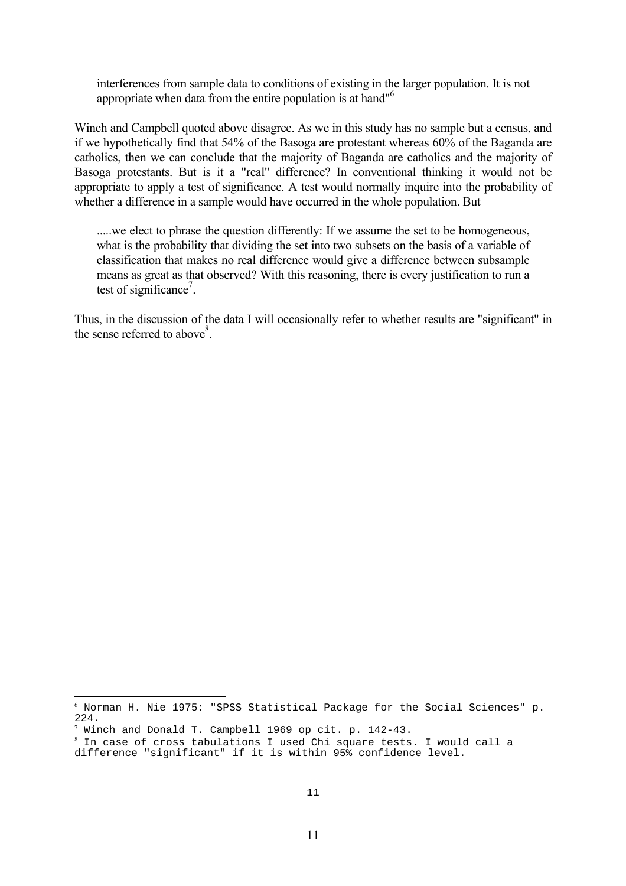> interferences from sample data to conditions of existing in the larger population. It is not appropriate when data from the entire population is at hand"[6]

Winch and Campbell quoted above disagree. As we in this study has no sample but a census, and if we hypothetically find that 54% of the Basoga are protestant whereas 60% of the Baganda are catholics, then we can conclude that the majority of Baganda are catholics and the majority of Basoga protestants. But is it a "real" difference? In conventional thinking it would not be appropriate to apply a test of significance. A test would normally inquire into the probability of whether a difference in a sample would have occurred in the whole population. But

> .....we elect to phrase the question differently: If we assume the set to be homogeneous, what is the probability that dividing the set into two subsets on the basis of a variable of classification that makes no real difference would give a difference between subsample means as great as that observed? With this reasoning, there is every justification to run a test of significance[7].

Thus, in the discussion of the data I will occasionally refer to whether results are "significant" in the sense referred to above[8].

---

[6] Norman H. Nie 1975: "SPSS Statistical Package for the Social Sciences" p. 224.

[7] Winch and Donald T. Campbell 1969 op cit. p. 142-43.

[8] In case of cross tabulations I used Chi square tests. I would call a difference "significant" if it is within 95% confidence level.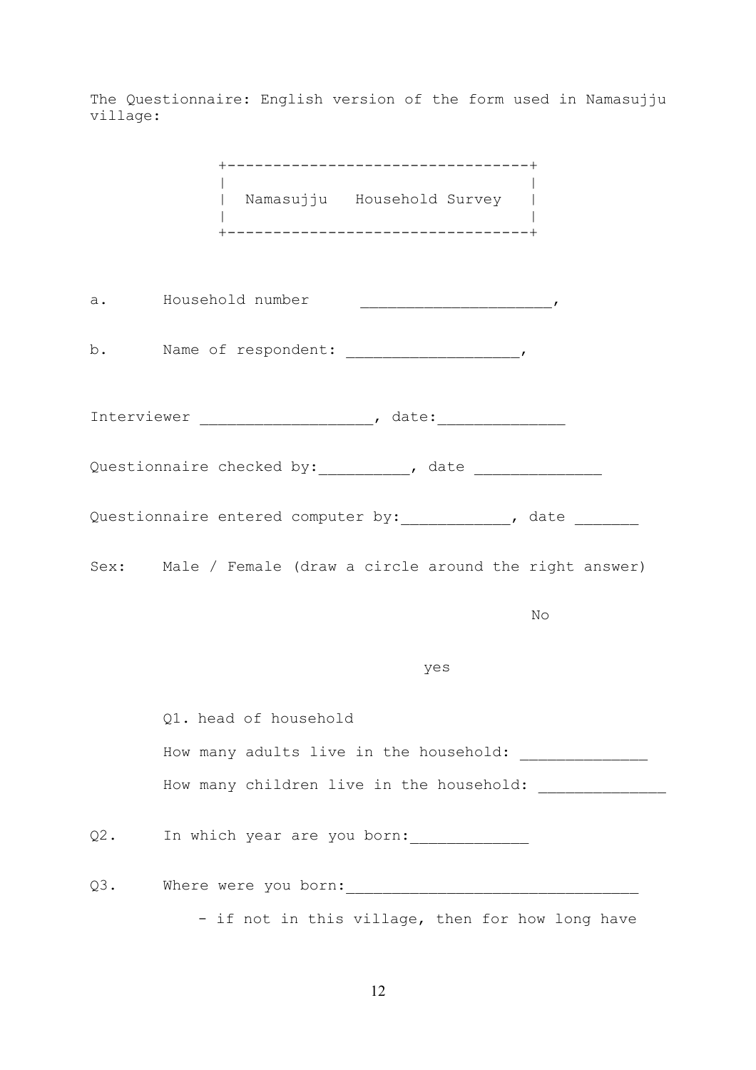The Questionnaire: English version of the form used in Namasujju village:

```
+---------------------------------+
|                                 |
|  Namasujju   Household Survey   |
|                                 |
+---------------------------------+
```

a. Household number ____________________,

b. Name of respondent: __________________,

Interviewer __________________, date:_____________

Questionnaire checked by:__________, date _____________

Questionnaire entered computer by:___________, date _______

Sex: Male / Female (draw a circle around the right answer)

No

yes

Q1. head of household

How many adults live in the household: _____________

How many children live in the household: _____________

Q2. In which year are you born:____________

Q3. Where were you born:_______________________________

- if not in this village, then for how long have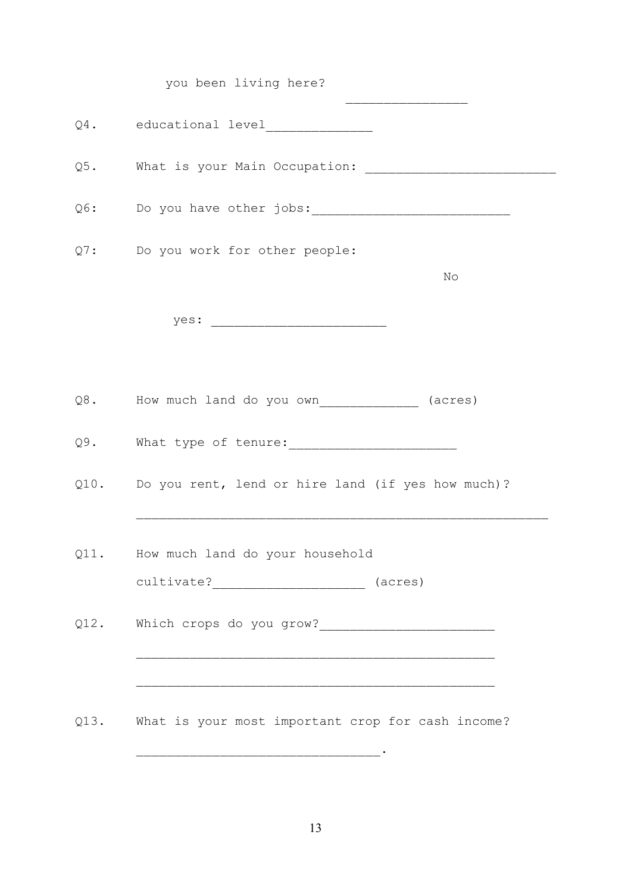you been living here?

________________

Q4. educational level______________

Q5. What is your Main Occupation: _________________________

Q6: Do you have other jobs:__________________________

Q7: Do you work for other people:

No

yes: _______________________

Q8. How much land do you own_____________ (acres)

Q9. What type of tenure:______________________

Q10. Do you rent, lend or hire land (if yes how much)?

______________________________________________________

Q11. How much land do your household cultivate?____________________ (acres)

Q12. Which crops do you grow?_______________________

_______________________________________________

_______________________________________________

Q13. What is your most important crop for cash income?

________________________________.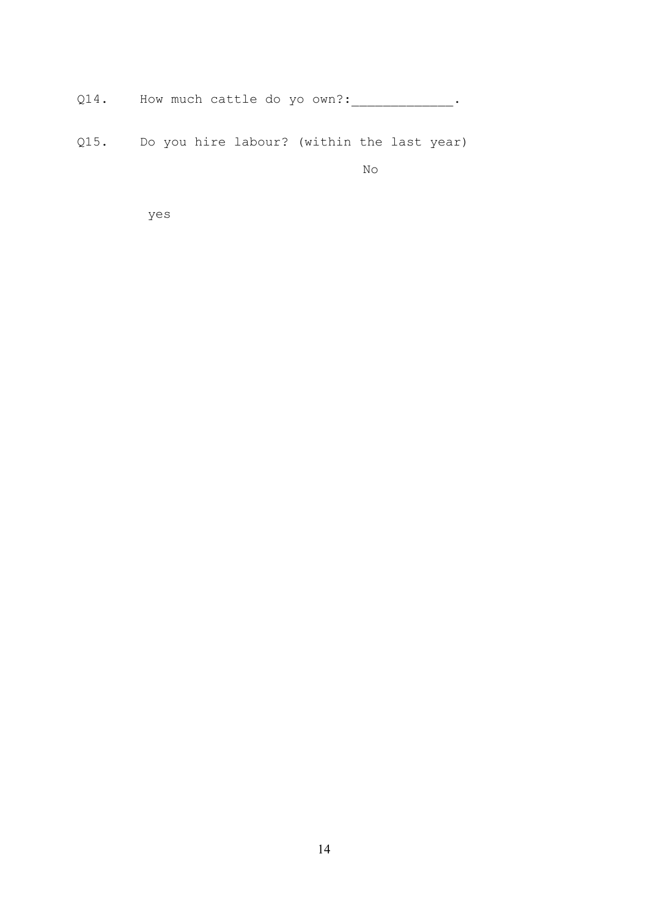Q14. How much cattle do yo own?:_____________.

Q15. Do you hire labour? (within the last year)

No

yes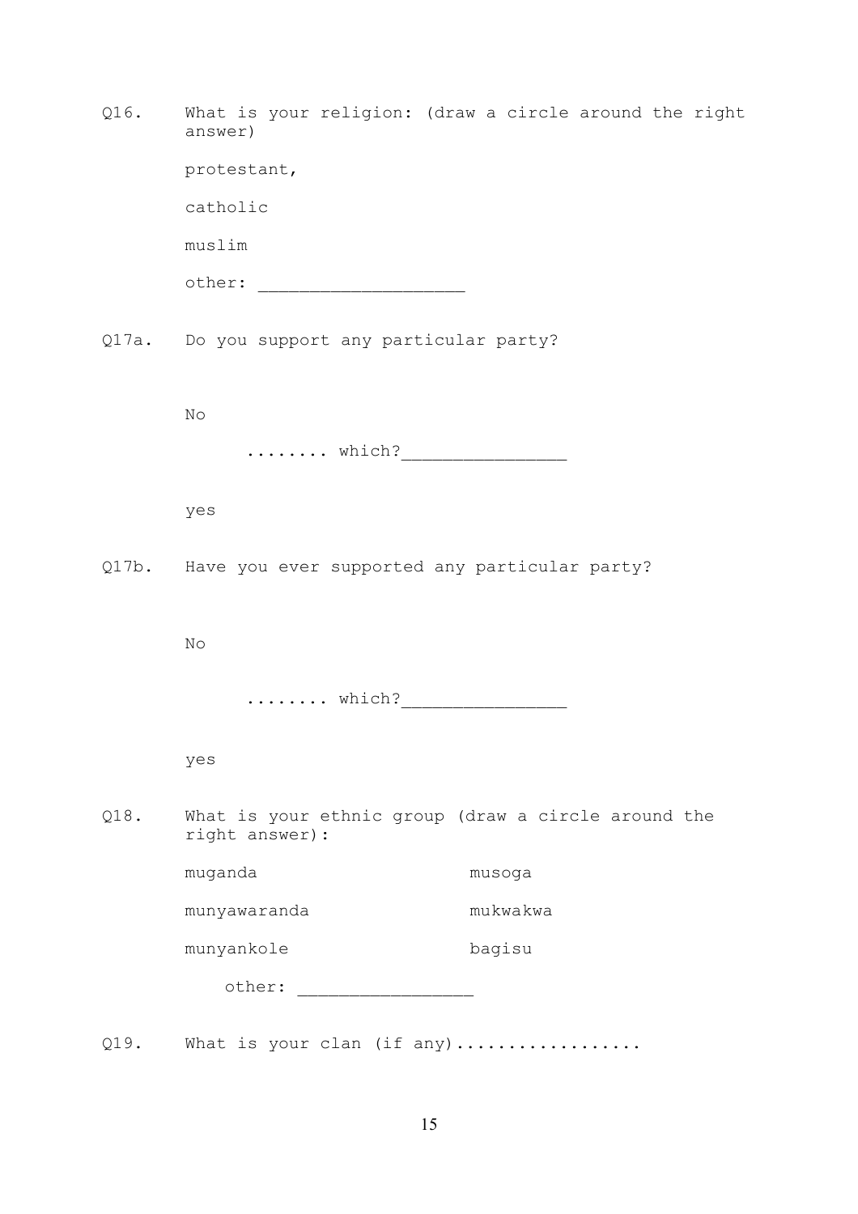Q16. What is your religion: (draw a circle around the right answer)

protestant,

catholic

muslim

other: ___________________

Q17a. Do you support any particular party?

No

........ which?________________

yes

Q17b. Have you ever supported any particular party?

No

........ which?________________

yes

Q18. What is your ethnic group (draw a circle around the right answer):

| | |
|---|---|
| muganda | musoga |
| munyawaranda | mukwakwa |
| munyankole | bagisu |

other: _________________

Q19. What is your clan (if any).................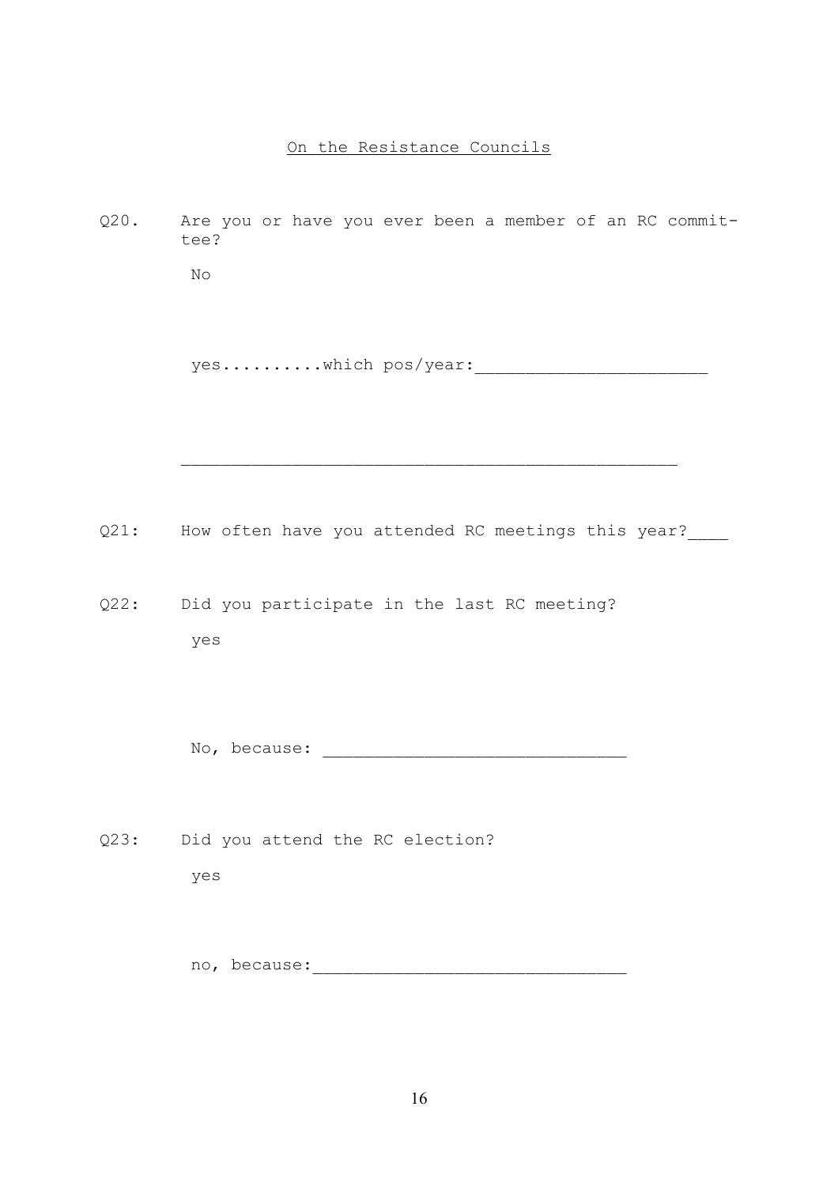On the Resistance Councils

Q20. Are you or have you ever been a member of an RC committee?

No

yes..........which pos/year:______________________

_______________________________________________

Q21: How often have you attended RC meetings this year?____

Q22: Did you participate in the last RC meeting?

yes

No, because: ____________________________

Q23: Did you attend the RC election?

yes

no, because:______________________________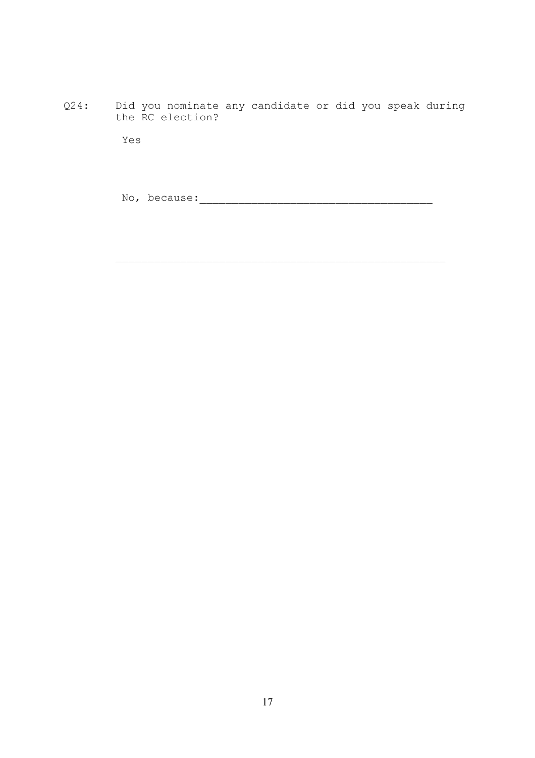Q24: Did you nominate any candidate or did you speak during the RC election?

Yes

No, because:____________________________________

____________________________________________________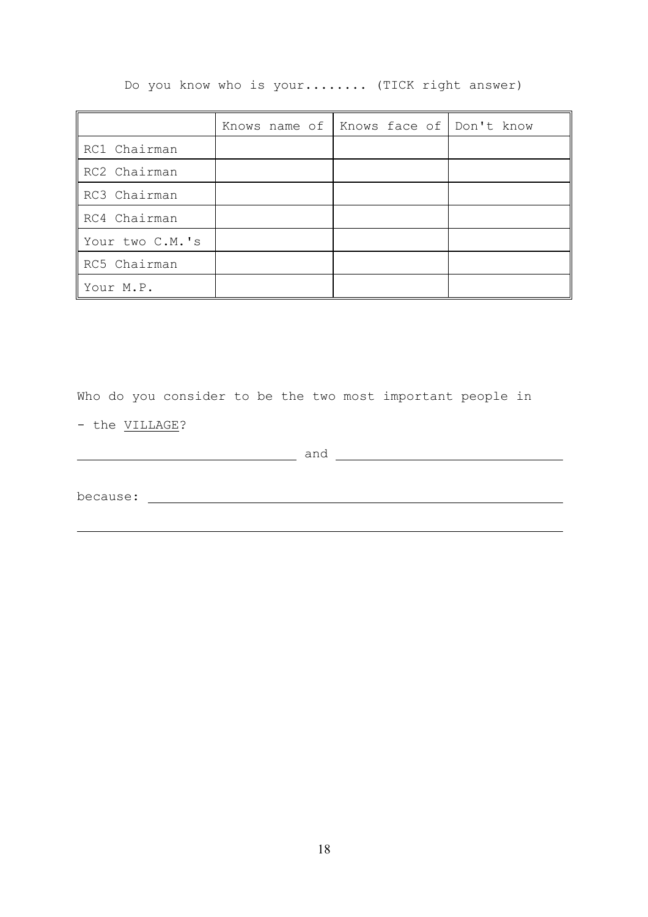Do you know who is your........ (TICK right answer)

| | Knows name of | Knows face of | Don't know |
|---|---|---|---|
| RC1 Chairman | | | |
| RC2 Chairman | | | |
| RC3 Chairman | | | |
| RC4 Chairman | | | |
| Your two C.M.'s | | | |
| RC5 Chairman | | | |
| Your M.P. | | | |

Who do you consider to be the two most important people in

- the <u>VILLAGE</u>?

______________________________ and ______________________________

because: ______________________________________________________

______________________________________________________________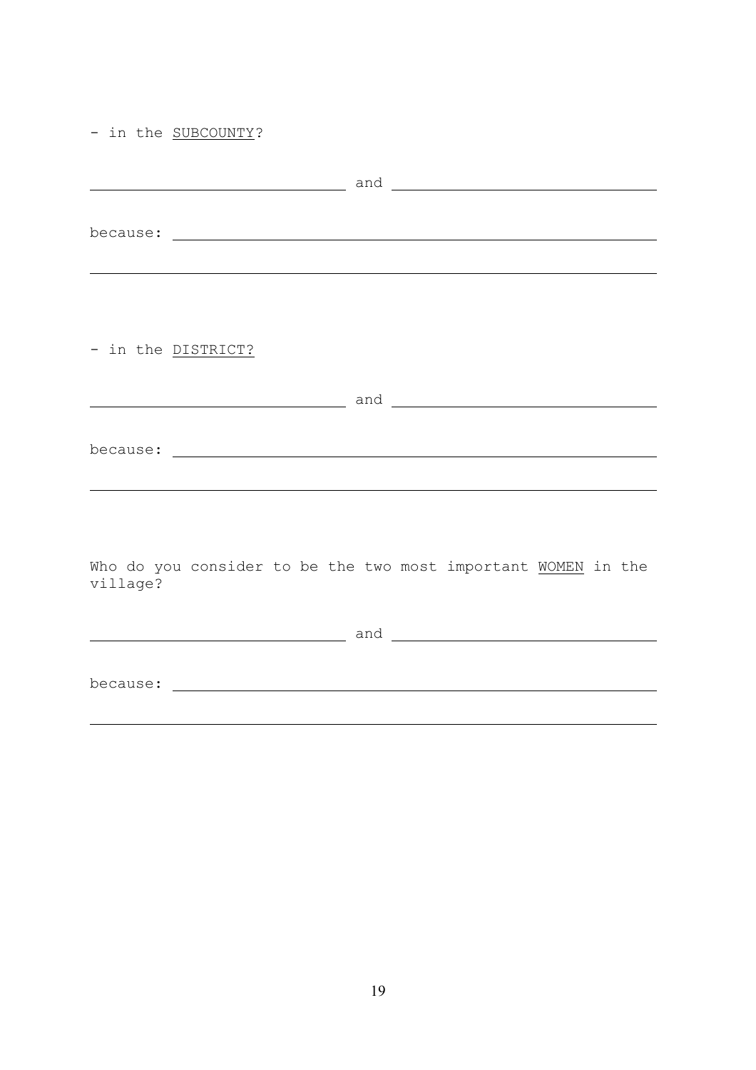- in the <u>SUBCOUNTY</u>?

\_\_\_\_\_\_\_\_\_\_\_\_\_\_\_\_\_\_\_\_\_\_\_\_\_\_\_\_ and \_\_\_\_\_\_\_\_\_\_\_\_\_\_\_\_\_\_\_\_\_\_\_\_\_\_\_\_

because: \_\_\_\_\_\_\_\_\_\_\_\_\_\_\_\_\_\_\_\_\_\_\_\_\_\_\_\_\_\_\_\_\_\_\_\_\_\_\_\_\_\_\_\_\_\_\_\_\_\_\_\_

\_\_\_\_\_\_\_\_\_\_\_\_\_\_\_\_\_\_\_\_\_\_\_\_\_\_\_\_\_\_\_\_\_\_\_\_\_\_\_\_\_\_\_\_\_\_\_\_\_\_\_\_\_\_\_\_\_\_\_\_

- in the <u>DISTRICT?</u>

\_\_\_\_\_\_\_\_\_\_\_\_\_\_\_\_\_\_\_\_\_\_\_\_\_\_\_\_ and \_\_\_\_\_\_\_\_\_\_\_\_\_\_\_\_\_\_\_\_\_\_\_\_\_\_\_\_

because: \_\_\_\_\_\_\_\_\_\_\_\_\_\_\_\_\_\_\_\_\_\_\_\_\_\_\_\_\_\_\_\_\_\_\_\_\_\_\_\_\_\_\_\_\_\_\_\_\_\_\_\_

\_\_\_\_\_\_\_\_\_\_\_\_\_\_\_\_\_\_\_\_\_\_\_\_\_\_\_\_\_\_\_\_\_\_\_\_\_\_\_\_\_\_\_\_\_\_\_\_\_\_\_\_\_\_\_\_\_\_\_\_

Who do you consider to be the two most important <u>WOMEN</u> in the village?

\_\_\_\_\_\_\_\_\_\_\_\_\_\_\_\_\_\_\_\_\_\_\_\_\_\_\_\_ and \_\_\_\_\_\_\_\_\_\_\_\_\_\_\_\_\_\_\_\_\_\_\_\_\_\_\_\_

because: \_\_\_\_\_\_\_\_\_\_\_\_\_\_\_\_\_\_\_\_\_\_\_\_\_\_\_\_\_\_\_\_\_\_\_\_\_\_\_\_\_\_\_\_\_\_\_\_\_\_\_\_

\_\_\_\_\_\_\_\_\_\_\_\_\_\_\_\_\_\_\_\_\_\_\_\_\_\_\_\_\_\_\_\_\_\_\_\_\_\_\_\_\_\_\_\_\_\_\_\_\_\_\_\_\_\_\_\_\_\_\_\_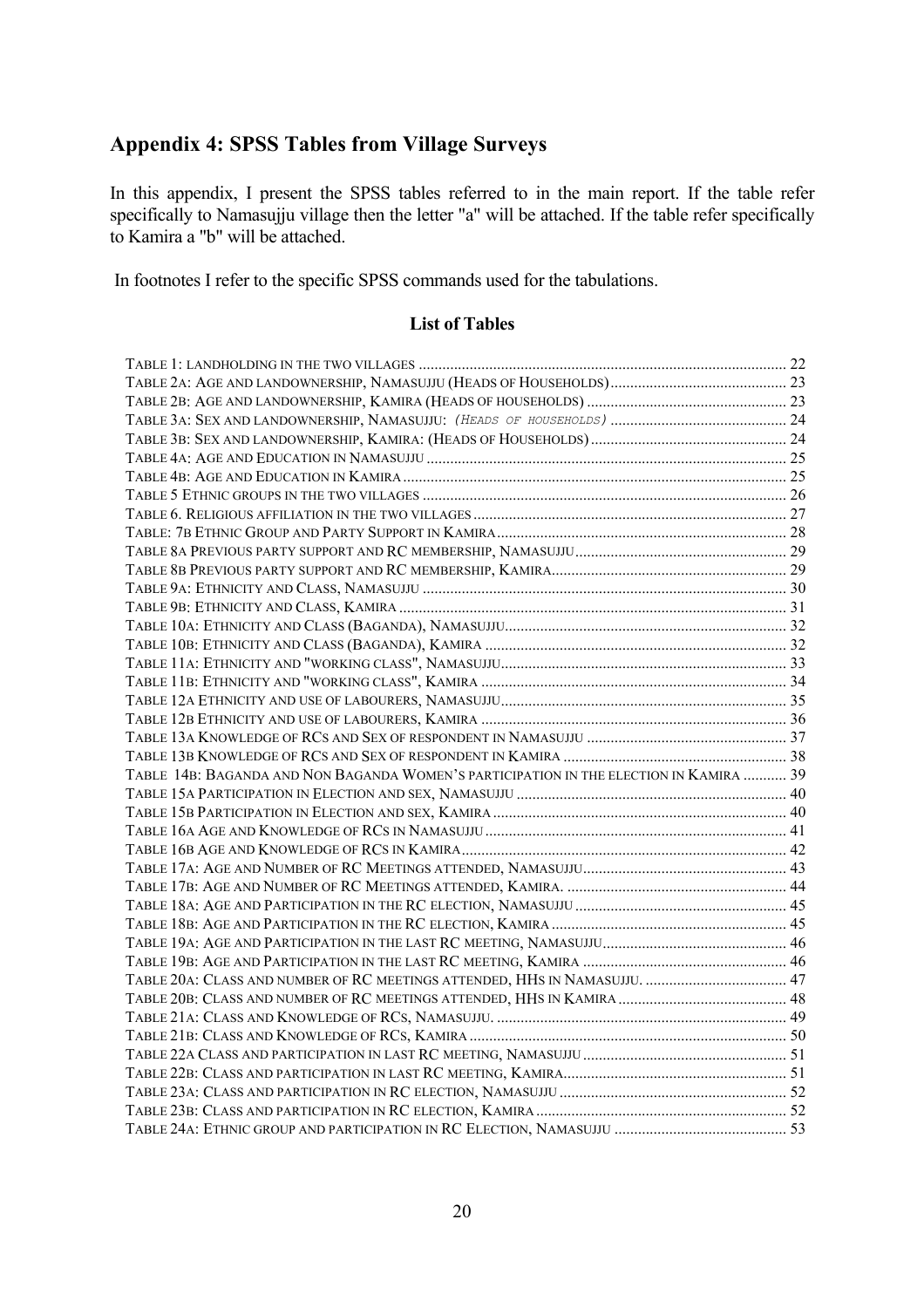## Appendix 4: SPSS Tables from Village Surveys

In this appendix, I present the SPSS tables referred to in the main report. If the table refer specifically to Namasujju village then the letter "a" will be attached. If the table refer specifically to Kamira a "b" will be attached.

In footnotes I refer to the specific SPSS commands used for the tabulations.

### List of Tables

- Table 1: Landholding in the two villages ..... 22
- Table 2a: Age and landownership, Namasujju (Heads of Households) ..... 23
- Table 2b: Age and landownership, Kamira (Heads of households) ..... 23
- Table 3a: Sex and landownership, Namasujju: *(Heads of households)* ..... 24
- Table 3b: Sex and landownership, Kamira: (Heads of Households) ..... 24
- Table 4a: Age and Education in Namasujju ..... 25
- Table 4b: Age and Education in Kamira ..... 25
- Table 5 Ethnic groups in the two villages ..... 26
- Table 6. Religious affiliation in the two villages ..... 27
- Table: 7b Ethnic Group and Party Support in Kamira ..... 28
- Table 8a Previous party support and RC membership, Namasujju ..... 29
- Table 8b Previous party support and RC membership, Kamira ..... 29
- Table 9a: Ethnicity and Class, Namasujju ..... 30
- Table 9b: Ethnicity and Class, Kamira ..... 31
- Table 10a: Ethnicity and Class (Baganda), Namasujju ..... 32
- Table 10b: Ethnicity and Class (Baganda), Kamira ..... 32
- Table 11a: Ethnicity and "working class", Namasujju ..... 33
- Table 11b: Ethnicity and "working class", Kamira ..... 34
- Table 12a Ethnicity and use of labourers, Namasujju ..... 35
- Table 12b Ethnicity and use of labourers, Kamira ..... 36
- Table 13a Knowledge of RCs and Sex of respondent in Namasujju ..... 37
- Table 13b Knowledge of RCs and Sex of respondent in Kamira ..... 38
- Table 14b: Baganda and Non Baganda Women's participation in the election in Kamira ..... 39
- Table 15a Participation in Election and sex, Namasujju ..... 40
- Table 15b Participation in Election and sex, Kamira ..... 40
- Table 16a Age and Knowledge of RCs in Namasujju ..... 41
- Table 16b Age and Knowledge of RCs in Kamira ..... 42
- Table 17a: Age and Number of RC Meetings attended, Namasujju ..... 43
- Table 17b: Age and Number of RC Meetings attended, Kamira. ..... 44
- Table 18a: Age and Participation in the RC election, Namasujju ..... 45
- Table 18b: Age and Participation in the RC election, Kamira ..... 45
- Table 19a: Age and Participation in the last RC meeting, Namasujju ..... 46
- Table 19b: Age and Participation in the last RC meeting, Kamira ..... 46
- Table 20a: Class and number of RC meetings attended, HHs in Namasujju. ..... 47
- Table 20b: Class and number of RC meetings attended, HHs in Kamira ..... 48
- Table 21a: Class and Knowledge of RCs, Namasujju. ..... 49
- Table 21b: Class and Knowledge of RCs, Kamira ..... 50
- Table 22a Class and participation in last RC meeting, Namasujju ..... 51
- Table 22b: Class and participation in last RC meeting, Kamira ..... 51
- Table 23a: Class and participation in RC election, Namasujju ..... 52
- Table 23b: Class and participation in RC election, Kamira ..... 52
- Table 24a: Ethnic group and participation in RC Election, Namasujju ..... 53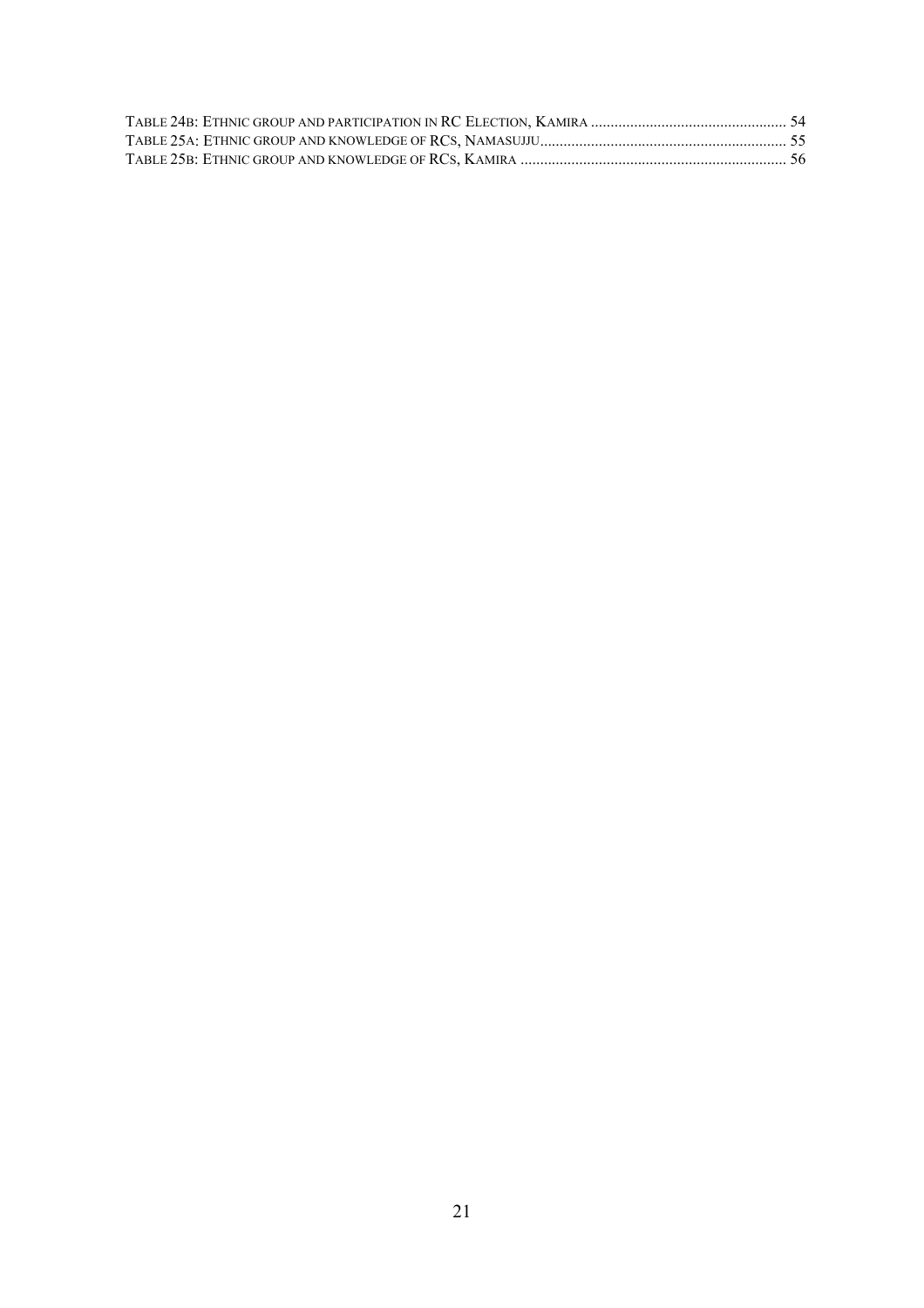TABLE 24B: ETHNIC GROUP AND PARTICIPATION IN RC ELECTION, KAMIRA ........................................................ 54
TABLE 25A: ETHNIC GROUP AND KNOWLEDGE OF RCS, NAMASUJJU........................................................................ 55
TABLE 25B: ETHNIC GROUP AND KNOWLEDGE OF RCS, KAMIRA ........................................................................ 56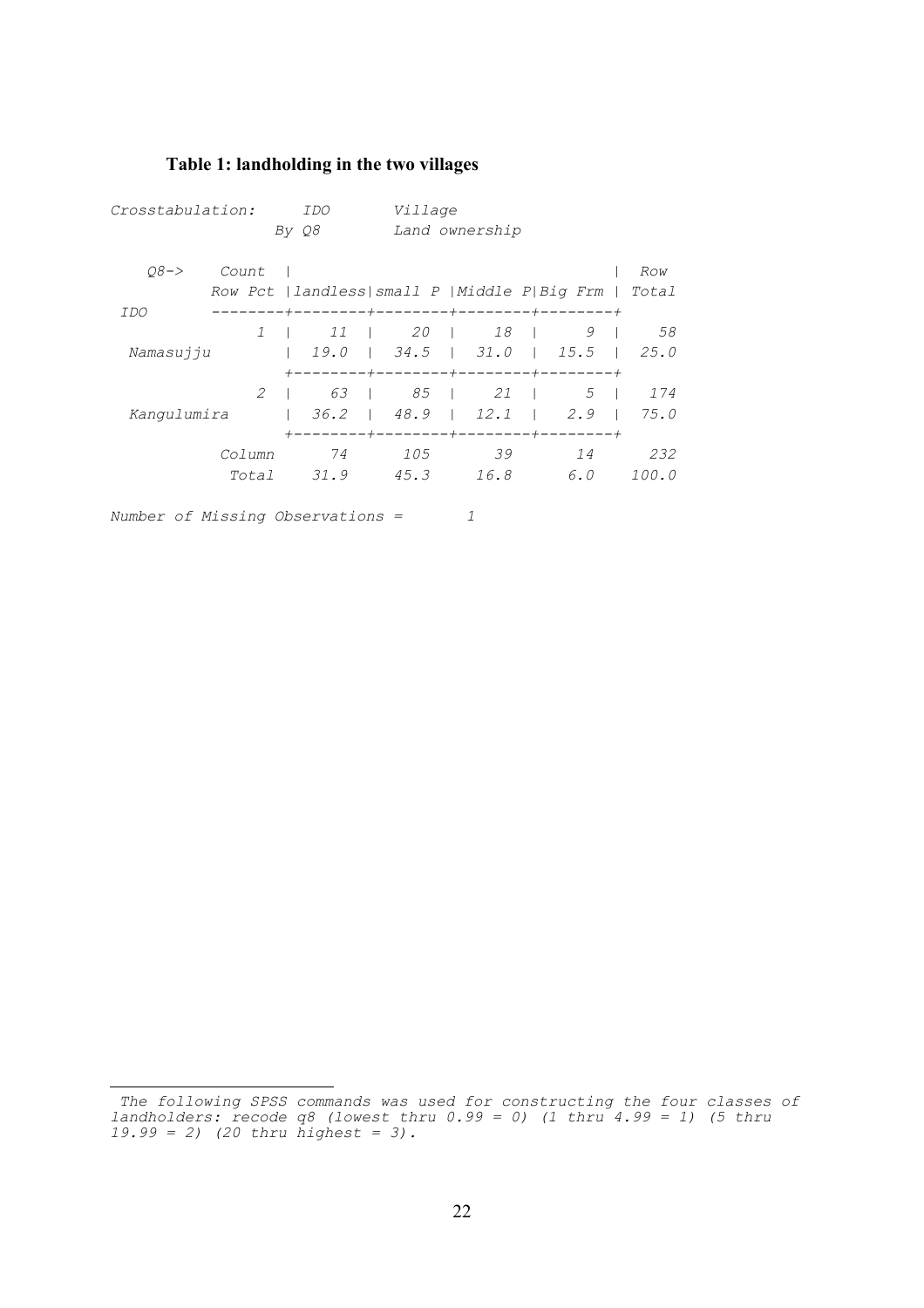## Table 1: landholding in the two villages

*Crosstabulation: IDO Village*
*By Q8 Land ownership*

| IDO | Q8-> Count / Row Pct | landless | small P | Middle P | Big Frm | Row Total |
|---|---|---|---|---|---|---|
| Namasujju | 1 | 11 | 20 | 18 | 9 | 58 |
| | | 19.0 | 34.5 | 31.0 | 15.5 | 25.0 |
| Kangulumira | 2 | 63 | 85 | 21 | 5 | 174 |
| | | 36.2 | 48.9 | 12.1 | 2.9 | 75.0 |
| | Column Total | 74 | 105 | 39 | 14 | 232 |
| | | 31.9 | 45.3 | 16.8 | 6.0 | 100.0 |

*Number of Missing Observations = 1*

*The following SPSS commands was used for constructing the four classes of landholders: recode q8 (lowest thru 0.99 = 0) (1 thru 4.99 = 1) (5 thru 19.99 = 2) (20 thru highest = 3).*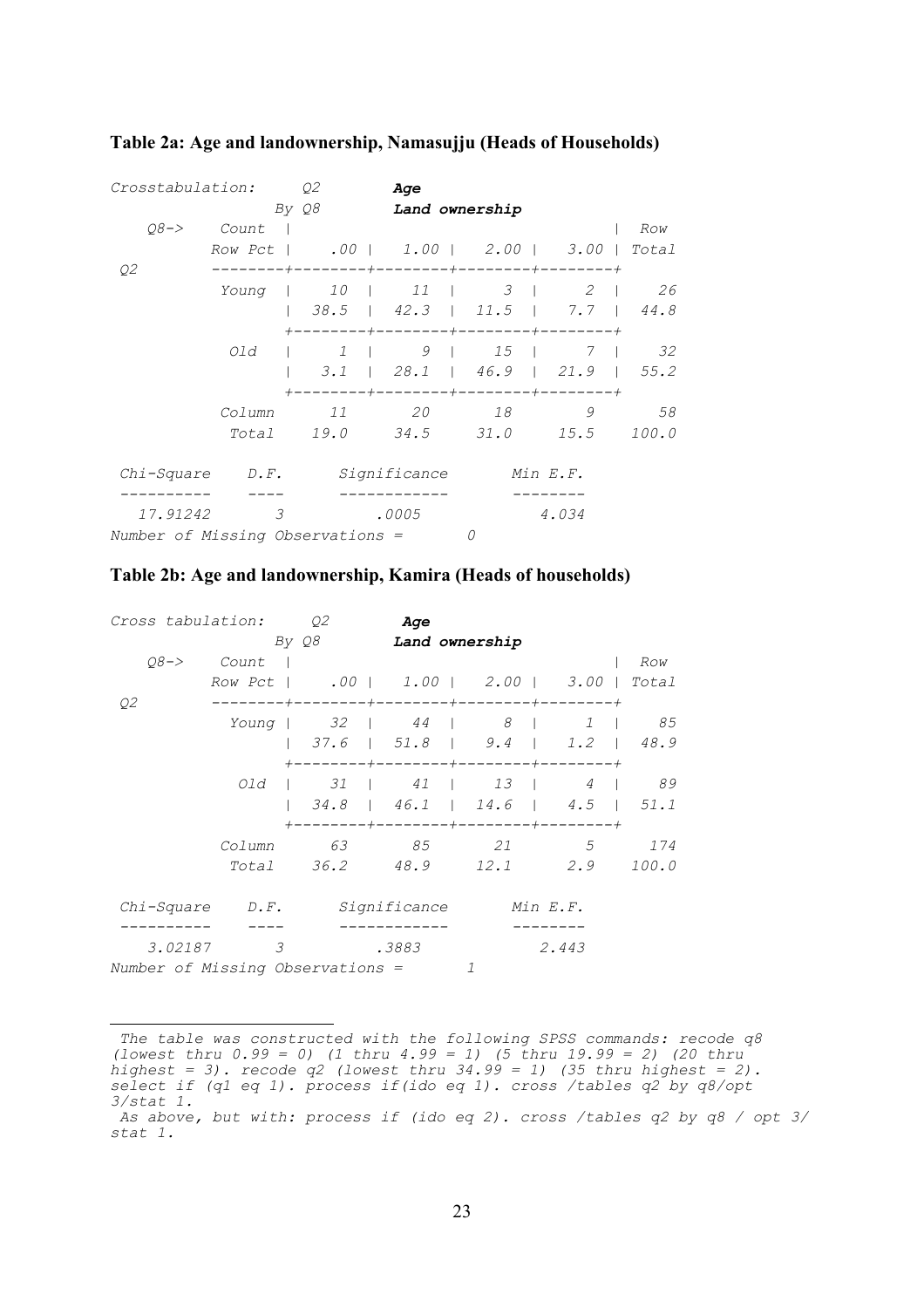**Table 2a: Age and landownership, Namasujju (Heads of Households)**

*Crosstabulation: Q2 **Age** By Q8 **Land ownership***

| Q2 \ Q8-> Count / Row Pct | .00 | 1.00 | 2.00 | 3.00 | Row Total |
|---|---|---|---|---|---|
| Young | 10 | 11 | 3 | 2 | 26 |
| | 38.5 | 42.3 | 11.5 | 7.7 | 44.8 |
| Old | 1 | 9 | 15 | 7 | 32 |
| | 3.1 | 28.1 | 46.9 | 21.9 | 55.2 |
| Column Total | 11 | 20 | 18 | 9 | 58 |
| | 19.0 | 34.5 | 31.0 | 15.5 | 100.0 |

| Chi-Square | D.F. | Significance | Min E.F. |
|---|---|---|---|
| 17.91242 | 3 | .0005 | 4.034 |

*Number of Missing Observations = 0*

**Table 2b: Age and landownership, Kamira (Heads of households)**

*Cross tabulation: Q2 **Age** By Q8 **Land ownership***

| Q2 \ Q8-> Count / Row Pct | .00 | 1.00 | 2.00 | 3.00 | Row Total |
|---|---|---|---|---|---|
| Young | 32 | 44 | 8 | 1 | 85 |
| | 37.6 | 51.8 | 9.4 | 1.2 | 48.9 |
| Old | 31 | 41 | 13 | 4 | 89 |
| | 34.8 | 46.1 | 14.6 | 4.5 | 51.1 |
| Column Total | 63 | 85 | 21 | 5 | 174 |
| | 36.2 | 48.9 | 12.1 | 2.9 | 100.0 |

| Chi-Square | D.F. | Significance | Min E.F. |
|---|---|---|---|
| 3.02187 | 3 | .3883 | 2.443 |

*Number of Missing Observations = 1*

---

*The table was constructed with the following SPSS commands: recode q8 (lowest thru 0.99 = 0) (1 thru 4.99 = 1) (5 thru 19.99 = 2) (20 thru highest = 3). recode q2 (lowest thru 34.99 = 1) (35 thru highest = 2). select if (q1 eq 1). process if(ido eq 1). cross /tables q2 by q8/opt 3/stat 1.*

*As above, but with: process if (ido eq 2). cross /tables q2 by q8 / opt 3/ stat 1.*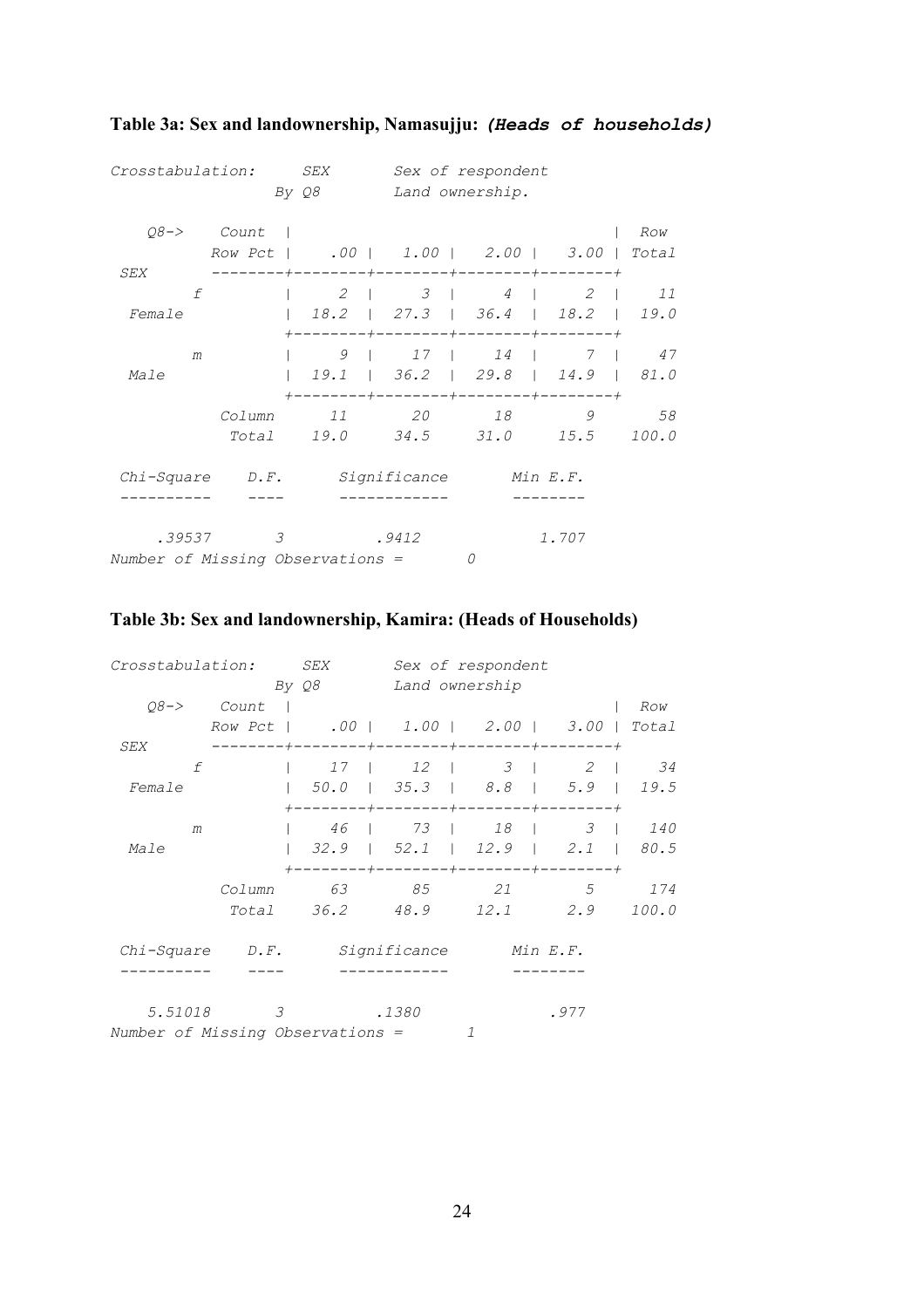**Table 3a: Sex and landownership, Namasujju:** ***(Heads of households)***

*Crosstabulation: SEX Sex of respondent*
*By Q8 Land ownership.*

| Q8-> Count / Row Pct | | .00 | 1.00 | 2.00 | 3.00 | Row Total |
|---|---|---|---|---|---|---|
| SEX | | | | | | |
| f | Female | 2 / 18.2 | 3 / 27.3 | 4 / 36.4 | 2 / 18.2 | 11 / 19.0 |
| m | Male | 9 / 19.1 | 17 / 36.2 | 14 / 29.8 | 7 / 14.9 | 47 / 81.0 |
| Column Total | | 11 / 19.0 | 20 / 34.5 | 18 / 31.0 | 9 / 15.5 | 58 / 100.0 |

| Chi-Square | D.F. | Significance | Min E.F. |
|---|---|---|---|
| .39537 | 3 | .9412 | 1.707 |

*Number of Missing Observations = 0*

**Table 3b: Sex and landownership, Kamira: (Heads of Households)**

*Crosstabulation: SEX Sex of respondent*
*By Q8 Land ownership*

| Q8-> Count / Row Pct | | .00 | 1.00 | 2.00 | 3.00 | Row Total |
|---|---|---|---|---|---|---|
| SEX | | | | | | |
| f | Female | 17 / 50.0 | 12 / 35.3 | 3 / 8.8 | 2 / 5.9 | 34 / 19.5 |
| m | Male | 46 / 32.9 | 73 / 52.1 | 18 / 12.9 | 3 / 2.1 | 140 / 80.5 |
| Column Total | | 63 / 36.2 | 85 / 48.9 | 21 / 12.1 | 5 / 2.9 | 174 / 100.0 |

| Chi-Square | D.F. | Significance | Min E.F. |
|---|---|---|---|
| 5.51018 | 3 | .1380 | .977 |

*Number of Missing Observations = 1*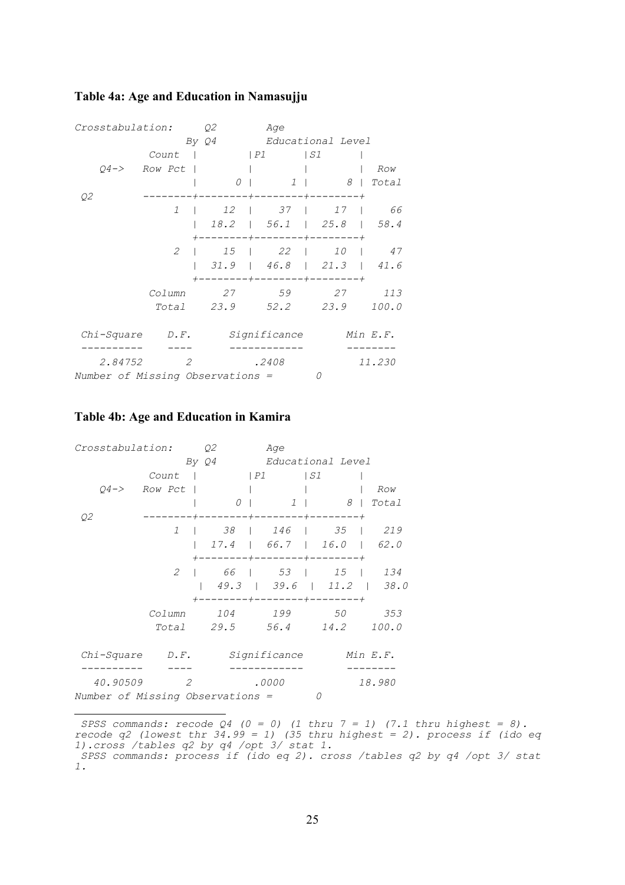### Table 4a: Age and Education in Namasujju

```
Crosstabulation:     Q2         Age
                  By Q4        Educational Level
           Count  |        |P1      |S1      |
    Q4->   Row Pct |        |        |        | Row
                  |      0 |      1 |      8 | Total
 Q2        --------+--------+--------+--------+
             1    |    12  |    37  |    17  |    66
                  |  18.2  |  56.1  |  25.8  |  58.4
                  +--------+--------+--------+
             2    |    15  |    22  |    10  |    47
                  |  31.9  |  46.8  |  21.3  |  41.6
                  +--------+--------+--------+
           Column      27       59       27      113
            Total    23.9     52.2     23.9    100.0

 Chi-Square    D.F.        Significance       Min E.F.
 ----------    ----        ------------       --------
    2.84752       2              .2408          11.230
Number of Missing Observations =        0
```

### Table 4b: Age and Education in Kamira

```
Crosstabulation:     Q2         Age
                  By Q4        Educational Level
           Count  |        |P1      |S1      |
    Q4->   Row Pct |        |        |        | Row
                  |      0 |      1 |      8 | Total
 Q2        --------+--------+--------+--------+
             1    |    38  |   146  |    35  |   219
                  |  17.4  |  66.7  |  16.0  |  62.0
                  +--------+--------+--------+
             2    |    66  |    53  |    15  |   134
                  |  49.3  |  39.6  |  11.2  |  38.0
                  +--------+--------+--------+
           Column     104      199       50      353
            Total    29.5     56.4     14.2    100.0

 Chi-Square    D.F.        Significance       Min E.F.
 ----------    ----        ------------       --------
   40.90509       2             .0000           18.980
Number of Missing Observations =        0
```

---

SPSS commands: recode Q4 (0 = 0) (1 thru 7 = 1) (7.1 thru highest = 8). recode q2 (lowest thr 34.99 = 1) (35 thru highest = 2). process if (ido eq 1).cross /tables q2 by q4 /opt 3/ stat 1.

SPSS commands: process if (ido eq 2). cross /tables q2 by q4 /opt 3/ stat 1.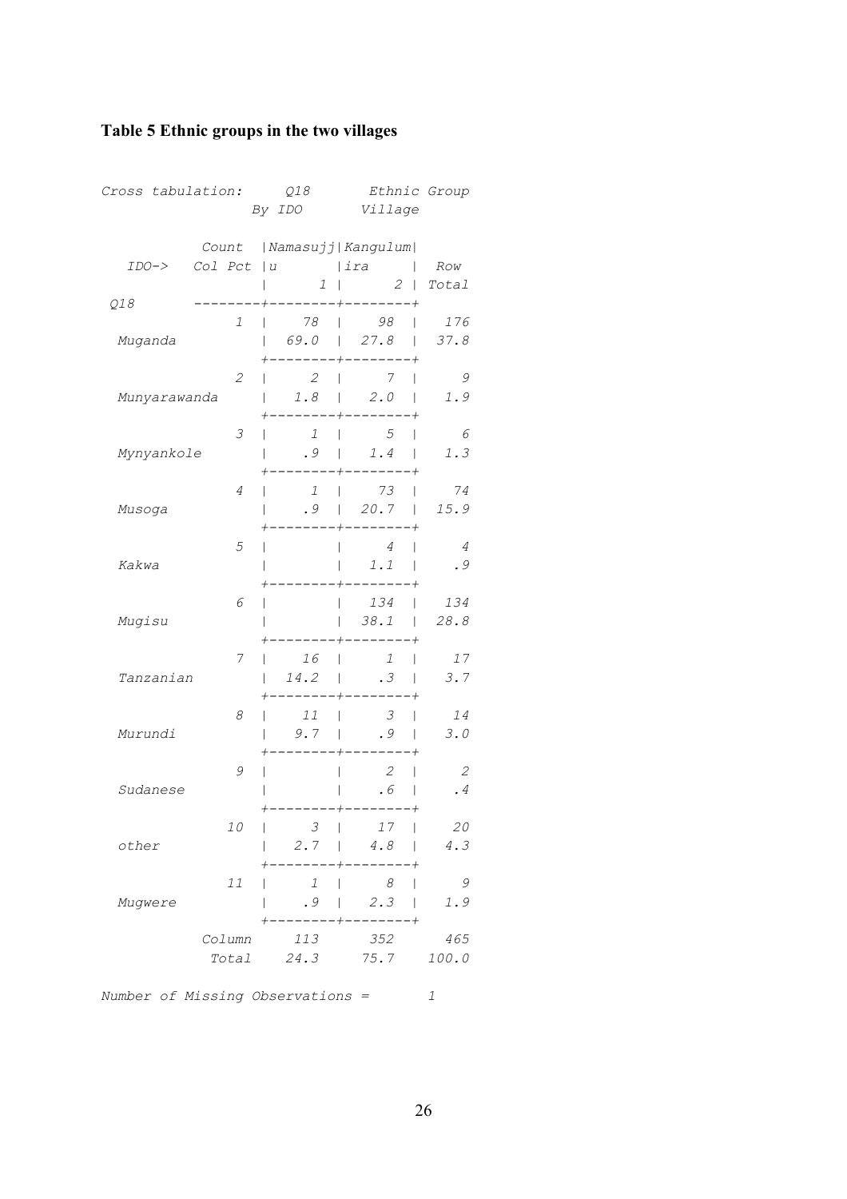**Table 5 Ethnic groups in the two villages**

*Cross tabulation: Q18 Ethnic Group By IDO Village*

| Q18 | IDO-> Count / Col Pct | Namasujju 1 | Kangulumira 2 | Row Total |
|---|---|---|---|---|
| Muganda | 1 | 78 | 98 | 176 |
| | | 69.0 | 27.8 | 37.8 |
| Munyarawanda | 2 | 2 | 7 | 9 |
| | | 1.8 | 2.0 | 1.9 |
| Mynyankole | 3 | 1 | 5 | 6 |
| | | .9 | 1.4 | 1.3 |
| Musoga | 4 | 1 | 73 | 74 |
| | | .9 | 20.7 | 15.9 |
| Kakwa | 5 | | 4 | 4 |
| | | | 1.1 | .9 |
| Mugisu | 6 | | 134 | 134 |
| | | | 38.1 | 28.8 |
| Tanzanian | 7 | 16 | 1 | 17 |
| | | 14.2 | .3 | 3.7 |
| Murundi | 8 | 11 | 3 | 14 |
| | | 9.7 | .9 | 3.0 |
| Sudanese | 9 | | 2 | 2 |
| | | | .6 | .4 |
| other | 10 | 3 | 17 | 20 |
| | | 2.7 | 4.8 | 4.3 |
| Mugwere | 11 | 1 | 8 | 9 |
| | | .9 | 2.3 | 1.9 |
| | Column Total | 113 | 352 | 465 |
| | | 24.3 | 75.7 | 100.0 |

*Number of Missing Observations = 1*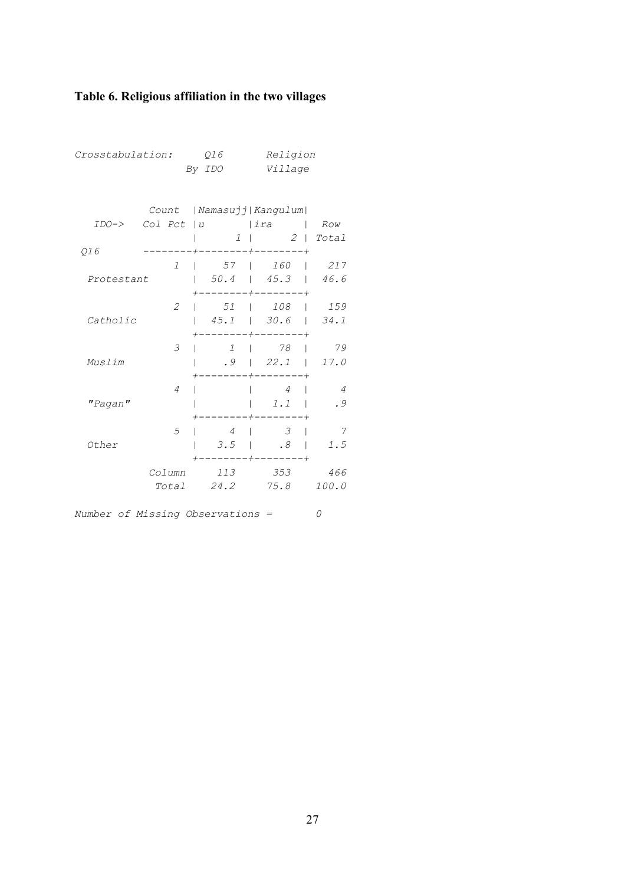**Table 6. Religious affiliation in the two villages**

*Crosstabulation: Q16 Religion*
*By IDO Village*

| Q16 | IDO-> Count / Col Pct | Namasujju 1 | Kangulumira 2 | Row Total |
|---|---|---|---|---|
| Protestant | 1 | 57 | 160 | 217 |
| | | 50.4 | 45.3 | 46.6 |
| Catholic | 2 | 51 | 108 | 159 |
| | | 45.1 | 30.6 | 34.1 |
| Muslim | 3 | 1 | 78 | 79 |
| | | .9 | 22.1 | 17.0 |
| "Pagan" | 4 | | 4 | 4 |
| | | | 1.1 | .9 |
| Other | 5 | 4 | 3 | 7 |
| | | 3.5 | .8 | 1.5 |
| | Column Total | 113 | 353 | 466 |
| | | 24.2 | 75.8 | 100.0 |

*Number of Missing Observations = 0*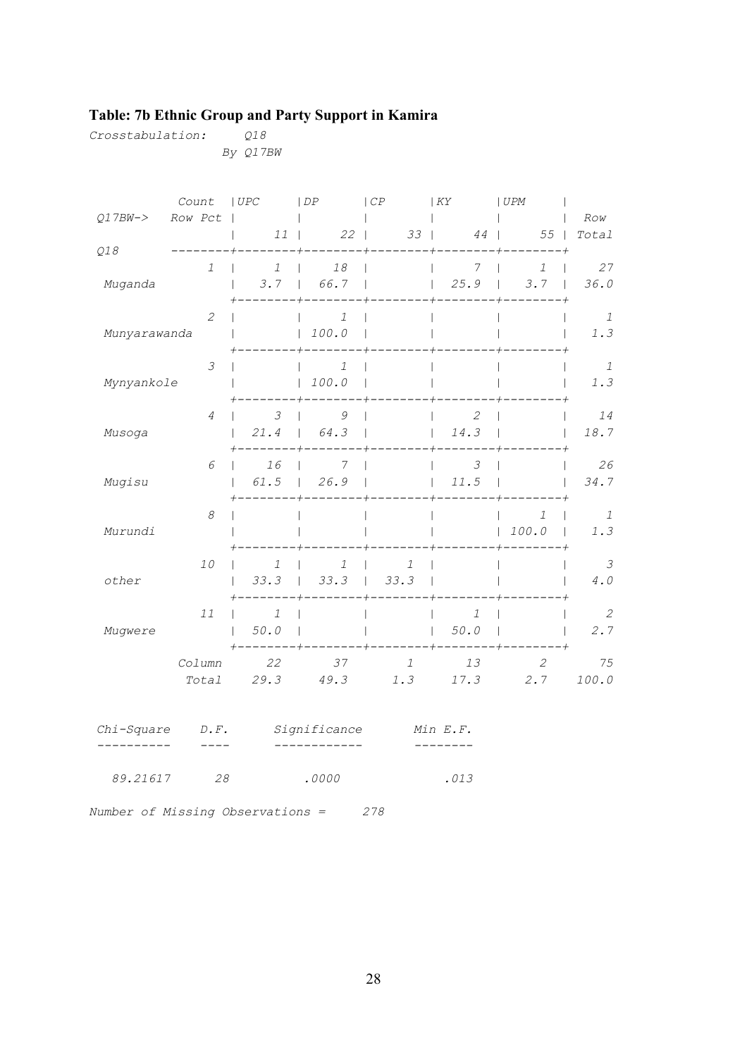**Table: 7b Ethnic Group and Party Support in Kamira**

*Crosstabulation: Q18*
*By Q17BW*

| Q18 | Count / Row Pct | UPC 11 | DP 22 | CP 33 | KY 44 | UPM 55 | Row Total |
|---|---|---|---|---|---|---|---|
| Muganda | 1 | 1 | 18 | | 7 | 1 | 27 |
| | | 3.7 | 66.7 | | 25.9 | 3.7 | 36.0 |
| Munyarawanda | 2 | | 1 | | | | 1 |
| | | | 100.0 | | | | 1.3 |
| Mynyankole | 3 | | 1 | | | | 1 |
| | | | 100.0 | | | | 1.3 |
| Musoga | 4 | 3 | 9 | | 2 | | 14 |
| | | 21.4 | 64.3 | | 14.3 | | 18.7 |
| Mugisu | 6 | 16 | 7 | | 3 | | 26 |
| | | 61.5 | 26.9 | | 11.5 | | 34.7 |
| Murundi | 8 | | | | | 1 | 1 |
| | | | | | | 100.0 | 1.3 |
| other | 10 | 1 | 1 | 1 | | | 3 |
| | | 33.3 | 33.3 | 33.3 | | | 4.0 |
| Mugwere | 11 | 1 | | | 1 | | 2 |
| | | 50.0 | | | 50.0 | | 2.7 |
| | Column Total | 22 | 37 | 1 | 13 | 2 | 75 |
| | | 29.3 | 49.3 | 1.3 | 17.3 | 2.7 | 100.0 |

| Chi-Square | D.F. | Significance | Min E.F. |
|---|---|---|---|
| 89.21617 | 28 | .0000 | .013 |

*Number of Missing Observations = 278*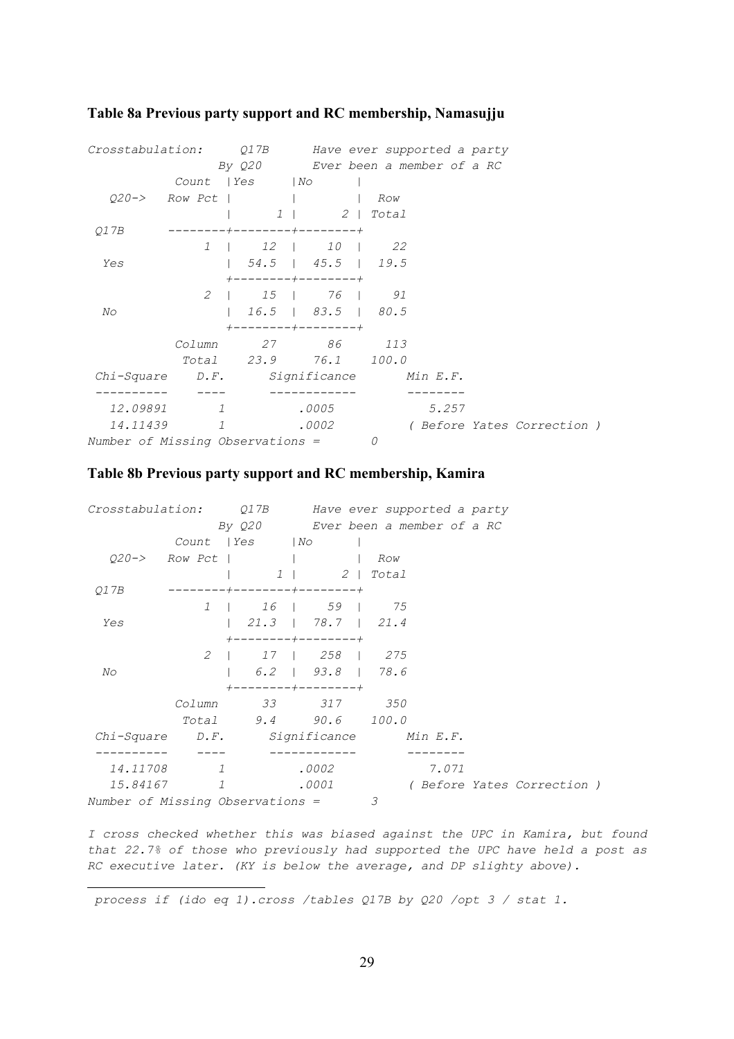**Table 8a Previous party support and RC membership, Namasujju**

```
Crosstabulation:     Q17B      Have ever supported a party
                  By Q20       Ever been a member of a RC
            Count  |Yes      |No       |
   Q20->   Row Pct |         |         |  Row
                   |       1 |       2 | Total
 Q17B      --------+--------+--------+
              1    |    12  |    10  |    22
  Yes              |  54.5  |  45.5  |  19.5
                   +--------+--------+
              2    |    15  |    76  |    91
  No               |  16.5  |  83.5  |  80.5
                   +--------+--------+
            Column      27       86      113
             Total    23.9     76.1    100.0
 Chi-Square    D.F.      Significance       Min E.F.
 ----------    ----      ------------       --------
   12.09891       1           .0005             5.257
   14.11439       1           .0002          ( Before Yates Correction )
Number of Missing Observations =       0
```

**Table 8b Previous party support and RC membership, Kamira**

```
Crosstabulation:     Q17B      Have ever supported a party
                  By Q20       Ever been a member of a RC
            Count  |Yes      |No       |
   Q20->   Row Pct |         |         |  Row
                   |       1 |       2 | Total
 Q17B      --------+--------+--------+
              1    |    16  |    59  |    75
  Yes              |  21.3  |  78.7  |  21.4
                   +--------+--------+
              2    |    17  |   258  |   275
  No               |   6.2  |  93.8  |  78.6
                   +--------+--------+
            Column      33      317      350
             Total     9.4     90.6    100.0
 Chi-Square    D.F.      Significance       Min E.F.
 ----------    ----      ------------       --------
   14.11708       1           .0002             7.071
   15.84167       1           .0001          ( Before Yates Correction )
Number of Missing Observations =       3
```

*I cross checked whether this was biased against the UPC in Kamira, but found that 22.7% of those who previously had supported the UPC have held a post as RC executive later. (KY is below the average, and DP slighty above).*

---

*process if (ido eq 1).cross /tables Q17B by Q20 /opt 3 / stat 1.*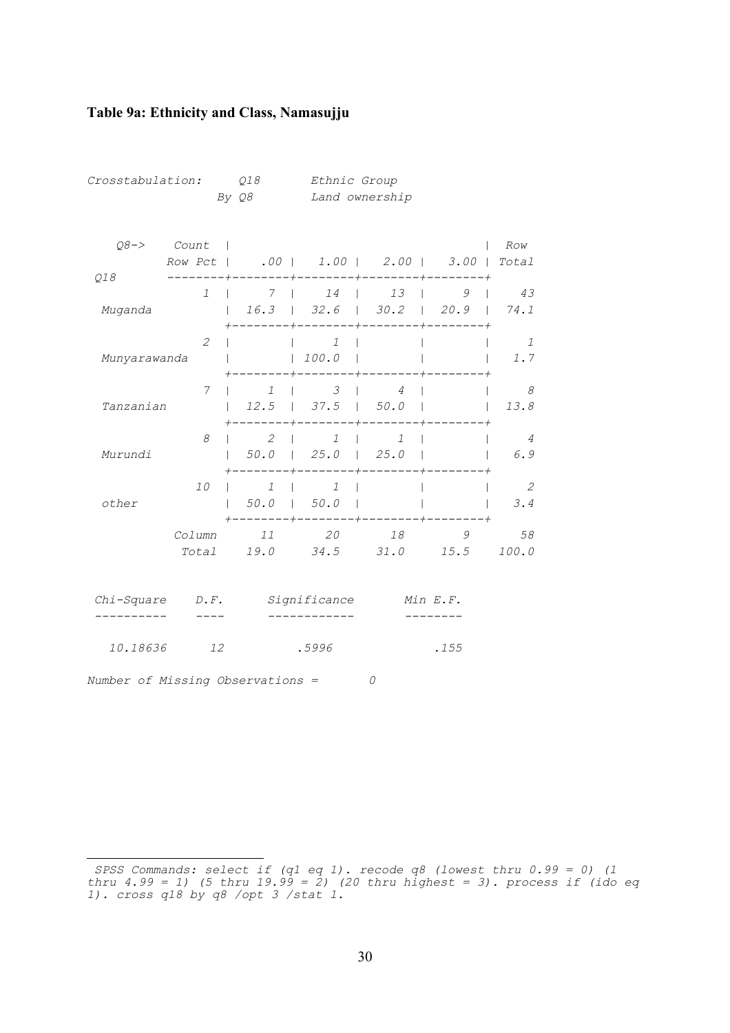**Table 9a: Ethnicity and Class, Namasujju**

*Crosstabulation: Q18 Ethnic Group*
*By Q8 Land ownership*

| Q18 \ Q8-> | Count / Row Pct | .00 | 1.00 | 2.00 | 3.00 | Row Total |
|---|---|---|---|---|---|---|
| Muganda | 1 | 7 | 14 | 13 | 9 | 43 |
| | | 16.3 | 32.6 | 30.2 | 20.9 | 74.1 |
| Munyarawanda | 2 | | 1 | | | 1 |
| | | | 100.0 | | | 1.7 |
| Tanzanian | 7 | 1 | 3 | 4 | | 8 |
| | | 12.5 | 37.5 | 50.0 | | 13.8 |
| Murundi | 8 | 2 | 1 | 1 | | 4 |
| | | 50.0 | 25.0 | 25.0 | | 6.9 |
| other | 10 | 1 | 1 | | | 2 |
| | | 50.0 | 50.0 | | | 3.4 |
| | Column Total | 11 | 20 | 18 | 9 | 58 |
| | | 19.0 | 34.5 | 31.0 | 15.5 | 100.0 |

| Chi-Square | D.F. | Significance | Min E.F. |
|---|---|---|---|
| 10.18636 | 12 | .5996 | .155 |

*Number of Missing Observations = 0*

---

*SPSS Commands: select if (q1 eq 1). recode q8 (lowest thru 0.99 = 0) (1 thru 4.99 = 1) (5 thru 19.99 = 2) (20 thru highest = 3). process if (ido eq 1). cross q18 by q8 /opt 3 /stat 1.*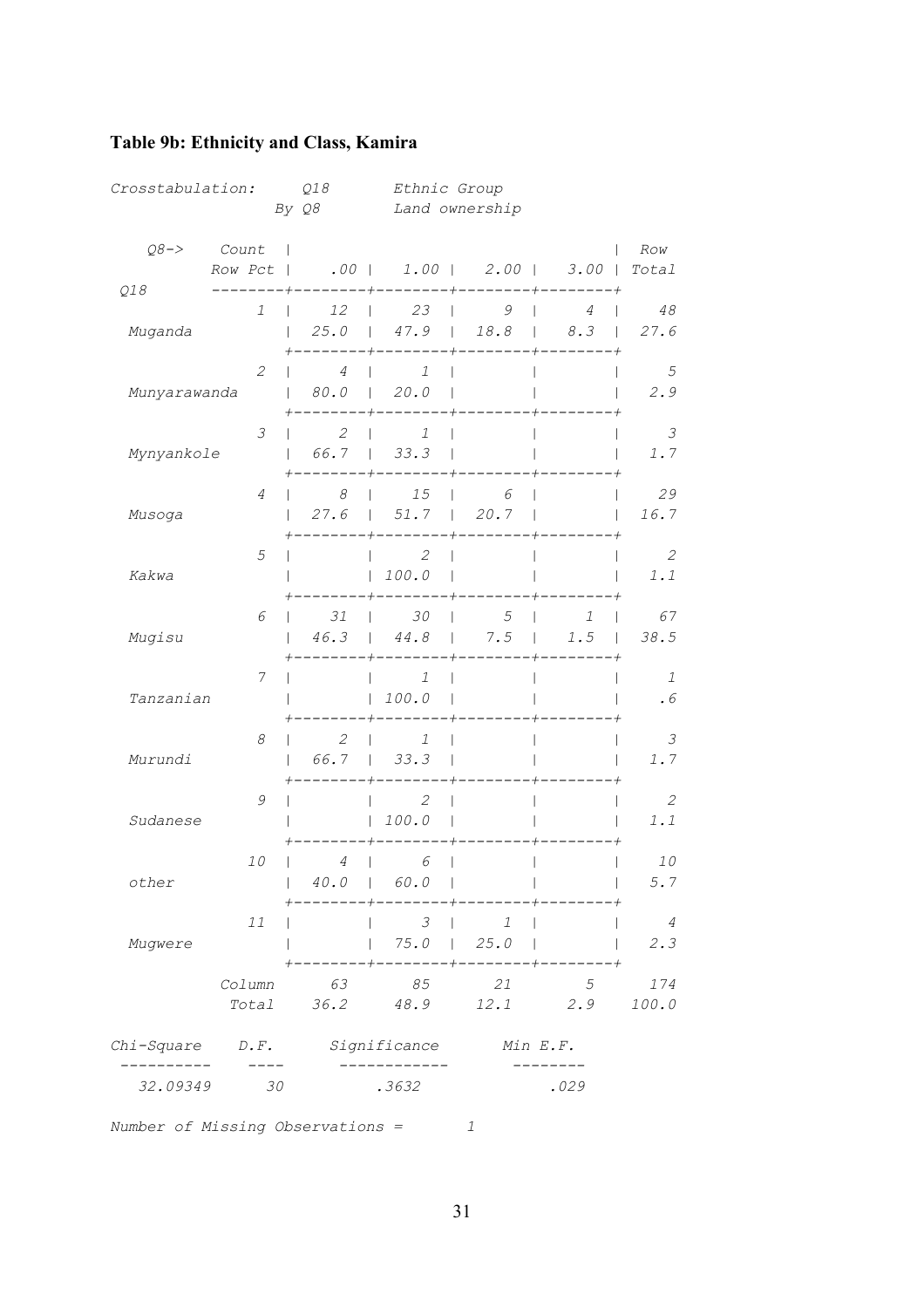**Table 9b: Ethnicity and Class, Kamira**

*Crosstabulation: Q18 Ethnic Group By Q8 Land ownership*

| Q18 \ Q8-> (Count / Row Pct) | | .00 | 1.00 | 2.00 | 3.00 | Row Total |
|---|---|---|---|---|---|---|
| Muganda | 1 | 12 | 23 | 9 | 4 | 48 |
| | | 25.0 | 47.9 | 18.8 | 8.3 | 27.6 |
| Munyarawanda | 2 | 4 | 1 | | | 5 |
| | | 80.0 | 20.0 | | | 2.9 |
| Mynyankole | 3 | 2 | 1 | | | 3 |
| | | 66.7 | 33.3 | | | 1.7 |
| Musoga | 4 | 8 | 15 | 6 | | 29 |
| | | 27.6 | 51.7 | 20.7 | | 16.7 |
| Kakwa | 5 | | 2 | | | 2 |
| | | | 100.0 | | | 1.1 |
| Mugisu | 6 | 31 | 30 | 5 | 1 | 67 |
| | | 46.3 | 44.8 | 7.5 | 1.5 | 38.5 |
| Tanzanian | 7 | | 1 | | | 1 |
| | | | 100.0 | | | .6 |
| Murundi | 8 | 2 | 1 | | | 3 |
| | | 66.7 | 33.3 | | | 1.7 |
| Sudanese | 9 | | 2 | | | 2 |
| | | | 100.0 | | | 1.1 |
| other | 10 | 4 | 6 | | | 10 |
| | | 40.0 | 60.0 | | | 5.7 |
| Mugwere | 11 | | 3 | 1 | | 4 |
| | | | 75.0 | 25.0 | | 2.3 |
| Column Total | | 63 | 85 | 21 | 5 | 174 |
| | | 36.2 | 48.9 | 12.1 | 2.9 | 100.0 |

| Chi-Square | D.F. | Significance | Min E.F. |
|---|---|---|---|
| 32.09349 | 30 | .3632 | .029 |

*Number of Missing Observations = 1*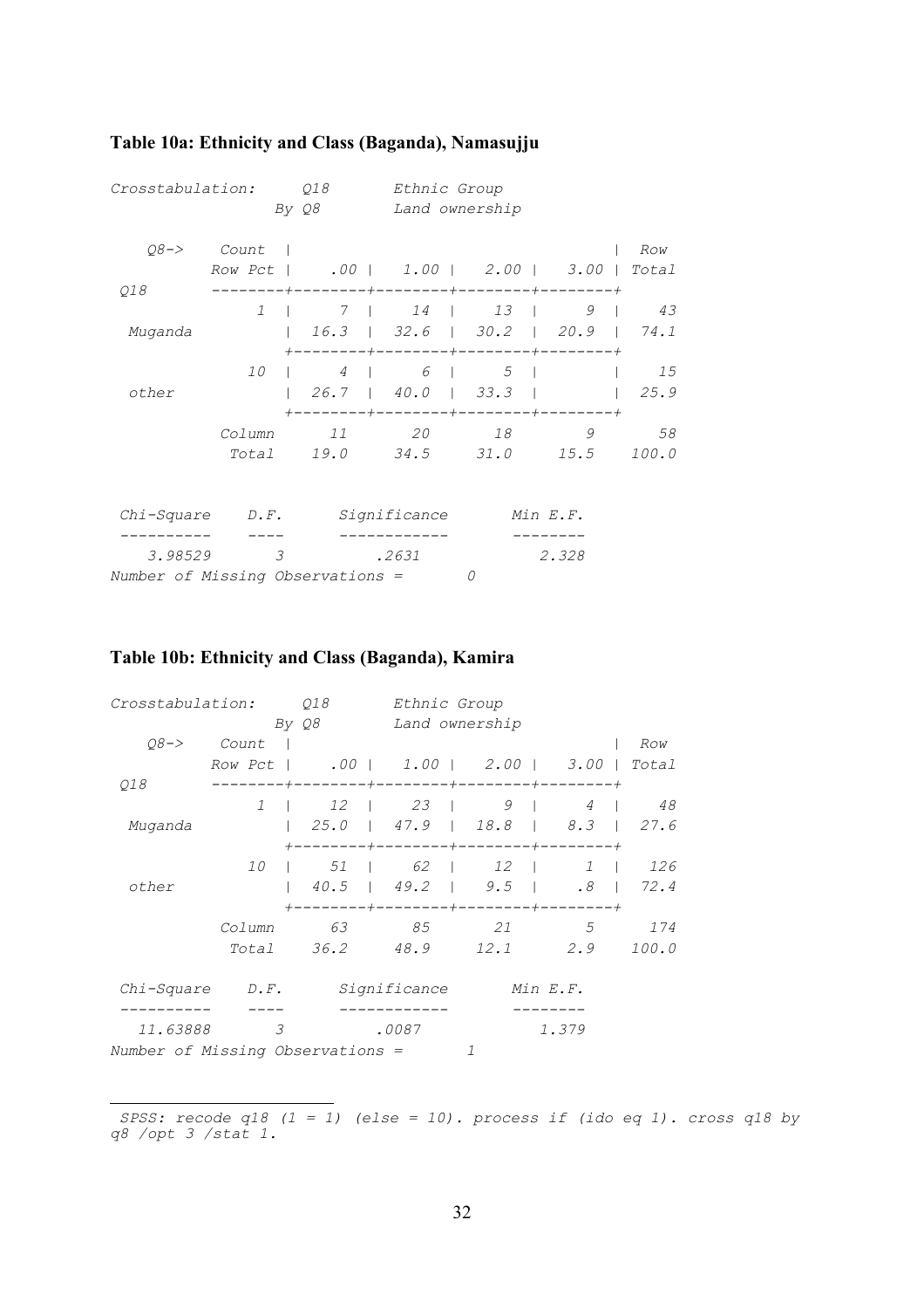**Table 10a: Ethnicity and Class (Baganda), Namasujju**

```
Crosstabulation:     Q18         Ethnic Group
                  By Q8          Land ownership

    Q8->    Count  |                                         |  Row
           Row Pct |    .00 |   1.00 |   2.00 |   3.00 | Total
 Q18       --------+--------+--------+--------+--------+
              1    |     7  |    14  |    13  |     9  |    43
  Muganda          |  16.3  |  32.6  |  30.2  |  20.9  |  74.1
                   +--------+--------+--------+--------+
             10    |     4  |     6  |     5  |        |    15
  other            |  26.7  |  40.0  |  33.3  |        |  25.9
                   +--------+--------+--------+--------+
            Column      11       20       18        9       58
             Total    19.0     34.5     31.0     15.5    100.0


 Chi-Square    D.F.        Significance        Min E.F.
 ----------    ----        ------------        --------
    3.98529       3            .2631              2.328
Number of Missing Observations =        0
```

**Table 10b: Ethnicity and Class (Baganda), Kamira**

```
Crosstabulation:     Q18         Ethnic Group
                  By Q8          Land ownership
    Q8->    Count  |                                         |  Row
           Row Pct |    .00 |   1.00 |   2.00 |   3.00 | Total
 Q18       --------+--------+--------+--------+--------+
              1    |    12  |    23  |     9  |     4  |    48
  Muganda          |  25.0  |  47.9  |  18.8  |   8.3  |  27.6
                   +--------+--------+--------+--------+
             10    |    51  |    62  |    12  |     1  |   126
  other            |  40.5  |  49.2  |   9.5  |    .8  |  72.4
                   +--------+--------+--------+--------+
            Column      63       85       21        5      174
             Total    36.2     48.9     12.1      2.9    100.0

 Chi-Square    D.F.        Significance        Min E.F.
 ----------    ----        ------------        --------
   11.63888       3            .0087              1.379
Number of Missing Observations =        1
```

---

*SPSS: recode q18 (1 = 1) (else = 10). process if (ido eq 1). cross q18 by q8 /opt 3 /stat 1.*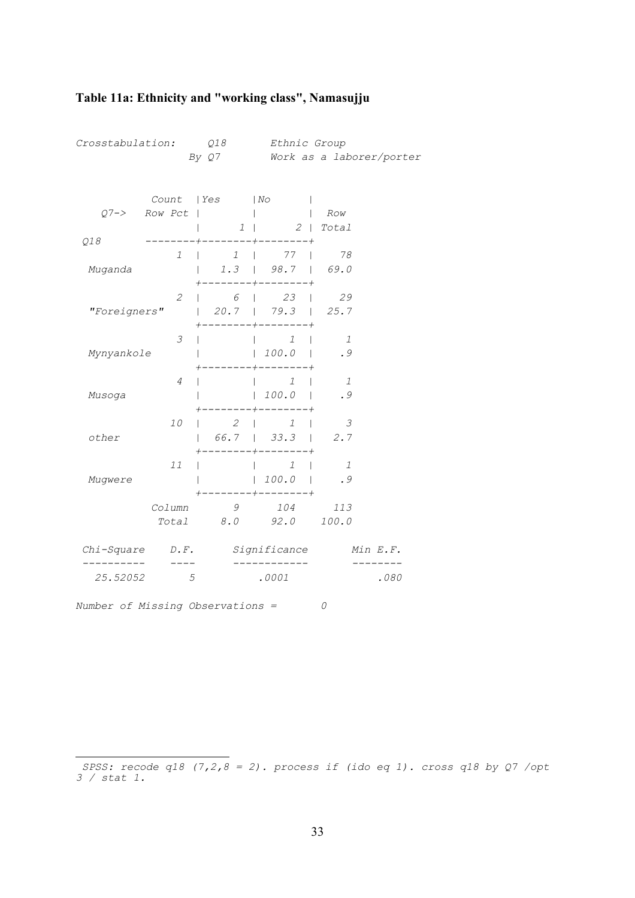## Table 11a: Ethnicity and "working class", Namasujju

*Crosstabulation: Q18 Ethnic Group*
*By Q7 Work as a laborer/porter*

| Q18 (Count / Row Pct) | Yes (1) | No (2) | Row Total |
|---|---|---|---|
| 1 Muganda | 1 | 77 | 78 |
| | 1.3 | 98.7 | 69.0 |
| 2 "Foreigners" | 6 | 23 | 29 |
| | 20.7 | 79.3 | 25.7 |
| 3 Mynyankole | | 1 | 1 |
| | | 100.0 | .9 |
| 4 Musoga | | 1 | 1 |
| | | 100.0 | .9 |
| 10 other | 2 | 1 | 3 |
| | 66.7 | 33.3 | 2.7 |
| 11 Mugwere | | 1 | 1 |
| | | 100.0 | .9 |
| Column Total | 9 | 104 | 113 |
| | 8.0 | 92.0 | 100.0 |

| Chi-Square | D.F. | Significance | Min E.F. |
|---|---|---|---|
| 25.52052 | 5 | .0001 | .080 |

*Number of Missing Observations = 0*

---

*SPSS: recode q18 (7,2,8 = 2). process if (ido eq 1). cross q18 by Q7 /opt 3 / stat 1.*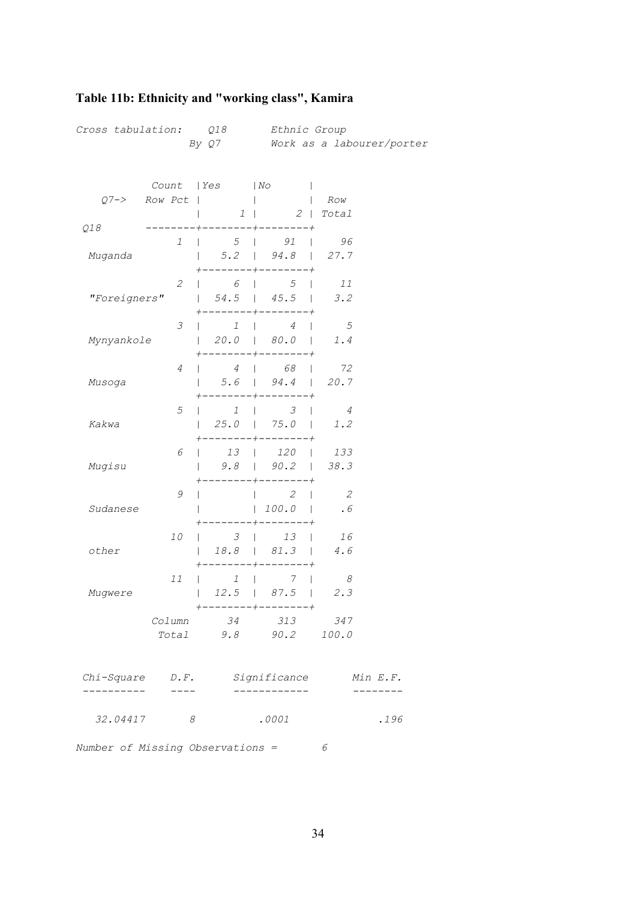**Table 11b: Ethnicity and "working class", Kamira**

*Cross tabulation: Q18 Ethnic Group*
*By Q7 Work as a labourer/porter*

| Q18 | Code | Count / Row Pct | Yes (1) | No (2) | Row Total |
|---|---|---|---|---|---|
| Muganda | 1 | Count | 5 | 91 | 96 |
| | | Row Pct | 5.2 | 94.8 | 27.7 |
| "Foreigners" | 2 | Count | 6 | 5 | 11 |
| | | Row Pct | 54.5 | 45.5 | 3.2 |
| Mynyankole | 3 | Count | 1 | 4 | 5 |
| | | Row Pct | 20.0 | 80.0 | 1.4 |
| Musoga | 4 | Count | 4 | 68 | 72 |
| | | Row Pct | 5.6 | 94.4 | 20.7 |
| Kakwa | 5 | Count | 1 | 3 | 4 |
| | | Row Pct | 25.0 | 75.0 | 1.2 |
| Mugisu | 6 | Count | 13 | 120 | 133 |
| | | Row Pct | 9.8 | 90.2 | 38.3 |
| Sudanese | 9 | Count | | 2 | 2 |
| | | Row Pct | | 100.0 | .6 |
| other | 10 | Count | 3 | 13 | 16 |
| | | Row Pct | 18.8 | 81.3 | 4.6 |
| Mugwere | 11 | Count | 1 | 7 | 8 |
| | | Row Pct | 12.5 | 87.5 | 2.3 |
| Column Total | | | 34 | 313 | 347 |
| | | | 9.8 | 90.2 | 100.0 |

| Chi-Square | D.F. | Significance | Min E.F. |
|---|---|---|---|
| 32.04417 | 8 | .0001 | .196 |

*Number of Missing Observations = 6*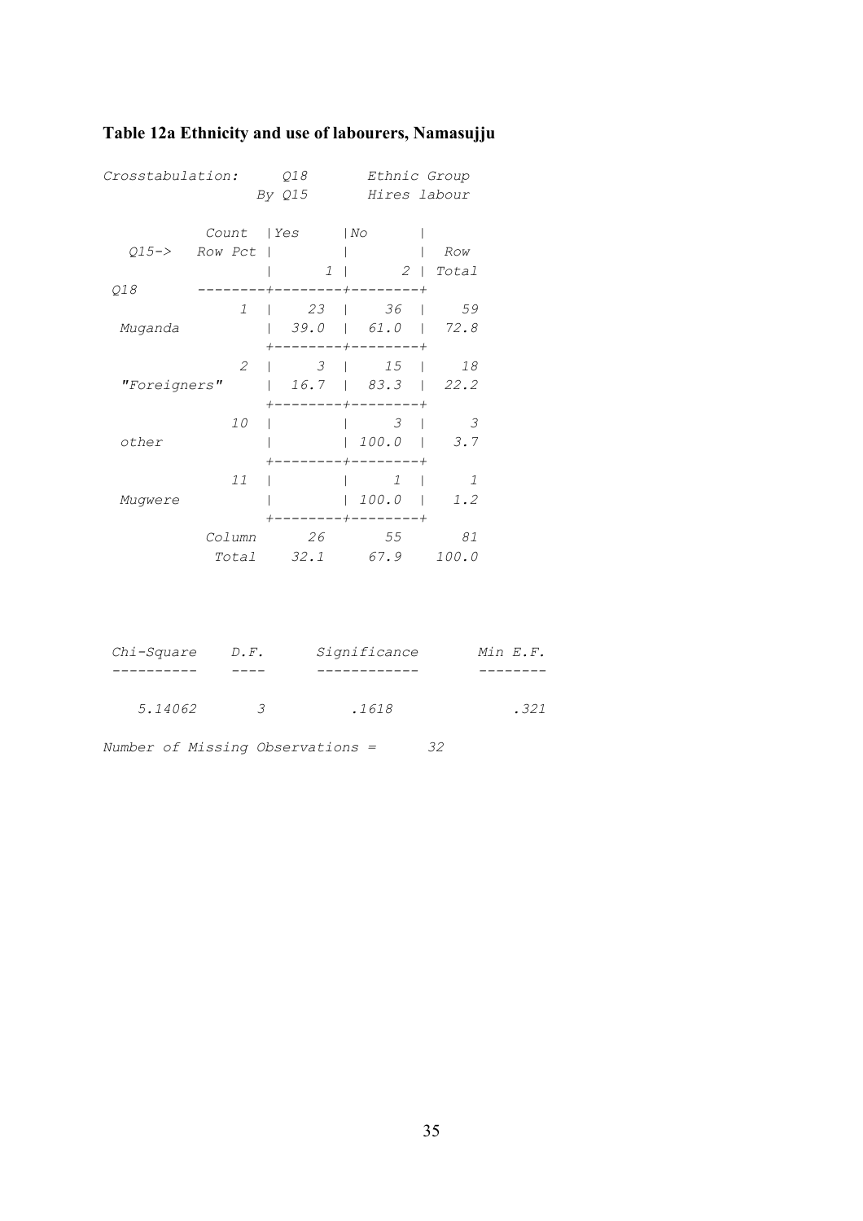**Table 12a Ethnicity and use of labourers, Namasujju**

*Crosstabulation: Q18 Ethnic Group By Q15 Hires labour*

| Q18 \ Q15-> (Count / Row Pct) | | Yes 1 | No 2 | Row Total |
|---|---|---|---|---|
| Muganda | 1 | 23 | 36 | 59 |
| | | 39.0 | 61.0 | 72.8 |
| "Foreigners" | 2 | 3 | 15 | 18 |
| | | 16.7 | 83.3 | 22.2 |
| other | 10 | | 3 | 3 |
| | | | 100.0 | 3.7 |
| Mugwere | 11 | | 1 | 1 |
| | | | 100.0 | 1.2 |
| Column Total | | 26 | 55 | 81 |
| | | 32.1 | 67.9 | 100.0 |

| Chi-Square | D.F. | Significance | Min E.F. |
|---|---|---|---|
| 5.14062 | 3 | .1618 | .321 |

*Number of Missing Observations = 32*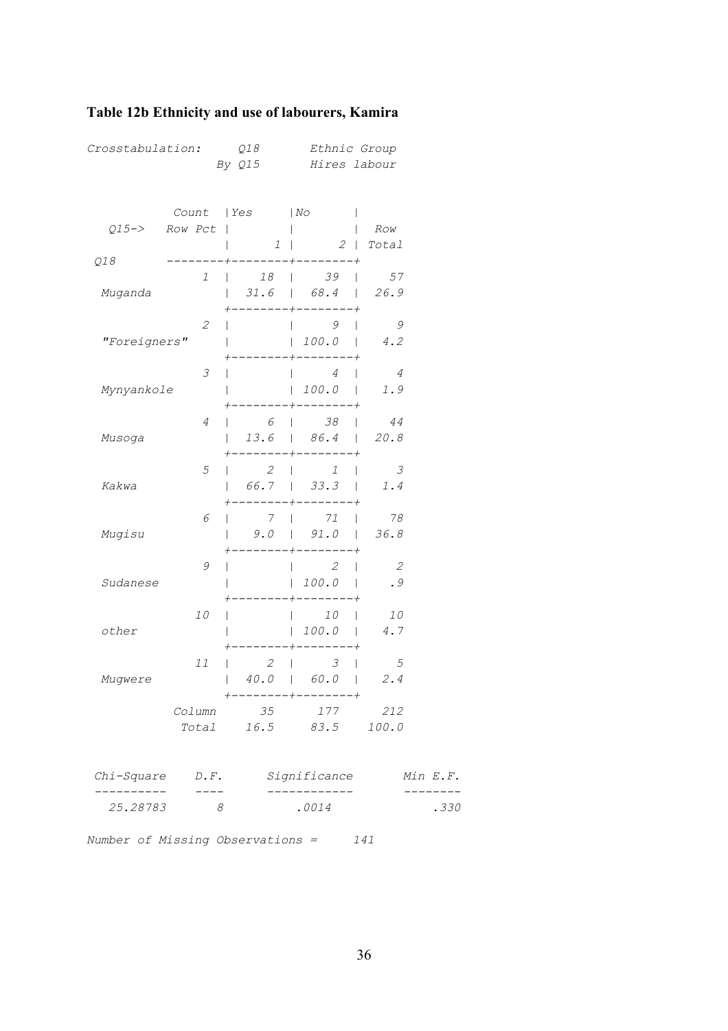**Table 12b Ethnicity and use of labourers, Kamira**

*Crosstabulation: Q18 Ethnic Group By Q15 Hires labour*

| Q18 | Code | Yes (1) Count | Yes (1) Row Pct | No (2) Count | No (2) Row Pct | Row Total | Row Total % |
|---|---|---|---|---|---|---|---|
| Muganda | 1 | 18 | 31.6 | 39 | 68.4 | 57 | 26.9 |
| "Foreigners" | 2 | | | 9 | 100.0 | 9 | 4.2 |
| Mynyankole | 3 | | | 4 | 100.0 | 4 | 1.9 |
| Musoga | 4 | 6 | 13.6 | 38 | 86.4 | 44 | 20.8 |
| Kakwa | 5 | 2 | 66.7 | 1 | 33.3 | 3 | 1.4 |
| Mugisu | 6 | 7 | 9.0 | 71 | 91.0 | 78 | 36.8 |
| Sudanese | 9 | | | 2 | 100.0 | 2 | .9 |
| other | 10 | | | 10 | 100.0 | 10 | 4.7 |
| Mugwere | 11 | 2 | 40.0 | 3 | 60.0 | 5 | 2.4 |
| Column Total | | 35 | 16.5 | 177 | 83.5 | 212 | 100.0 |

| Chi-Square | D.F. | Significance | Min E.F. |
|---|---|---|---|
| 25.28783 | 8 | .0014 | .330 |

*Number of Missing Observations = 141*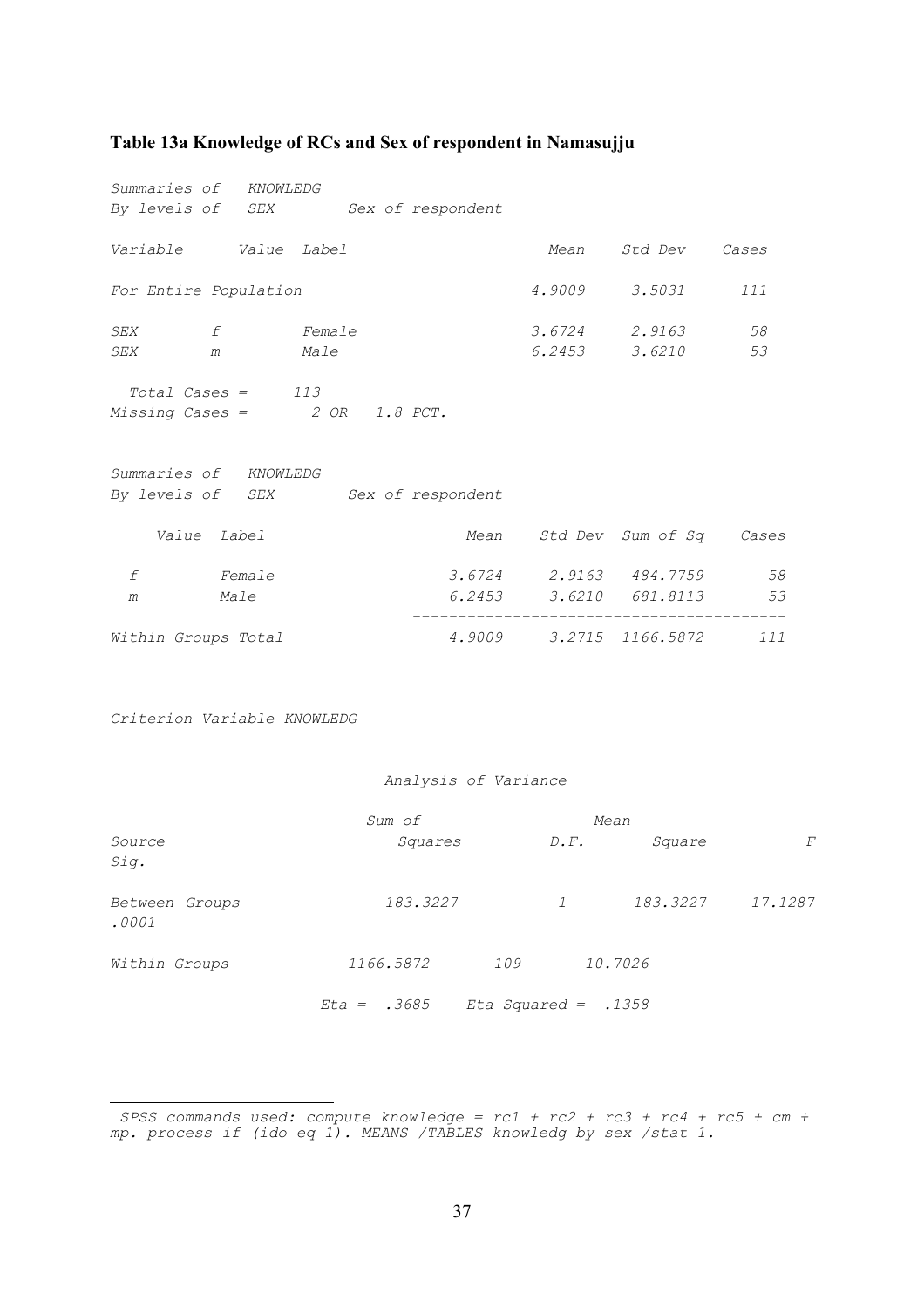## Table 13a Knowledge of RCs and Sex of respondent in Namasujju

*Summaries of KNOWLEDG*
*By levels of SEX Sex of respondent*

| Variable | Value | Label | Mean | Std Dev | Cases |
|---|---|---|---|---|---|
| For Entire Population | | | 4.9009 | 3.5031 | 111 |
| SEX | f | Female | 3.6724 | 2.9163 | 58 |
| SEX | m | Male | 6.2453 | 3.6210 | 53 |

*Total Cases = 113*
*Missing Cases = 2 OR 1.8 PCT.*

*Summaries of KNOWLEDG*
*By levels of SEX Sex of respondent*

| Value | Label | Mean | Std Dev | Sum of Sq | Cases |
|---|---|---|---|---|---|
| f | Female | 3.6724 | 2.9163 | 484.7759 | 58 |
| m | Male | 6.2453 | 3.6210 | 681.8113 | 53 |
| Within Groups Total | | 4.9009 | 3.2715 | 1166.5872 | 111 |

*Criterion Variable KNOWLEDG*

*Analysis of Variance*

| Source | Sum of Squares | D.F. | Mean Square | F | Sig. |
|---|---|---|---|---|---|
| Between Groups | 183.3227 | 1 | 183.3227 | 17.1287 | .0001 |
| Within Groups | 1166.5872 | 109 | 10.7026 | | |

*Eta = .3685 Eta Squared = .1358*

---

*SPSS commands used: compute knowledge = rc1 + rc2 + rc3 + rc4 + rc5 + cm + mp. process if (ido eq 1). MEANS /TABLES knowledg by sex /stat 1.*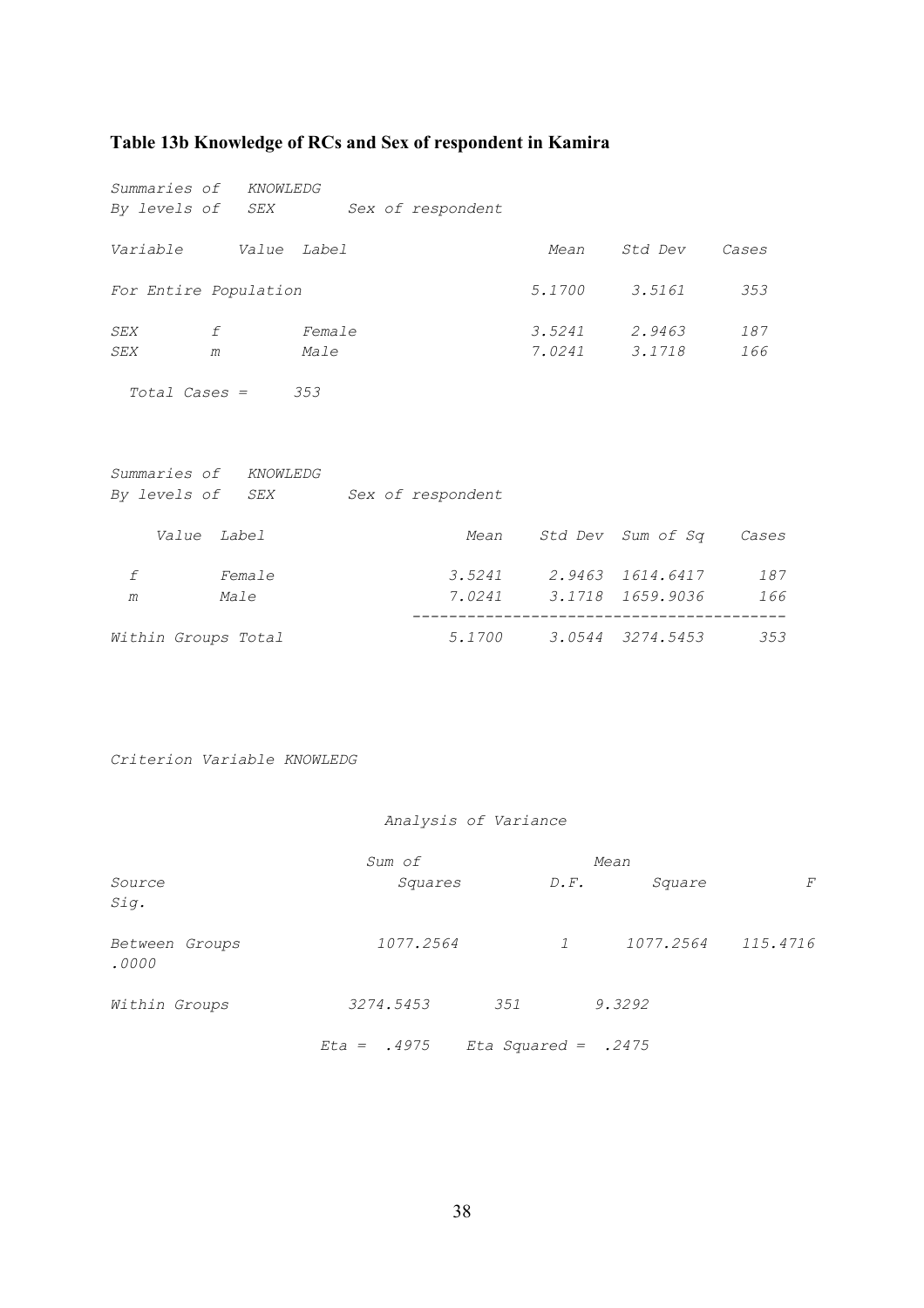**Table 13b Knowledge of RCs and Sex of respondent in Kamira**

*Summaries of KNOWLEDG*
*By levels of SEX Sex of respondent*

| Variable | Value | Label | Mean | Std Dev | Cases |
|---|---|---|---|---|---|
| For Entire Population | | | 5.1700 | 3.5161 | 353 |
| SEX | f | Female | 3.5241 | 2.9463 | 187 |
| SEX | m | Male | 7.0241 | 3.1718 | 166 |

*Total Cases = 353*

*Summaries of KNOWLEDG*
*By levels of SEX Sex of respondent*

| Value | Label | Mean | Std Dev | Sum of Sq | Cases |
|---|---|---|---|---|---|
| f | Female | 3.5241 | 2.9463 | 1614.6417 | 187 |
| m | Male | 7.0241 | 3.1718 | 1659.9036 | 166 |
| Within Groups Total | | 5.1700 | 3.0544 | 3274.5453 | 353 |

*Criterion Variable KNOWLEDG*

*Analysis of Variance*

| Source | Sum of Squares | D.F. | Mean Square | F | Sig. |
|---|---|---|---|---|---|
| Between Groups | 1077.2564 | 1 | 1077.2564 | 115.4716 | .0000 |
| Within Groups | 3274.5453 | 351 | 9.3292 | | |

*Eta = .4975 Eta Squared = .2475*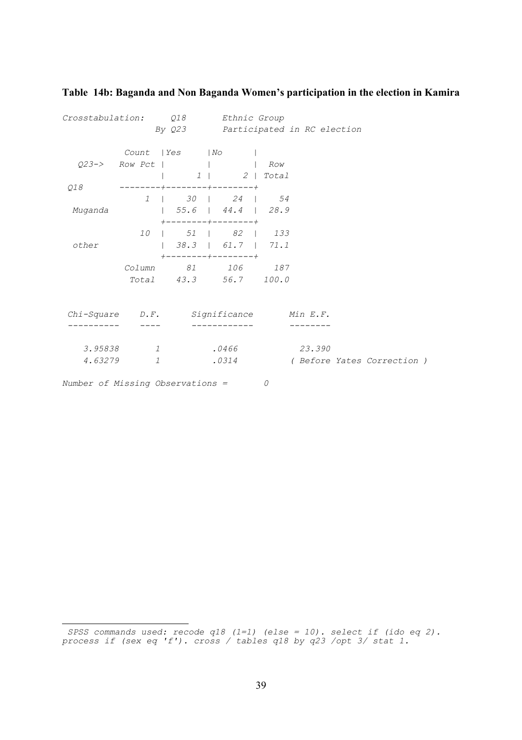**Table 14b: Baganda and Non Baganda Women's participation in the election in Kamira**

```
Crosstabulation:     Q18       Ethnic Group
                  By Q23       Participated in RC election

          Count  |Yes     |No      |
   Q23->  Row Pct |        |        |  Row
                 |      1 |      2 | Total
 Q18      --------+--------+--------+
             1   |    30  |    24  |    54
 Muganda         |  55.6  |  44.4  |  28.9
                 +--------+--------+
            10   |    51  |    82  |   133
 other           |  38.3  |  61.7  |  71.1
                 +--------+--------+
          Column      81      106      187
           Total    43.3     56.7    100.0


 Chi-Square    D.F.      Significance       Min E.F.
 ----------    ----      ------------       --------

   3.95838       1           .0466            23.390
   4.63279       1           .0314           ( Before Yates Correction )

Number of Missing Observations =       0
```

---

SPSS commands used: recode q18 (1=1) (else = 10). select if (ido eq 2). process if (sex eq 'f'). cross / tables q18 by q23 /opt 3/ stat 1.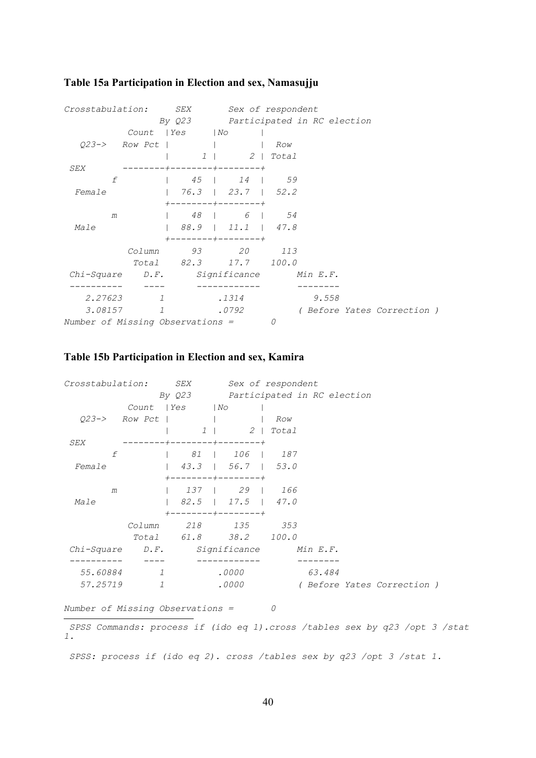**Table 15a Participation in Election and sex, Namasujju**

```
Crosstabulation:     SEX       Sex of respondent
                  By Q23       Participated in RC election
            Count  |Yes     |No      |
   Q23->   Row Pct |        |        |  Row
                   |      1 |      2 | Total
 SEX       --------+--------+--------+
        f          |   45   |   14   |   59
  Female           |  76.3  |  23.7  |  52.2
                   +--------+--------+
        m          |   48   |    6   |   54
  Male             |  88.9  |  11.1  |  47.8
                   +--------+--------+
            Column      93       20      113
             Total    82.3     17.7    100.0
 Chi-Square    D.F.      Significance       Min E.F.
 ----------    ----      ------------       --------
   2.27623       1           .1314             9.558
   3.08157       1           .0792           ( Before Yates Correction )
Number of Missing Observations =       0
```

**Table 15b Participation in Election and sex, Kamira**

```
Crosstabulation:     SEX       Sex of respondent
                  By Q23       Participated in RC election
            Count  |Yes     |No      |
   Q23->   Row Pct |        |        |  Row
                   |      1 |      2 | Total
 SEX       --------+--------+--------+
        f          |   81   |  106   |  187
  Female           |  43.3  |  56.7  |  53.0
                   +--------+--------+
        m          |  137   |   29   |  166
  Male             |  82.5  |  17.5  |  47.0
                   +--------+--------+
            Column     218      135      353
             Total    61.8     38.2    100.0
 Chi-Square    D.F.      Significance       Min E.F.
 ----------    ----      ------------       --------
   55.60884      1          .0000            63.484
   57.25719      1          .0000            ( Before Yates Correction )

Number of Missing Observations =       0
```

---

*SPSS Commands: process if (ido eq 1).cross /tables sex by q23 /opt 3 /stat 1.*

*SPSS: process if (ido eq 2). cross /tables sex by q23 /opt 3 /stat 1.*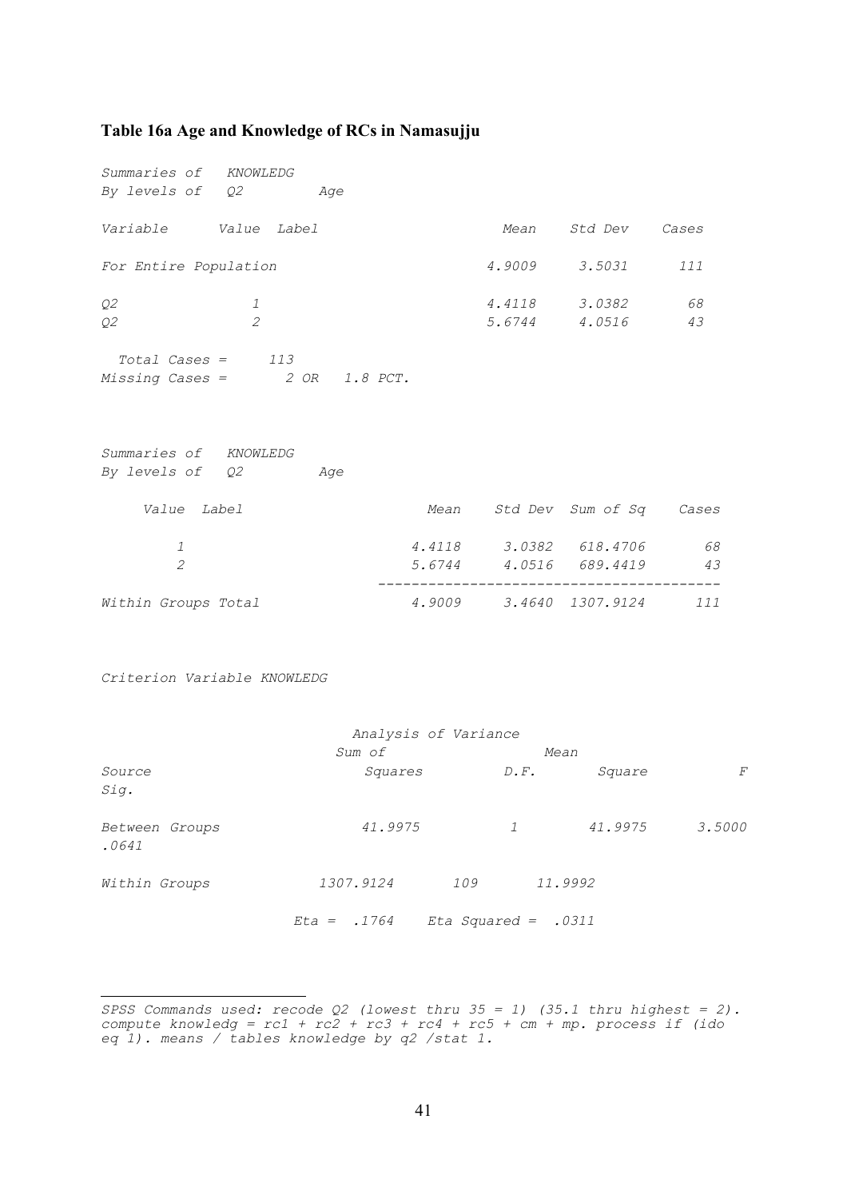## Table 16a Age and Knowledge of RCs in Namasujju

*Summaries of KNOWLEDG*
*By levels of Q2 Age*

| Variable | Value | Label | Mean | Std Dev | Cases |
|---|---|---|---|---|---|
| For Entire Population | | | 4.9009 | 3.5031 | 111 |
| Q2 | 1 | | 4.4118 | 3.0382 | 68 |
| Q2 | 2 | | 5.6744 | 4.0516 | 43 |

*Total Cases = 113*
*Missing Cases = 2 OR 1.8 PCT.*

*Summaries of KNOWLEDG*
*By levels of Q2 Age*

| Value | Label | Mean | Std Dev | Sum of Sq | Cases |
|---|---|---|---|---|---|
| 1 | | 4.4118 | 3.0382 | 618.4706 | 68 |
| 2 | | 5.6744 | 4.0516 | 689.4419 | 43 |
| Within Groups Total | | 4.9009 | 3.4640 | 1307.9124 | 111 |

*Criterion Variable KNOWLEDG*

*Analysis of Variance*

| Source | Sum of Squares | D.F. | Mean Square | F | Sig. |
|---|---|---|---|---|---|
| Between Groups | 41.9975 | 1 | 41.9975 | 3.5000 | .0641 |
| Within Groups | 1307.9124 | 109 | 11.9992 | | |

*Eta = .1764 Eta Squared = .0311*

---

*SPSS Commands used: recode Q2 (lowest thru 35 = 1) (35.1 thru highest = 2). compute knowledg = rc1 + rc2 + rc3 + rc4 + rc5 + cm + mp. process if (ido eq 1). means / tables knowledge by q2 /stat 1.*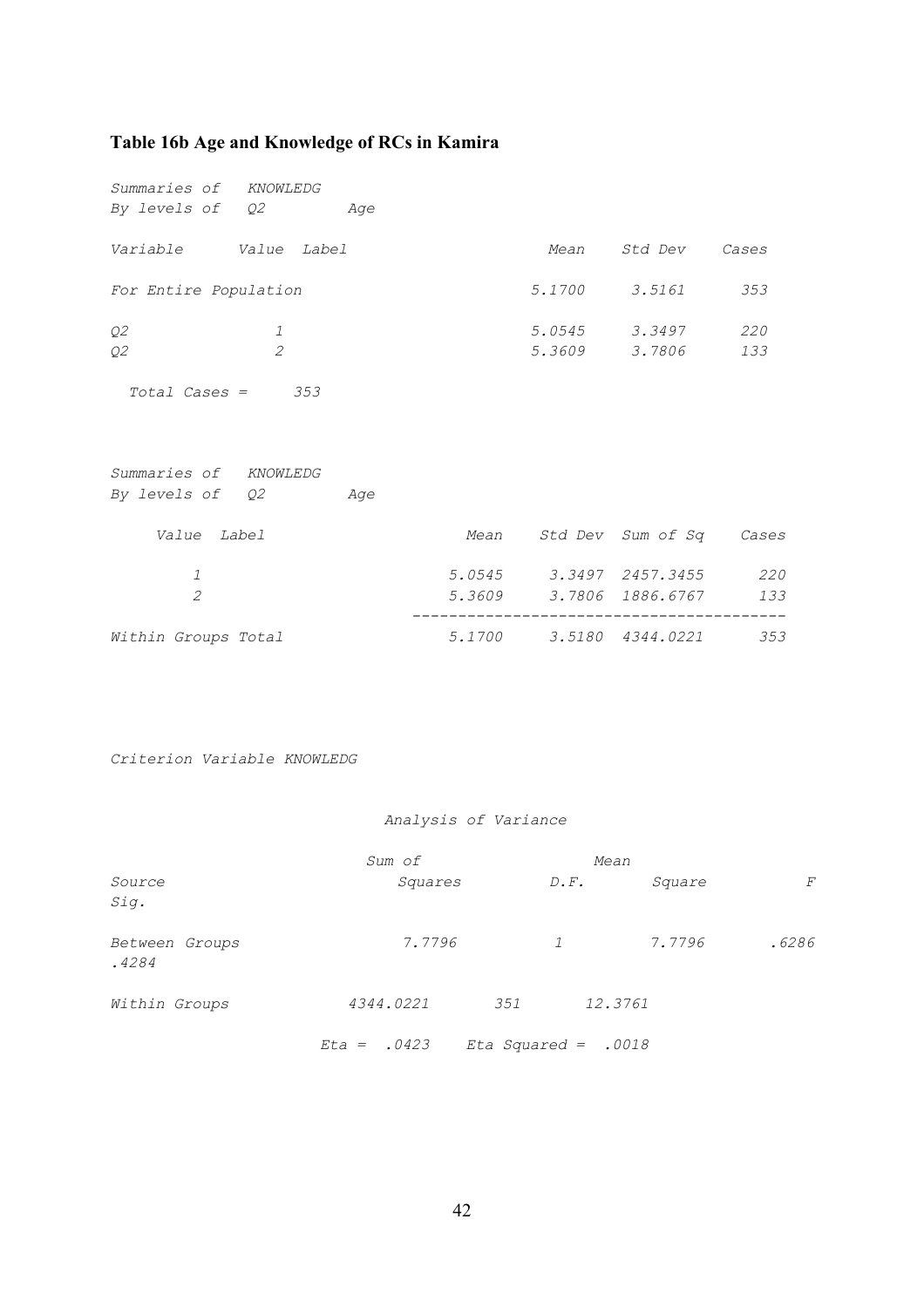**Table 16b Age and Knowledge of RCs in Kamira**

*Summaries of KNOWLEDG*
*By levels of Q2 Age*

| Variable | Value | Label | Mean | Std Dev | Cases |
|---|---|---|---|---|---|
| For Entire Population | | | 5.1700 | 3.5161 | 353 |
| Q2 | 1 | | 5.0545 | 3.3497 | 220 |
| Q2 | 2 | | 5.3609 | 3.7806 | 133 |

*Total Cases = 353*

*Summaries of KNOWLEDG*
*By levels of Q2 Age*

| Value | Label | Mean | Std Dev | Sum of Sq | Cases |
|---|---|---|---|---|---|
| 1 | | 5.0545 | 3.3497 | 2457.3455 | 220 |
| 2 | | 5.3609 | 3.7806 | 1886.6767 | 133 |
| Within Groups Total | | 5.1700 | 3.5180 | 4344.0221 | 353 |

*Criterion Variable KNOWLEDG*

*Analysis of Variance*

| Source | Sum of Squares | D.F. | Mean Square | F | Sig. |
|---|---|---|---|---|---|
| Between Groups | 7.7796 | 1 | 7.7796 | .6286 | .4284 |
| Within Groups | 4344.0221 | 351 | 12.3761 | | |

*Eta = .0423 Eta Squared = .0018*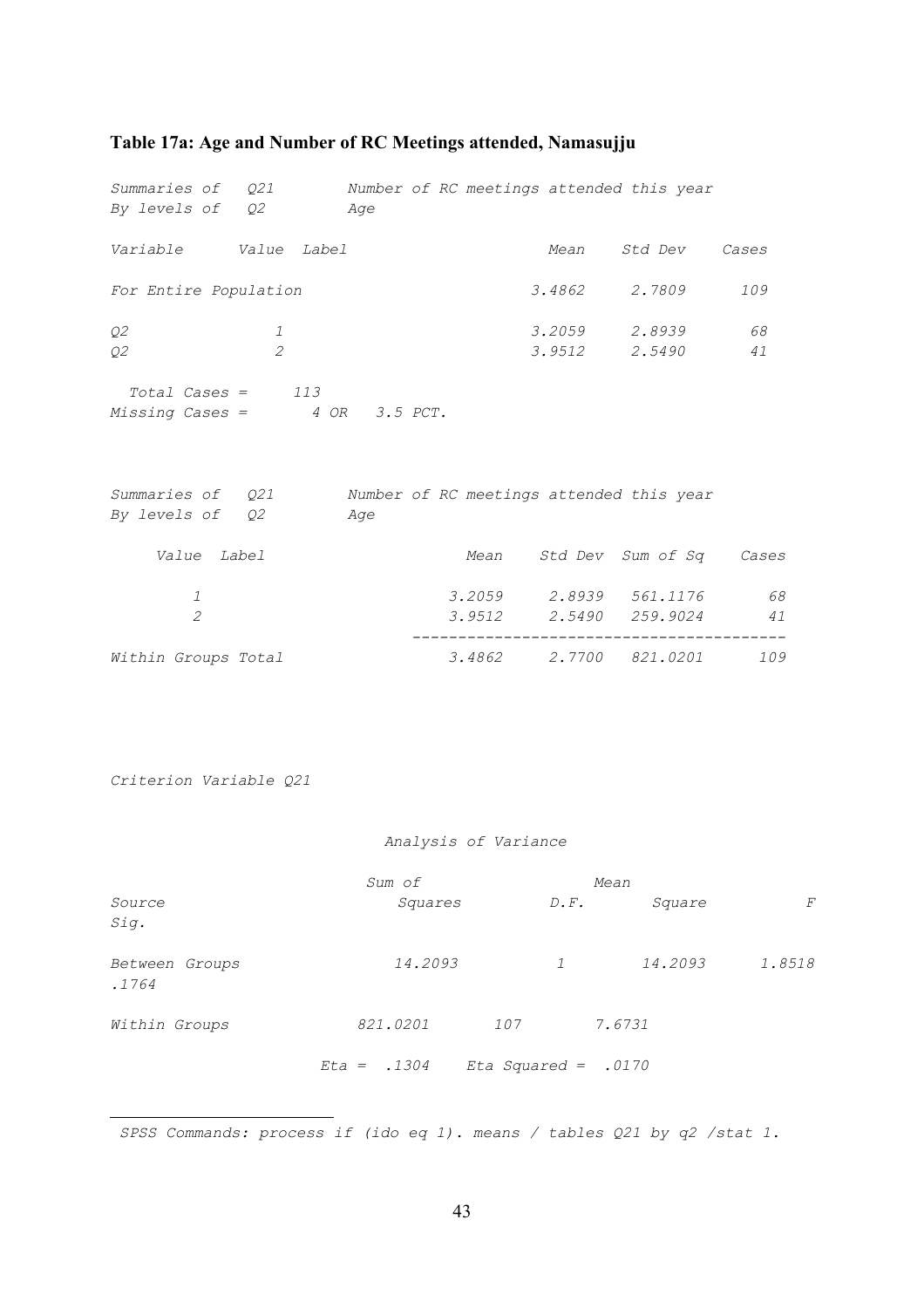### Table 17a: Age and Number of RC Meetings attended, Namasujju

*Summaries of Q21 Number of RC meetings attended this year*
*By levels of Q2 Age*

| Variable | Value | Label | Mean | Std Dev | Cases |
|---|---|---|---|---|---|
| For Entire Population | | | 3.4862 | 2.7809 | 109 |
| Q2 | 1 | | 3.2059 | 2.8939 | 68 |
| Q2 | 2 | | 3.9512 | 2.5490 | 41 |

*Total Cases = 113*
*Missing Cases = 4 OR 3.5 PCT.*

*Summaries of Q21 Number of RC meetings attended this year*
*By levels of Q2 Age*

| Value | Label | Mean | Std Dev | Sum of Sq | Cases |
|---|---|---|---|---|---|
| 1 | | 3.2059 | 2.8939 | 561.1176 | 68 |
| 2 | | 3.9512 | 2.5490 | 259.9024 | 41 |
| Within Groups Total | | 3.4862 | 2.7700 | 821.0201 | 109 |

*Criterion Variable Q21*

*Analysis of Variance*

| Source | Sum of Squares | D.F. | Mean Square | F | Sig. |
|---|---|---|---|---|---|
| Between Groups | 14.2093 | 1 | 14.2093 | 1.8518 | .1764 |
| Within Groups | 821.0201 | 107 | 7.6731 | | |

*Eta = .1304 Eta Squared = .0170*

---

*SPSS Commands: process if (ido eq 1). means / tables Q21 by q2 /stat 1.*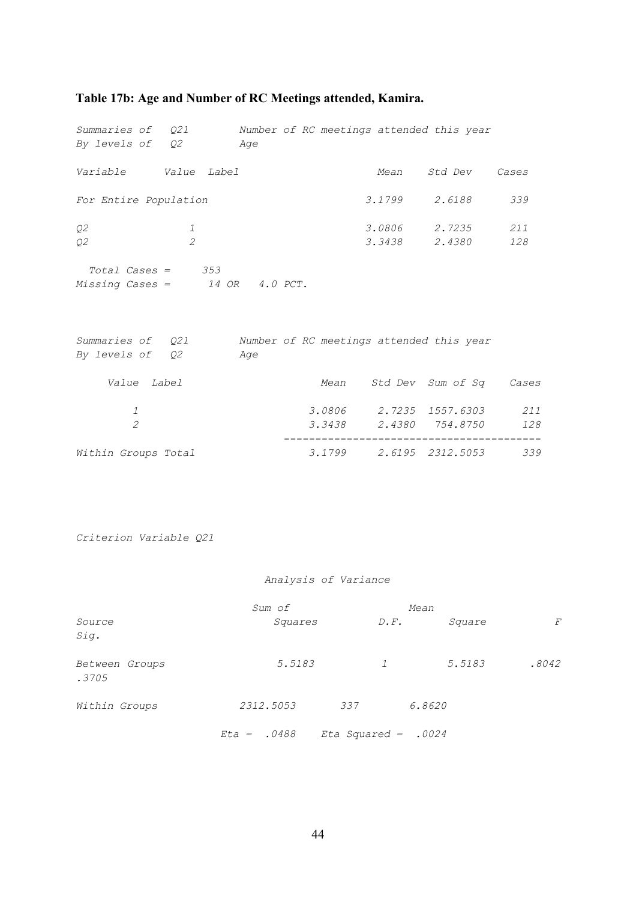**Table 17b: Age and Number of RC Meetings attended, Kamira.**

*Summaries of Q21 Number of RC meetings attended this year*
*By levels of Q2 Age*

| Variable | Value | Label | Mean | Std Dev | Cases |
|---|---|---|---|---|---|
| For Entire Population | | | 3.1799 | 2.6188 | 339 |
| Q2 | 1 | | 3.0806 | 2.7235 | 211 |
| Q2 | 2 | | 3.3438 | 2.4380 | 128 |

*Total Cases = 353*
*Missing Cases = 14 OR 4.0 PCT.*

*Summaries of Q21 Number of RC meetings attended this year*
*By levels of Q2 Age*

| Value | Label | Mean | Std Dev | Sum of Sq | Cases |
|---|---|---|---|---|---|
| 1 | | 3.0806 | 2.7235 | 1557.6303 | 211 |
| 2 | | 3.3438 | 2.4380 | 754.8750 | 128 |
| Within Groups Total | | 3.1799 | 2.6195 | 2312.5053 | 339 |

*Criterion Variable Q21*

*Analysis of Variance*

| Source | Sum of Squares | D.F. | Mean Square | F | Sig. |
|---|---|---|---|---|---|
| Between Groups | 5.5183 | 1 | 5.5183 | .8042 | .3705 |
| Within Groups | 2312.5053 | 337 | 6.8620 | | |

*Eta = .0488 Eta Squared = .0024*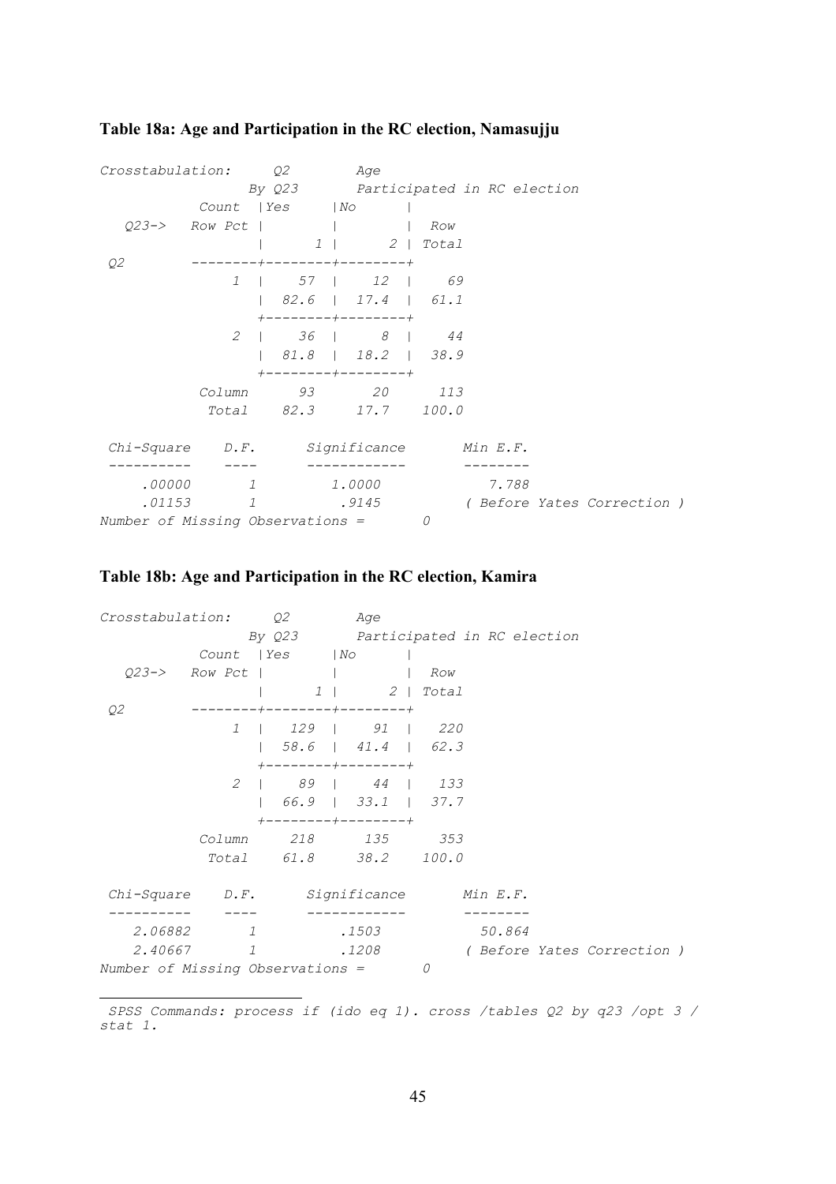### Table 18a: Age and Participation in the RC election, Namasujju

```
Crosstabulation:     Q2        Age
               By Q23      Participated in RC election
            Count  |Yes     |No      |
   Q23->   Row Pct |        |        |  Row
                   |      1 |      2 | Total
 Q2        --------+--------+--------+
              1    |    57  |    12  |    69
                   |  82.6  |  17.4  |  61.1
                   +--------+--------+
              2    |    36  |     8  |    44
                   |  81.8  |  18.2  |  38.9
                   +--------+--------+
            Column      93       20      113
             Total    82.3     17.7    100.0

 Chi-Square    D.F.      Significance       Min E.F.
 ----------    ----      ------------       --------
     .00000       1          1.0000            7.788
     .01153       1           .9145         ( Before Yates Correction )
Number of Missing Observations =       0
```

### Table 18b: Age and Participation in the RC election, Kamira

```
Crosstabulation:     Q2        Age
               By Q23      Participated in RC election
            Count  |Yes     |No      |
   Q23->   Row Pct |        |        |  Row
                   |      1 |      2 | Total
 Q2        --------+--------+--------+
              1    |   129  |    91  |   220
                   |  58.6  |  41.4  |  62.3
                   +--------+--------+
              2    |    89  |    44  |   133
                   |  66.9  |  33.1  |  37.7
                   +--------+--------+
            Column     218      135      353
             Total    61.8     38.2    100.0

 Chi-Square    D.F.      Significance       Min E.F.
 ----------    ----      ------------       --------
    2.06882       1           .1503           50.864
    2.40667       1           .1208         ( Before Yates Correction )
Number of Missing Observations =       0
```

---

SPSS Commands: process if (ido eq 1). cross /tables Q2 by q23 /opt 3 / stat 1.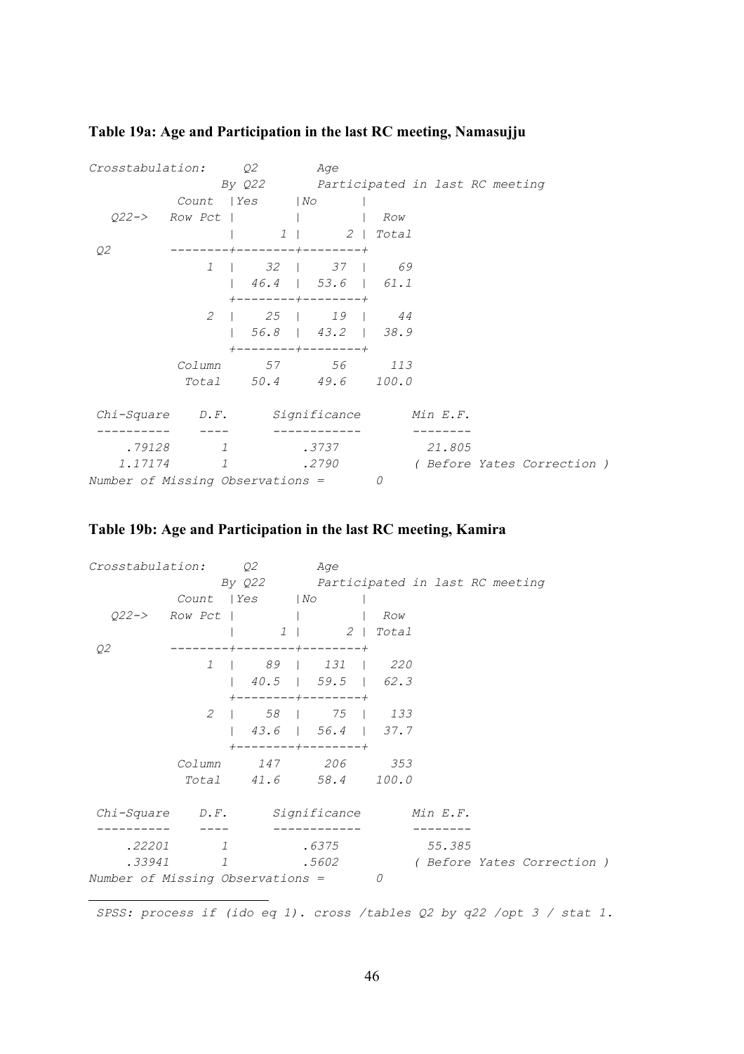**Table 19a: Age and Participation in the last RC meeting, Namasujju**

```
Crosstabulation:     Q2        Age
               By Q22      Participated in last RC meeting
            Count  |Yes     |No      |
   Q22->   Row Pct |        |        |  Row
                   |      1 |      2 | Total
 Q2        --------+--------+--------+
                1  |    32  |    37  |    69
                   |  46.4  |  53.6  |  61.1
                   +--------+--------+
                2  |    25  |    19  |    44
                   |  56.8  |  43.2  |  38.9
                   +--------+--------+
            Column      57       56      113
             Total    50.4     49.6    100.0

 Chi-Square    D.F.      Significance       Min E.F.
 ----------    ----      ------------       --------
     .79128       1          .3737            21.805
    1.17174       1          .2790           ( Before Yates Correction )
Number of Missing Observations =       0
```

**Table 19b: Age and Participation in the last RC meeting, Kamira**

```
Crosstabulation:     Q2        Age
               By Q22      Participated in last RC meeting
            Count  |Yes     |No      |
   Q22->   Row Pct |        |        |  Row
                   |      1 |      2 | Total
 Q2        --------+--------+--------+
                1  |    89  |   131  |   220
                   |  40.5  |  59.5  |  62.3
                   +--------+--------+
                2  |    58  |    75  |   133
                   |  43.6  |  56.4  |  37.7
                   +--------+--------+
            Column     147      206      353
             Total    41.6     58.4    100.0

 Chi-Square    D.F.      Significance       Min E.F.
 ----------    ----      ------------       --------
     .22201       1          .6375            55.385
     .33941       1          .5602           ( Before Yates Correction )
Number of Missing Observations =       0
```

*SPSS: process if (ido eq 1). cross /tables Q2 by q22 /opt 3 / stat 1.*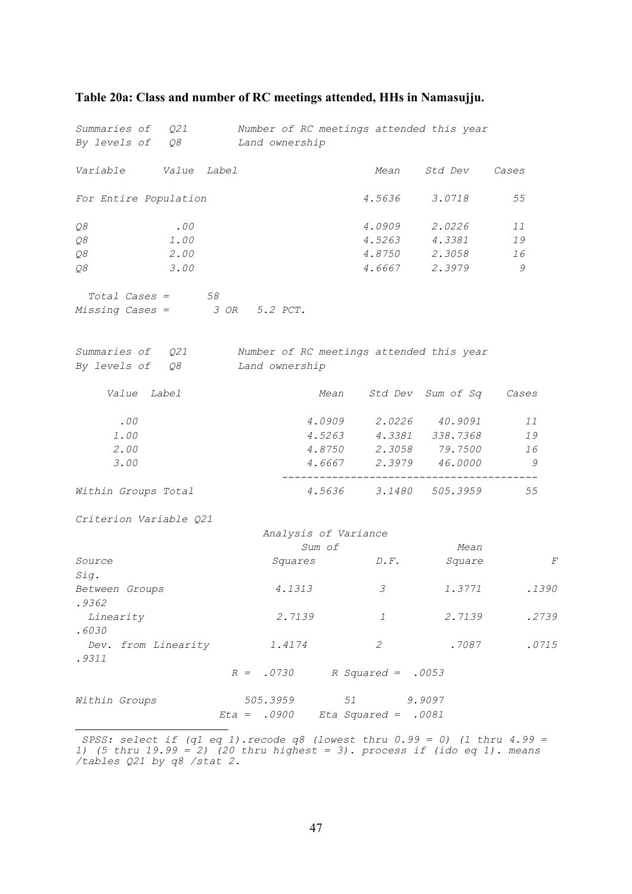**Table 20a: Class and number of RC meetings attended, HHs in Namasujju.**

*Summaries of Q21 Number of RC meetings attended this year*
*By levels of Q8 Land ownership*

| Variable | Value | Label | Mean | Std Dev | Cases |
|---|---|---|---|---|---|
| *For Entire Population* | | | *4.5636* | *3.0718* | *55* |
| *Q8* | *.00* | | *4.0909* | *2.0226* | *11* |
| *Q8* | *1.00* | | *4.5263* | *4.3381* | *19* |
| *Q8* | *2.00* | | *4.8750* | *2.3058* | *16* |
| *Q8* | *3.00* | | *4.6667* | *2.3979* | *9* |

*Total Cases = 58*
*Missing Cases = 3 OR 5.2 PCT.*

*Summaries of Q21 Number of RC meetings attended this year*
*By levels of Q8 Land ownership*

| Value | Label | Mean | Std Dev | Sum of Sq | Cases |
|---|---|---|---|---|---|
| *.00* | | *4.0909* | *2.0226* | *40.9091* | *11* |
| *1.00* | | *4.5263* | *4.3381* | *338.7368* | *19* |
| *2.00* | | *4.8750* | *2.3058* | *79.7500* | *16* |
| *3.00* | | *4.6667* | *2.3979* | *46.0000* | *9* |
| *Within Groups Total* | | *4.5636* | *3.1480* | *505.3959* | *55* |

*Criterion Variable Q21*

*Analysis of Variance*

| Source | Sum of Squares | D.F. | Mean Square | F | Sig. |
|---|---|---|---|---|---|
| *Between Groups* | *4.1313* | *3* | *1.3771* | *.1390* | *.9362* |
| *Linearity* | *2.7139* | *1* | *2.7139* | *.2739* | *.6030* |
| *Dev. from Linearity* | *1.4174* | *2* | *.7087* | *.0715* | *.9311* |
| | *R = .0730* | *R Squared = .0053* | | | |
| *Within Groups* | *505.3959* | *51* | *9.9097* | | |
| | *Eta = .0900* | *Eta Squared = .0081* | | | |

*SPSS: select if (q1 eq 1).recode q8 (lowest thru 0.99 = 0) (1 thru 4.99 = 1) (5 thru 19.99 = 2) (20 thru highest = 3). process if (ido eq 1). means /tables Q21 by q8 /stat 2.*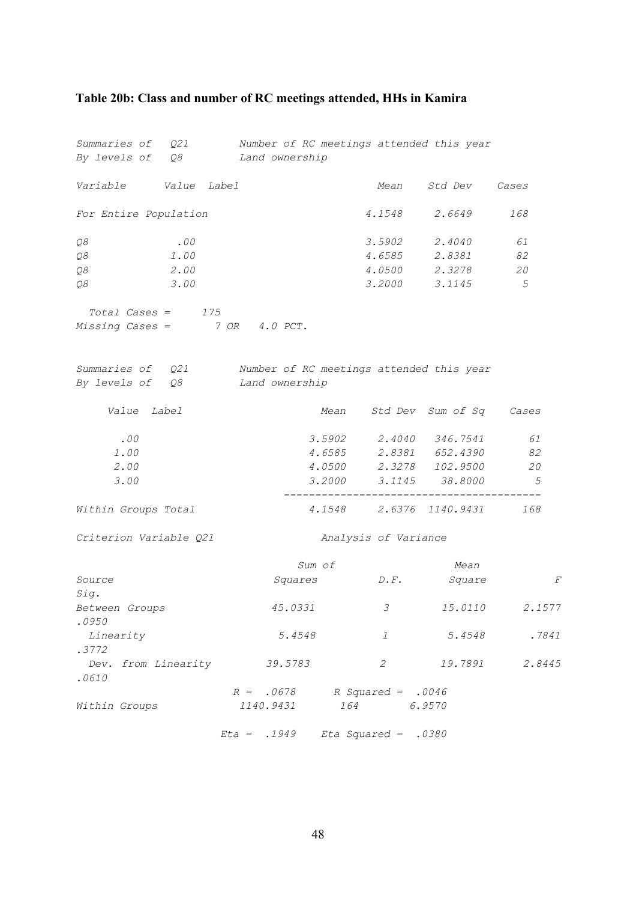**Table 20b: Class and number of RC meetings attended, HHs in Kamira**

*Summaries of Q21 Number of RC meetings attended this year*
*By levels of Q8 Land ownership*

| Variable | Value | Label | Mean | Std Dev | Cases |
|---|---|---|---|---|---|
| *For Entire Population* | | | *4.1548* | *2.6649* | *168* |
| *Q8* | *.00* | | *3.5902* | *2.4040* | *61* |
| *Q8* | *1.00* | | *4.6585* | *2.8381* | *82* |
| *Q8* | *2.00* | | *4.0500* | *2.3278* | *20* |
| *Q8* | *3.00* | | *3.2000* | *3.1145* | *5* |

*Total Cases = 175*
*Missing Cases = 7 OR 4.0 PCT.*

*Summaries of Q21 Number of RC meetings attended this year*
*By levels of Q8 Land ownership*

| Value | Label | Mean | Std Dev | Sum of Sq | Cases |
|---|---|---|---|---|---|
| *.00* | | *3.5902* | *2.4040* | *346.7541* | *61* |
| *1.00* | | *4.6585* | *2.8381* | *652.4390* | *82* |
| *2.00* | | *4.0500* | *2.3278* | *102.9500* | *20* |
| *3.00* | | *3.2000* | *3.1145* | *38.8000* | *5* |
| *Within Groups Total* | | *4.1548* | *2.6376* | *1140.9431* | *168* |

*Criterion Variable Q21 Analysis of Variance*

| Source | Sum of Squares | D.F. | Mean Square | F | Sig. |
|---|---|---|---|---|---|
| *Between Groups* | *45.0331* | *3* | *15.0110* | *2.1577* | *.0950* |
| *Linearity* | *5.4548* | *1* | *5.4548* | *.7841* | *.3772* |
| *Dev. from Linearity* | *39.5783* | *2* | *19.7891* | *2.8445* | *.0610* |
| | *R = .0678* | *R Squared = .0046* | | | |
| *Within Groups* | *1140.9431* | *164* | *6.9570* | | |

*Eta = .1949 Eta Squared = .0380*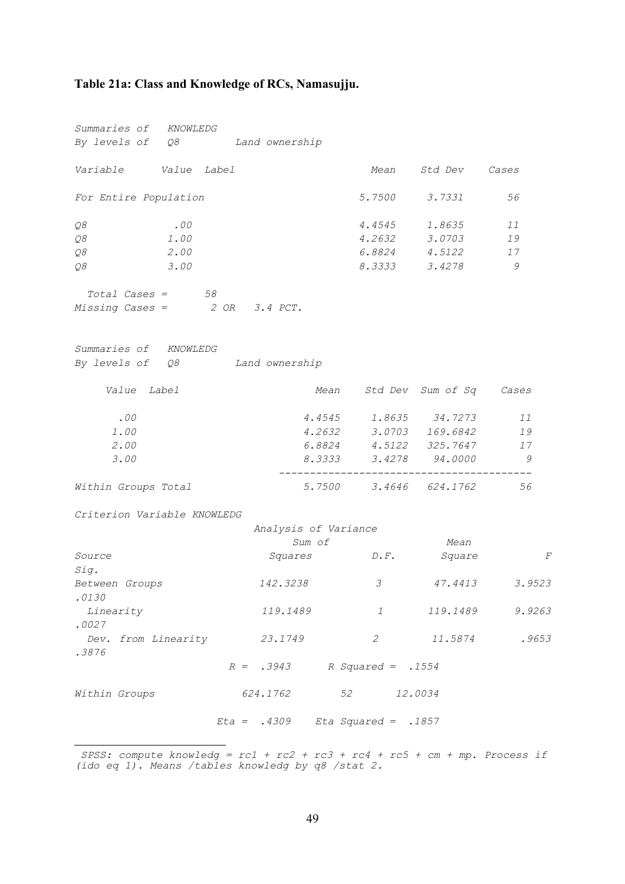**Table 21a: Class and Knowledge of RCs, Namasujju.**

*Summaries of KNOWLEDG*
*By levels of Q8 Land ownership*

| Variable | Value | Label | Mean | Std Dev | Cases |
|---|---|---|---|---|---|
| *For Entire Population* | | | *5.7500* | *3.7331* | *56* |
| *Q8* | *.00* | | *4.4545* | *1.8635* | *11* |
| *Q8* | *1.00* | | *4.2632* | *3.0703* | *19* |
| *Q8* | *2.00* | | *6.8824* | *4.5122* | *17* |
| *Q8* | *3.00* | | *8.3333* | *3.4278* | *9* |

*Total Cases = 58*
*Missing Cases = 2 OR 3.4 PCT.*

*Summaries of KNOWLEDG*
*By levels of Q8 Land ownership*

| Value | Label | Mean | Std Dev | Sum of Sq | Cases |
|---|---|---|---|---|---|
| *.00* | | *4.4545* | *1.8635* | *34.7273* | *11* |
| *1.00* | | *4.2632* | *3.0703* | *169.6842* | *19* |
| *2.00* | | *6.8824* | *4.5122* | *325.7647* | *17* |
| *3.00* | | *8.3333* | *3.4278* | *94.0000* | *9* |
| *Within Groups Total* | | *5.7500* | *3.4646* | *624.1762* | *56* |

*Criterion Variable KNOWLEDG*

*Analysis of Variance*

| Source | Sum of Squares | D.F. | Mean Square | F | Sig. |
|---|---|---|---|---|---|
| *Between Groups* | *142.3238* | *3* | *47.4413* | *3.9523* | *.0130* |
| *Linearity* | *119.1489* | *1* | *119.1489* | *9.9263* | *.0027* |
| *Dev. from Linearity* | *23.1749* | *2* | *11.5874* | *.9653* | *.3876* |
| *Within Groups* | *624.1762* | *52* | *12.0034* | | |

*R = .3943 R Squared = .1554*

*Eta = .4309 Eta Squared = .1857*

---

*SPSS: compute knowledg = rc1 + rc2 + rc3 + rc4 + rc5 + cm + mp. Process if (ido eq 1). Means /tables knowledg by q8 /stat 2.*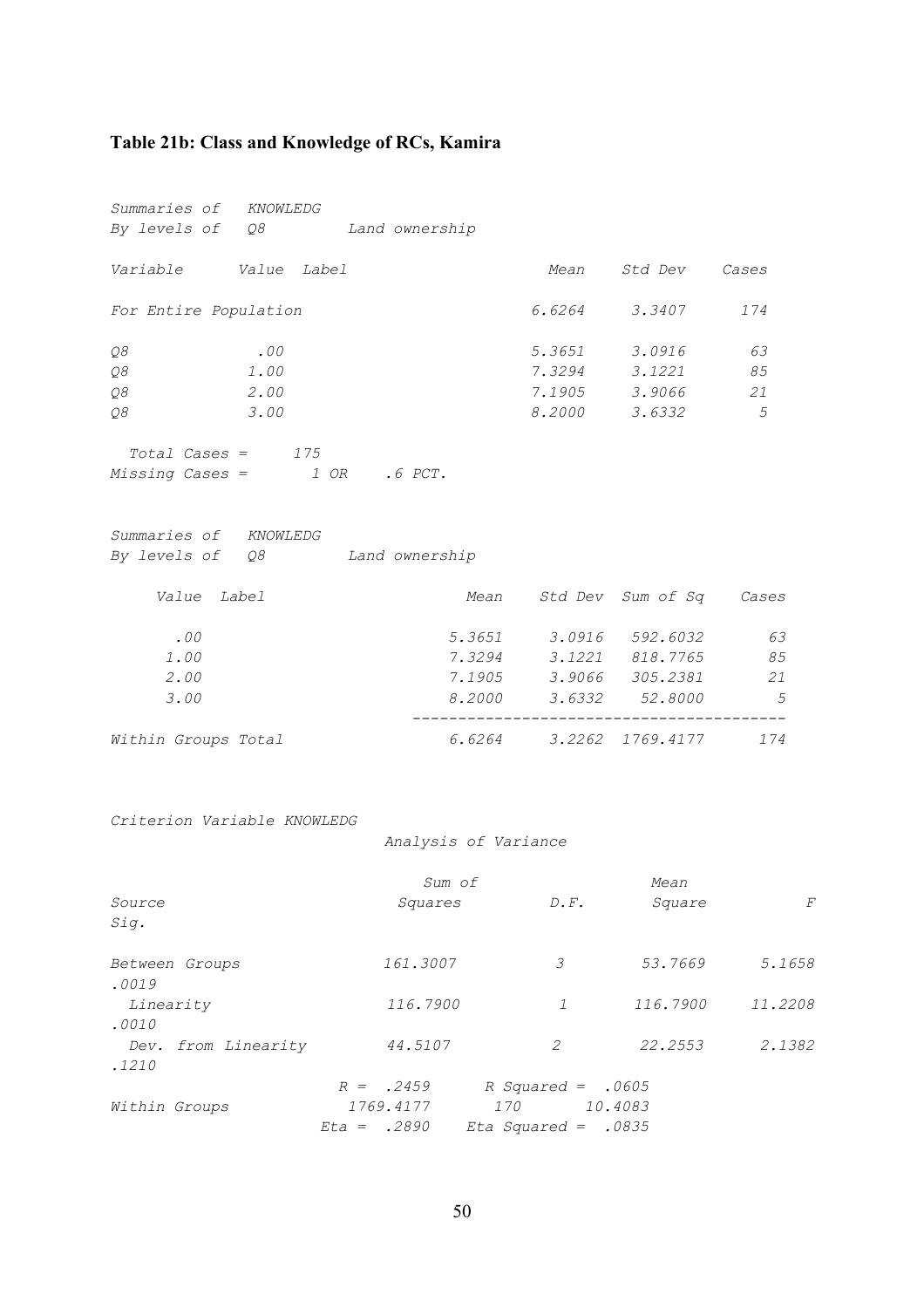### Table 21b: Class and Knowledge of RCs, Kamira

*Summaries of KNOWLEDG*
*By levels of Q8 Land ownership*

| Variable | Value | Label | Mean | Std Dev | Cases |
|---|---|---|---|---|---|
| For Entire Population | | | 6.6264 | 3.3407 | 174 |
| Q8 | .00 | | 5.3651 | 3.0916 | 63 |
| Q8 | 1.00 | | 7.3294 | 3.1221 | 85 |
| Q8 | 2.00 | | 7.1905 | 3.9066 | 21 |
| Q8 | 3.00 | | 8.2000 | 3.6332 | 5 |

*Total Cases = 175*
*Missing Cases = 1 OR .6 PCT.*

*Summaries of KNOWLEDG*
*By levels of Q8 Land ownership*

| Value | Label | Mean | Std Dev | Sum of Sq | Cases |
|---|---|---|---|---|---|
| .00 | | 5.3651 | 3.0916 | 592.6032 | 63 |
| 1.00 | | 7.3294 | 3.1221 | 818.7765 | 85 |
| 2.00 | | 7.1905 | 3.9066 | 305.2381 | 21 |
| 3.00 | | 8.2000 | 3.6332 | 52.8000 | 5 |
| Within Groups Total | | 6.6264 | 3.2262 | 1769.4177 | 174 |

*Criterion Variable KNOWLEDG*

*Analysis of Variance*

| Source | Sum of Squares | D.F. | Mean Square | F | Sig. |
|---|---|---|---|---|---|
| Between Groups | 161.3007 | 3 | 53.7669 | 5.1658 | .0019 |
| Linearity | 116.7900 | 1 | 116.7900 | 11.2208 | .0010 |
| Dev. from Linearity | 44.5107 | 2 | 22.2553 | 2.1382 | .1210 |
| | R = .2459 | R Squared = .0605 | | | |
| Within Groups | 1769.4177 | 170 | 10.4083 | | |
| | Eta = .2890 | Eta Squared = .0835 | | | |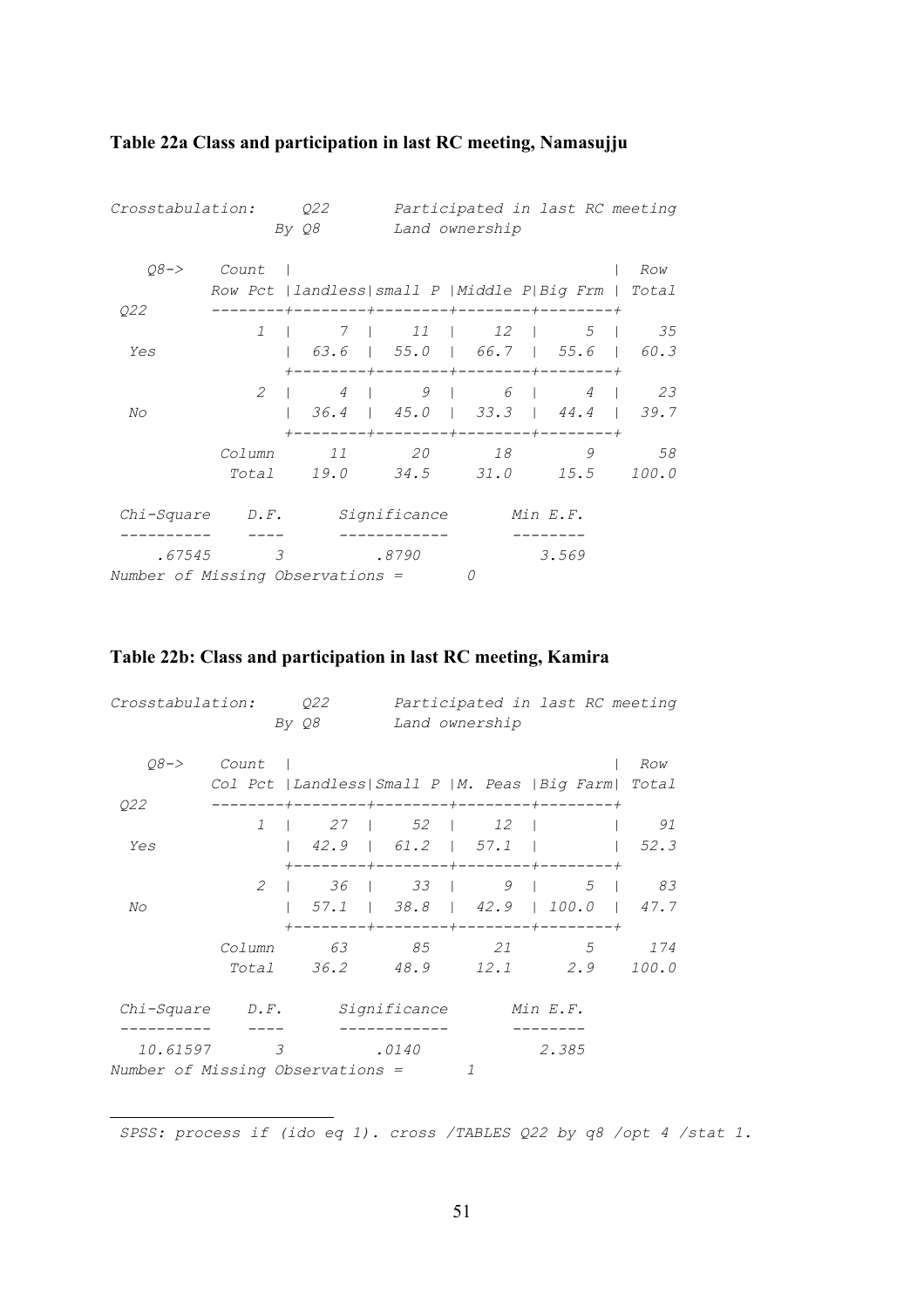**Table 22a Class and participation in last RC meeting, Namasujju**

*Crosstabulation: Q22 Participated in last RC meeting*
*By Q8 Land ownership*

| Q22 \ Q8-> (Count / Row Pct) | | landless | small P | Middle P | Big Frm | Row Total |
|---|---|---|---|---|---|---|
| Yes | 1 | 7 | 11 | 12 | 5 | 35 |
| | | 63.6 | 55.0 | 66.7 | 55.6 | 60.3 |
| No | 2 | 4 | 9 | 6 | 4 | 23 |
| | | 36.4 | 45.0 | 33.3 | 44.4 | 39.7 |
| Column Total | | 11 | 20 | 18 | 9 | 58 |
| | | 19.0 | 34.5 | 31.0 | 15.5 | 100.0 |

| Chi-Square | D.F. | Significance | Min E.F. |
|---|---|---|---|
| .67545 | 3 | .8790 | 3.569 |

*Number of Missing Observations = 0*

**Table 22b: Class and participation in last RC meeting, Kamira**

*Crosstabulation: Q22 Participated in last RC meeting*
*By Q8 Land ownership*

| Q22 \ Q8-> (Count / Col Pct) | | Landless | Small P | M. Peas | Big Farm | Row Total |
|---|---|---|---|---|---|---|
| Yes | 1 | 27 | 52 | 12 | | 91 |
| | | 42.9 | 61.2 | 57.1 | | 52.3 |
| No | 2 | 36 | 33 | 9 | 5 | 83 |
| | | 57.1 | 38.8 | 42.9 | 100.0 | 47.7 |
| Column Total | | 63 | 85 | 21 | 5 | 174 |
| | | 36.2 | 48.9 | 12.1 | 2.9 | 100.0 |

| Chi-Square | D.F. | Significance | Min E.F. |
|---|---|---|---|
| 10.61597 | 3 | .0140 | 2.385 |

*Number of Missing Observations = 1*

---

```
SPSS: process if (ido eq 1). cross /TABLES Q22 by q8 /opt 4 /stat 1.
```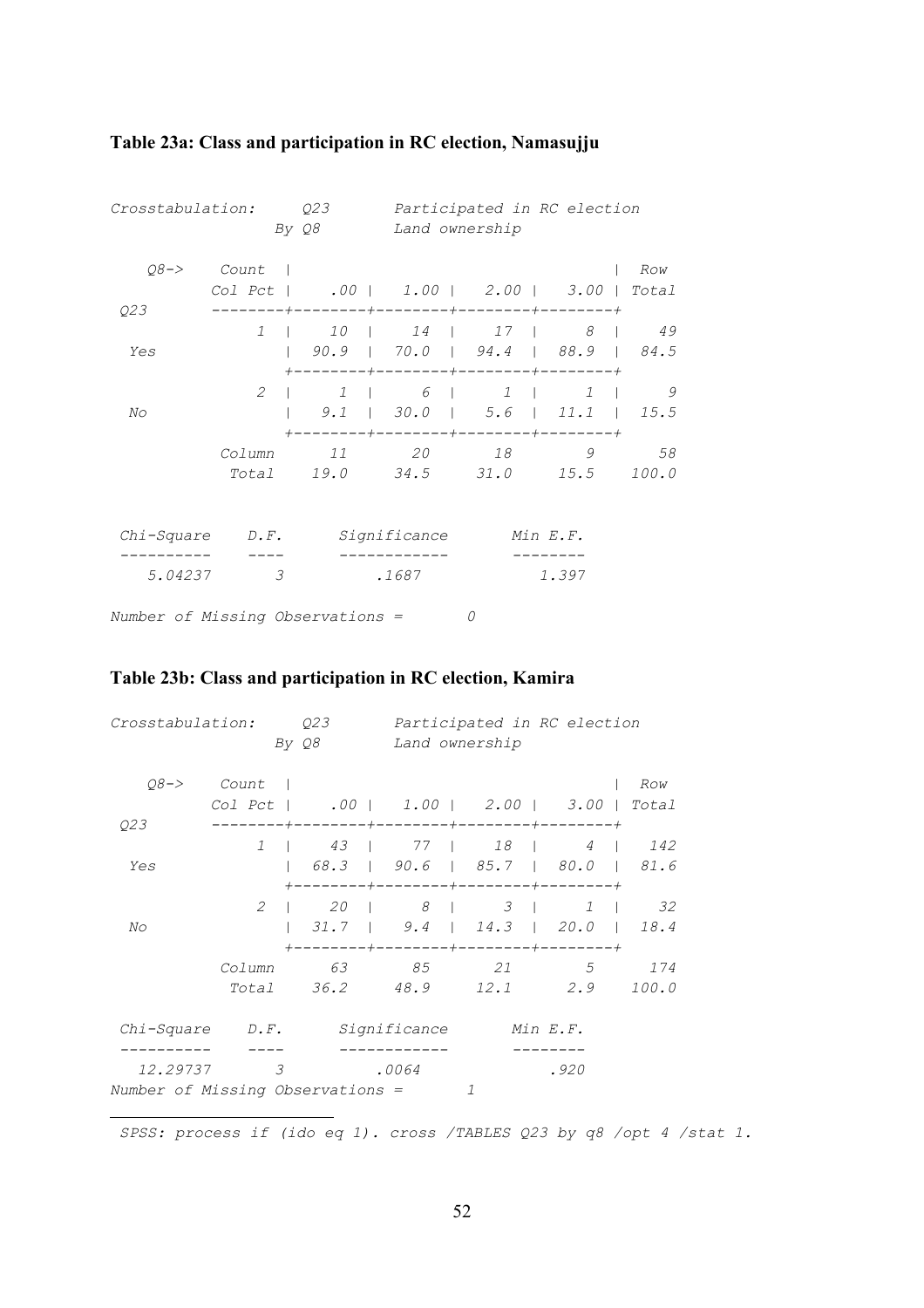### Table 23a: Class and participation in RC election, Namasujju

*Crosstabulation: Q23 Participated in RC election By Q8 Land ownership*

| Q23 | Count / Col Pct | .00 | 1.00 | 2.00 | 3.00 | Row Total |
|---|---|---|---|---|---|---|
| Yes | 1 | 10 | 14 | 17 | 8 | 49 |
| | | 90.9 | 70.0 | 94.4 | 88.9 | 84.5 |
| No | 2 | 1 | 6 | 1 | 1 | 9 |
| | | 9.1 | 30.0 | 5.6 | 11.1 | 15.5 |
| | Column Total | 11 | 20 | 18 | 9 | 58 |
| | | 19.0 | 34.5 | 31.0 | 15.5 | 100.0 |

| Chi-Square | D.F. | Significance | Min E.F. |
|---|---|---|---|
| 5.04237 | 3 | .1687 | 1.397 |

*Number of Missing Observations = 0*

### Table 23b: Class and participation in RC election, Kamira

*Crosstabulation: Q23 Participated in RC election By Q8 Land ownership*

| Q23 | Count / Col Pct | .00 | 1.00 | 2.00 | 3.00 | Row Total |
|---|---|---|---|---|---|---|
| Yes | 1 | 43 | 77 | 18 | 4 | 142 |
| | | 68.3 | 90.6 | 85.7 | 80.0 | 81.6 |
| No | 2 | 20 | 8 | 3 | 1 | 32 |
| | | 31.7 | 9.4 | 14.3 | 20.0 | 18.4 |
| | Column Total | 63 | 85 | 21 | 5 | 174 |
| | | 36.2 | 48.9 | 12.1 | 2.9 | 100.0 |

| Chi-Square | D.F. | Significance | Min E.F. |
|---|---|---|---|
| 12.29737 | 3 | .0064 | .920 |

*Number of Missing Observations = 1*

---

*SPSS: process if (ido eq 1). cross /TABLES Q23 by q8 /opt 4 /stat 1.*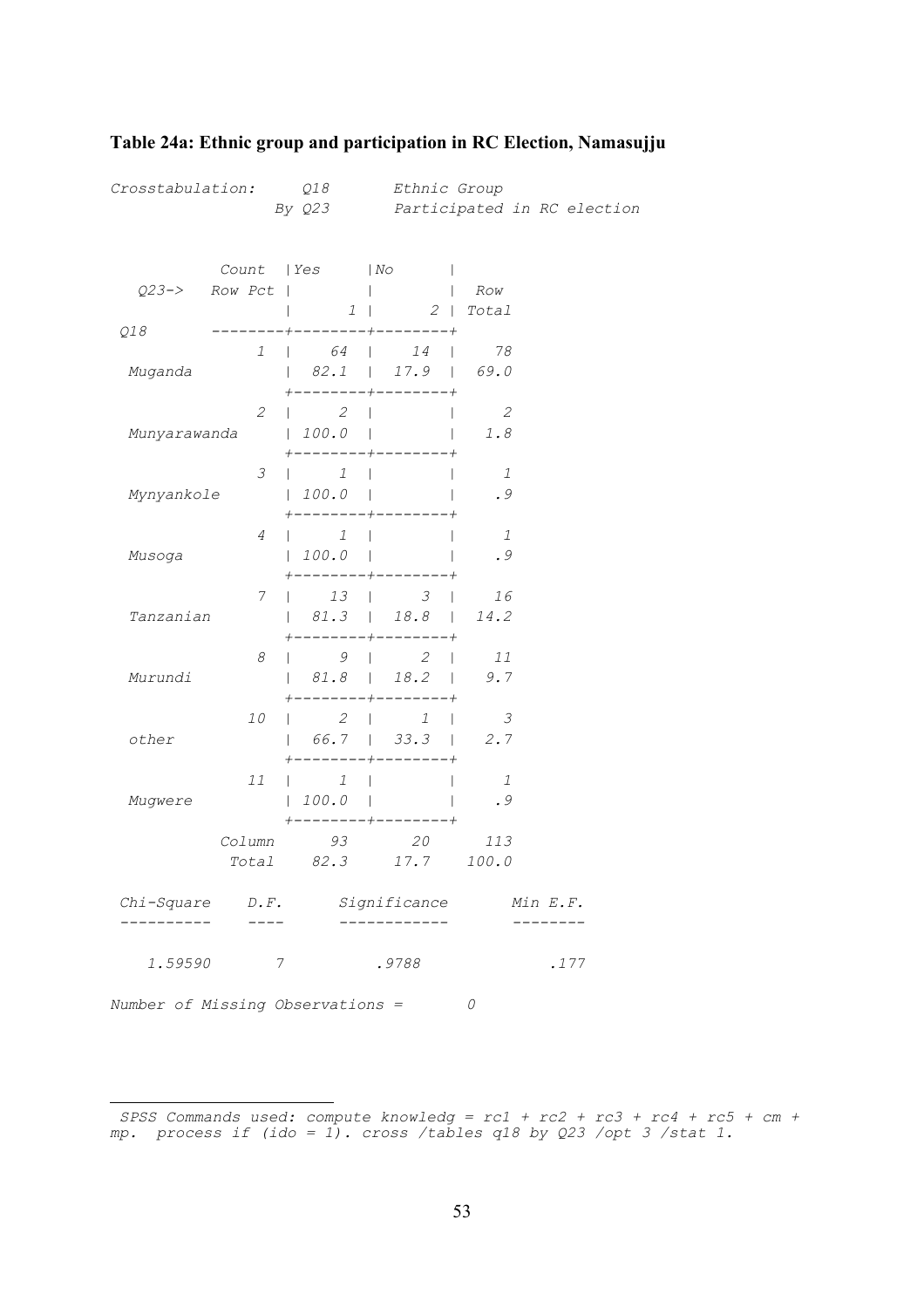**Table 24a: Ethnic group and participation in RC Election, Namasujju**

*Crosstabulation: Q18 Ethnic Group*
*By Q23 Participated in RC election*

| Q18 | Code | Count / Row Pct | Yes (1) | No (2) | Row Total |
|---|---|---|---|---|---|
| Muganda | 1 | Count | 64 | 14 | 78 |
| | | Row Pct | 82.1 | 17.9 | 69.0 |
| Munyarawanda | 2 | Count | 2 | | 2 |
| | | Row Pct | 100.0 | | 1.8 |
| Mynyankole | 3 | Count | 1 | | 1 |
| | | Row Pct | 100.0 | | .9 |
| Musoga | 4 | Count | 1 | | 1 |
| | | Row Pct | 100.0 | | .9 |
| Tanzanian | 7 | Count | 13 | 3 | 16 |
| | | Row Pct | 81.3 | 18.8 | 14.2 |
| Murundi | 8 | Count | 9 | 2 | 11 |
| | | Row Pct | 81.8 | 18.2 | 9.7 |
| other | 10 | Count | 2 | 1 | 3 |
| | | Row Pct | 66.7 | 33.3 | 2.7 |
| Mugwere | 11 | Count | 1 | | 1 |
| | | Row Pct | 100.0 | | .9 |
| Column Total | | | 93 | 20 | 113 |
| | | | 82.3 | 17.7 | 100.0 |

| Chi-Square | D.F. | Significance | Min E.F. |
|---|---|---|---|
| 1.59590 | 7 | .9788 | .177 |

*Number of Missing Observations = 0*

---

*SPSS Commands used: compute knowledg = rc1 + rc2 + rc3 + rc4 + rc5 + cm + mp. process if (ido = 1). cross /tables q18 by Q23 /opt 3 /stat 1.*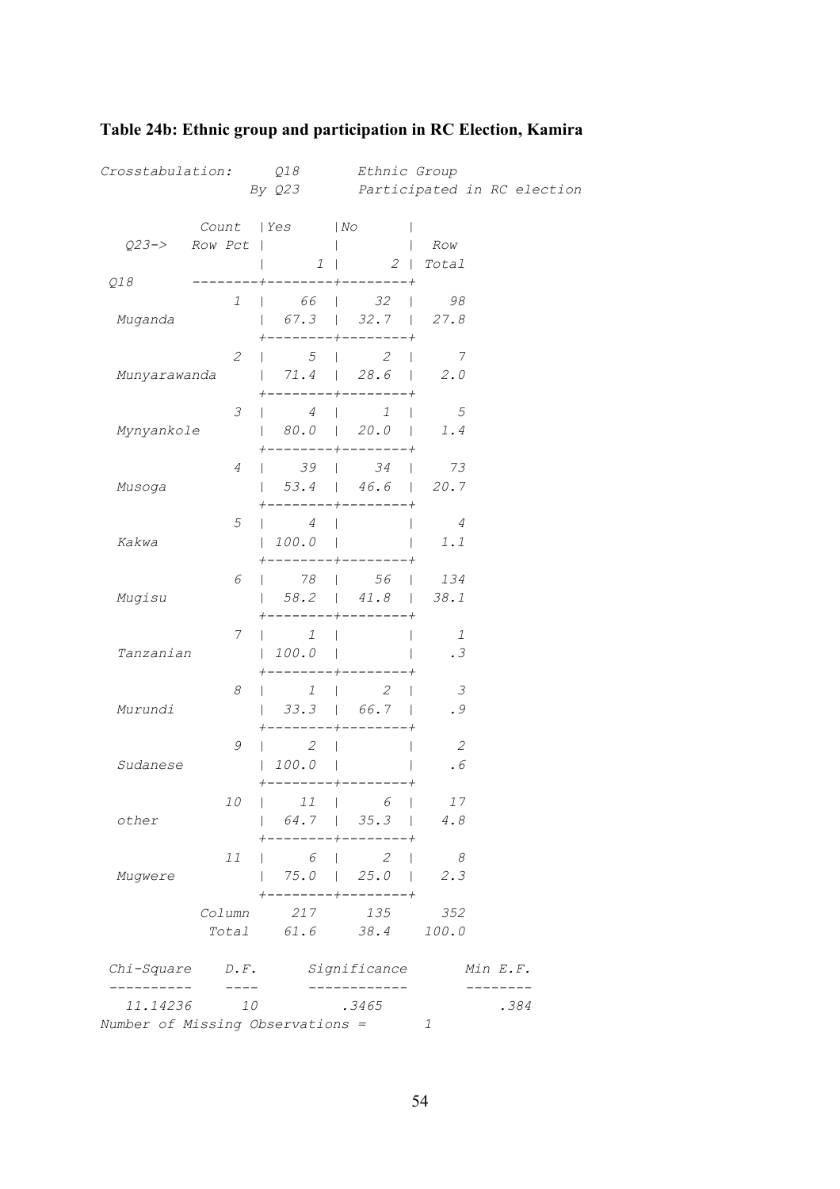**Table 24b: Ethnic group and participation in RC Election, Kamira**

*Crosstabulation: Q18 Ethnic Group By Q23 Participated in RC election*

| Q18 (Count / Row Pct) | Q23-> Yes (1) | No (2) | Row Total |
|---|---|---|---|
| 1 Muganda | 66 | 32 | 98 |
| | 67.3 | 32.7 | 27.8 |
| 2 Munyarawanda | 5 | 2 | 7 |
| | 71.4 | 28.6 | 2.0 |
| 3 Mynyankole | 4 | 1 | 5 |
| | 80.0 | 20.0 | 1.4 |
| 4 Musoga | 39 | 34 | 73 |
| | 53.4 | 46.6 | 20.7 |
| 5 Kakwa | 4 | | 4 |
| | 100.0 | | 1.1 |
| 6 Mugisu | 78 | 56 | 134 |
| | 58.2 | 41.8 | 38.1 |
| 7 Tanzanian | 1 | | 1 |
| | 100.0 | | .3 |
| 8 Murundi | 1 | 2 | 3 |
| | 33.3 | 66.7 | .9 |
| 9 Sudanese | 2 | | 2 |
| | 100.0 | | .6 |
| 10 other | 11 | 6 | 17 |
| | 64.7 | 35.3 | 4.8 |
| 11 Mugwere | 6 | 2 | 8 |
| | 75.0 | 25.0 | 2.3 |
| Column Total | 217 | 135 | 352 |
| | 61.6 | 38.4 | 100.0 |

| Chi-Square | D.F. | Significance | Min E.F. |
|---|---|---|---|
| 11.14236 | 10 | .3465 | .384 |

*Number of Missing Observations = 1*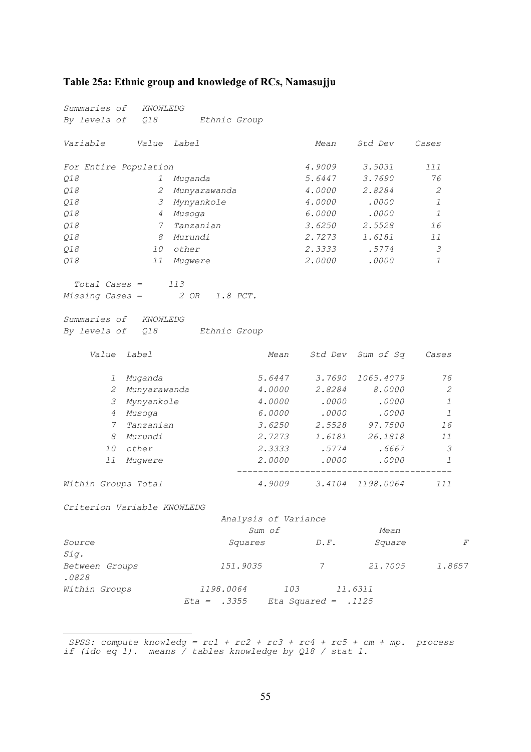**Table 25a: Ethnic group and knowledge of RCs, Namasujju**

*Summaries of KNOWLEDG*
*By levels of Q18 Ethnic Group*

| Variable | Value | Label | Mean | Std Dev | Cases |
|---|---|---|---|---|---|
| *For Entire Population* | | | *4.9009* | *3.5031* | *111* |
| *Q18* | *1* | *Muganda* | *5.6447* | *3.7690* | *76* |
| *Q18* | *2* | *Munyarawanda* | *4.0000* | *2.8284* | *2* |
| *Q18* | *3* | *Mynyankole* | *4.0000* | *.0000* | *1* |
| *Q18* | *4* | *Musoga* | *6.0000* | *.0000* | *1* |
| *Q18* | *7* | *Tanzanian* | *3.6250* | *2.5528* | *16* |
| *Q18* | *8* | *Murundi* | *2.7273* | *1.6181* | *11* |
| *Q18* | *10* | *other* | *2.3333* | *.5774* | *3* |
| *Q18* | *11* | *Mugwere* | *2.0000* | *.0000* | *1* |

*Total Cases = 113*
*Missing Cases = 2 OR 1.8 PCT.*

*Summaries of KNOWLEDG*
*By levels of Q18 Ethnic Group*

| Value | Label | Mean | Std Dev | Sum of Sq | Cases |
|---|---|---|---|---|---|
| *1* | *Muganda* | *5.6447* | *3.7690* | *1065.4079* | *76* |
| *2* | *Munyarawanda* | *4.0000* | *2.8284* | *8.0000* | *2* |
| *3* | *Mynyankole* | *4.0000* | *.0000* | *.0000* | *1* |
| *4* | *Musoga* | *6.0000* | *.0000* | *.0000* | *1* |
| *7* | *Tanzanian* | *3.6250* | *2.5528* | *97.7500* | *16* |
| *8* | *Murundi* | *2.7273* | *1.6181* | *26.1818* | *11* |
| *10* | *other* | *2.3333* | *.5774* | *.6667* | *3* |
| *11* | *Mugwere* | *2.0000* | *.0000* | *.0000* | *1* |
| *Within Groups Total* | | *4.9009* | *3.4104* | *1198.0064* | *111* |

*Criterion Variable KNOWLEDG*

*Analysis of Variance*

| Source | Sum of Squares | D.F. | Mean Square | F | Sig. |
|---|---|---|---|---|---|
| *Between Groups* | *151.9035* | *7* | *21.7005* | *1.8657* | *.0828* |
| *Within Groups* | *1198.0064* | *103* | *11.6311* | | |

*Eta = .3355 Eta Squared = .1125*

---

*SPSS: compute knowledg = rc1 + rc2 + rc3 + rc4 + rc5 + cm + mp. process if (ido eq 1). means / tables knowledge by Q18 / stat 1.*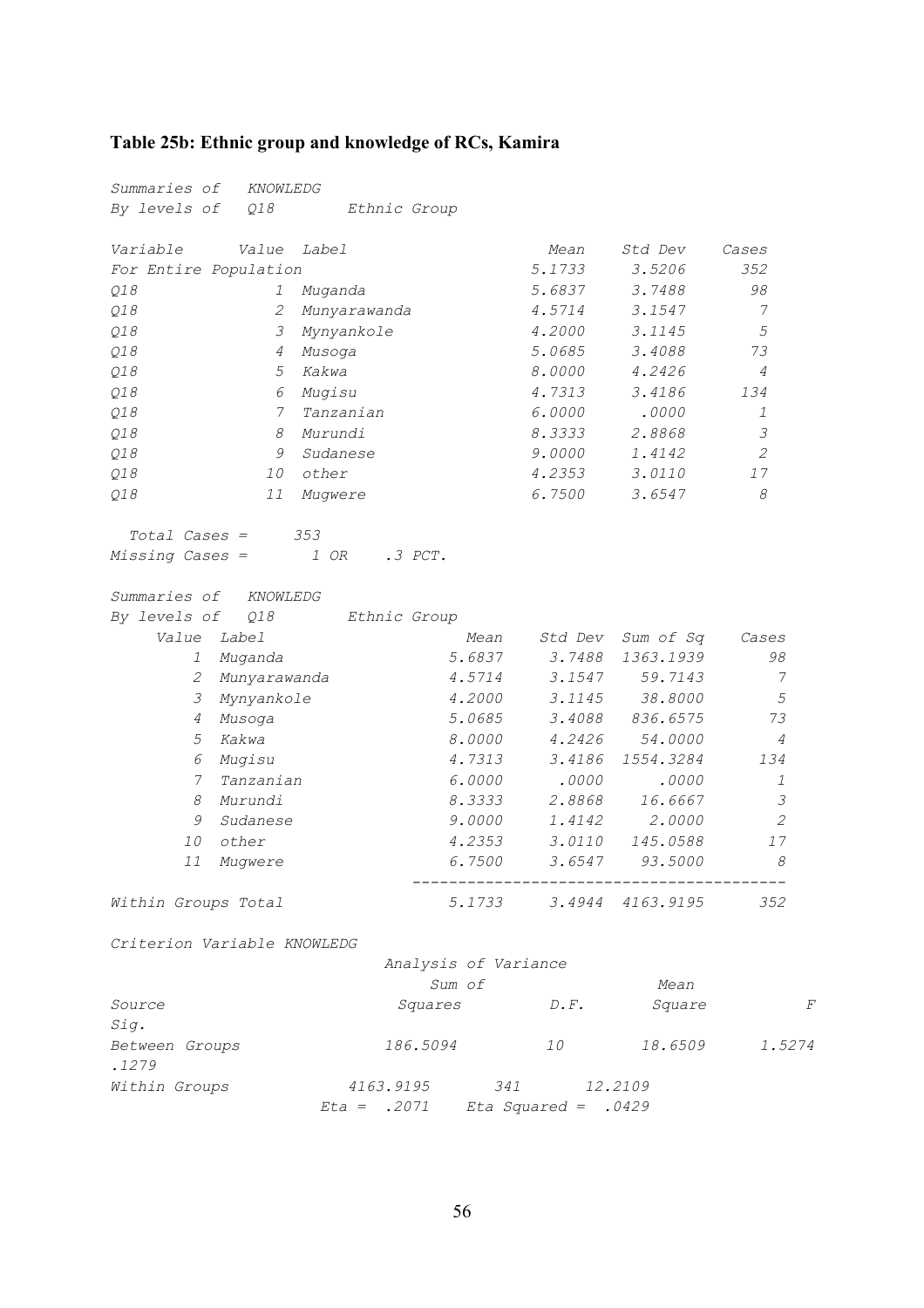### Table 25b: Ethnic group and knowledge of RCs, Kamira

*Summaries of KNOWLEDG*
*By levels of Q18 Ethnic Group*

| Variable | Value | Label | Mean | Std Dev | Cases |
|---|---|---|---|---|---|
| For Entire Population | | | 5.1733 | 3.5206 | 352 |
| Q18 | 1 | Muganda | 5.6837 | 3.7488 | 98 |
| Q18 | 2 | Munyarawanda | 4.5714 | 3.1547 | 7 |
| Q18 | 3 | Mynyankole | 4.2000 | 3.1145 | 5 |
| Q18 | 4 | Musoga | 5.0685 | 3.4088 | 73 |
| Q18 | 5 | Kakwa | 8.0000 | 4.2426 | 4 |
| Q18 | 6 | Mugisu | 4.7313 | 3.4186 | 134 |
| Q18 | 7 | Tanzanian | 6.0000 | .0000 | 1 |
| Q18 | 8 | Murundi | 8.3333 | 2.8868 | 3 |
| Q18 | 9 | Sudanese | 9.0000 | 1.4142 | 2 |
| Q18 | 10 | other | 4.2353 | 3.0110 | 17 |
| Q18 | 11 | Mugwere | 6.7500 | 3.6547 | 8 |

*Total Cases = 353*
*Missing Cases = 1 OR .3 PCT.*

*Summaries of KNOWLEDG*
*By levels of Q18 Ethnic Group*

| Value | Label | Mean | Std Dev | Sum of Sq | Cases |
|---|---|---|---|---|---|
| 1 | Muganda | 5.6837 | 3.7488 | 1363.1939 | 98 |
| 2 | Munyarawanda | 4.5714 | 3.1547 | 59.7143 | 7 |
| 3 | Mynyankole | 4.2000 | 3.1145 | 38.8000 | 5 |
| 4 | Musoga | 5.0685 | 3.4088 | 836.6575 | 73 |
| 5 | Kakwa | 8.0000 | 4.2426 | 54.0000 | 4 |
| 6 | Mugisu | 4.7313 | 3.4186 | 1554.3284 | 134 |
| 7 | Tanzanian | 6.0000 | .0000 | .0000 | 1 |
| 8 | Murundi | 8.3333 | 2.8868 | 16.6667 | 3 |
| 9 | Sudanese | 9.0000 | 1.4142 | 2.0000 | 2 |
| 10 | other | 4.2353 | 3.0110 | 145.0588 | 17 |
| 11 | Mugwere | 6.7500 | 3.6547 | 93.5000 | 8 |
| Within Groups Total | | 5.1733 | 3.4944 | 4163.9195 | 352 |

*Criterion Variable KNOWLEDG*

*Analysis of Variance*

| Source | Sum of Squares | D.F. | Mean Square | F | Sig. |
|---|---|---|---|---|---|
| Between Groups | 186.5094 | 10 | 18.6509 | 1.5274 | .1279 |
| Within Groups | 4163.9195 | 341 | 12.2109 | | |

*Eta = .2071 Eta Squared = .0429*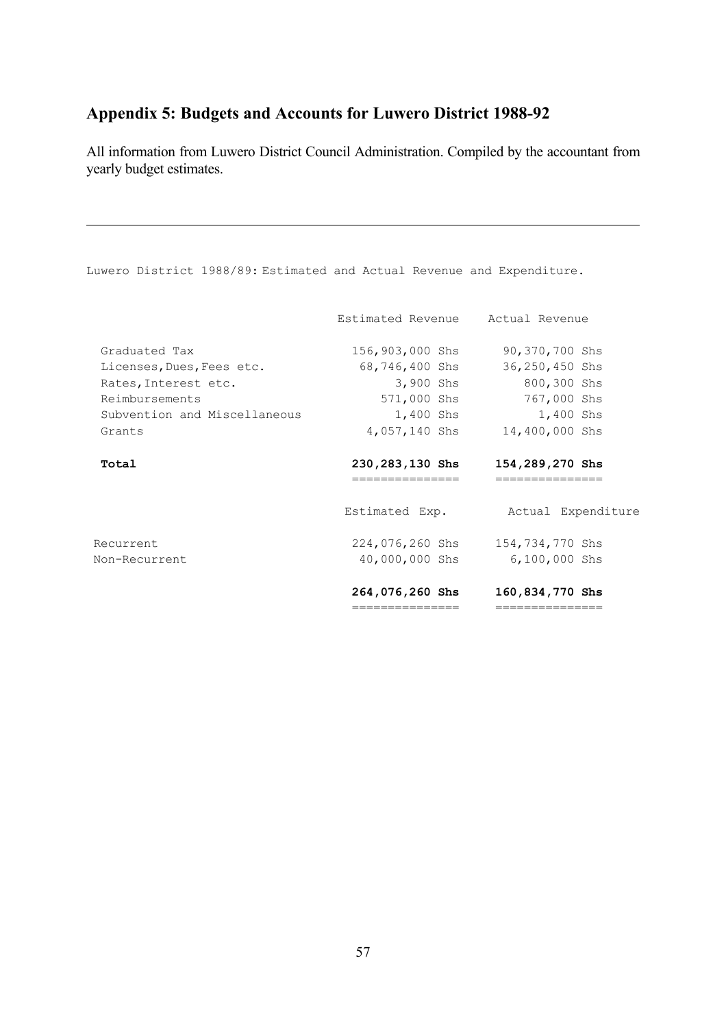## Appendix 5: Budgets and Accounts for Luwero District 1988-92

All information from Luwero District Council Administration. Compiled by the accountant from yearly budget estimates.

---

Luwero District 1988/89: Estimated and Actual Revenue and Expenditure.

| | Estimated Revenue | Actual Revenue |
|---|---|---|
| Graduated Tax | 156,903,000 Shs | 90,370,700 Shs |
| Licenses, Dues, Fees etc. | 68,746,400 Shs | 36,250,450 Shs |
| Rates, Interest etc. | 3,900 Shs | 800,300 Shs |
| Reimbursements | 571,000 Shs | 767,000 Shs |
| Subvention and Miscellaneous | 1,400 Shs | 1,400 Shs |
| Grants | 4,057,140 Shs | 14,400,000 Shs |
| **Total** | **230,283,130 Shs** | **154,289,270 Shs** |

| | Estimated Exp. | Actual Expenditure |
|---|---|---|
| Recurrent | 224,076,260 Shs | 154,734,770 Shs |
| Non-Recurrent | 40,000,000 Shs | 6,100,000 Shs |
| | **264,076,260 Shs** | **160,834,770 Shs** |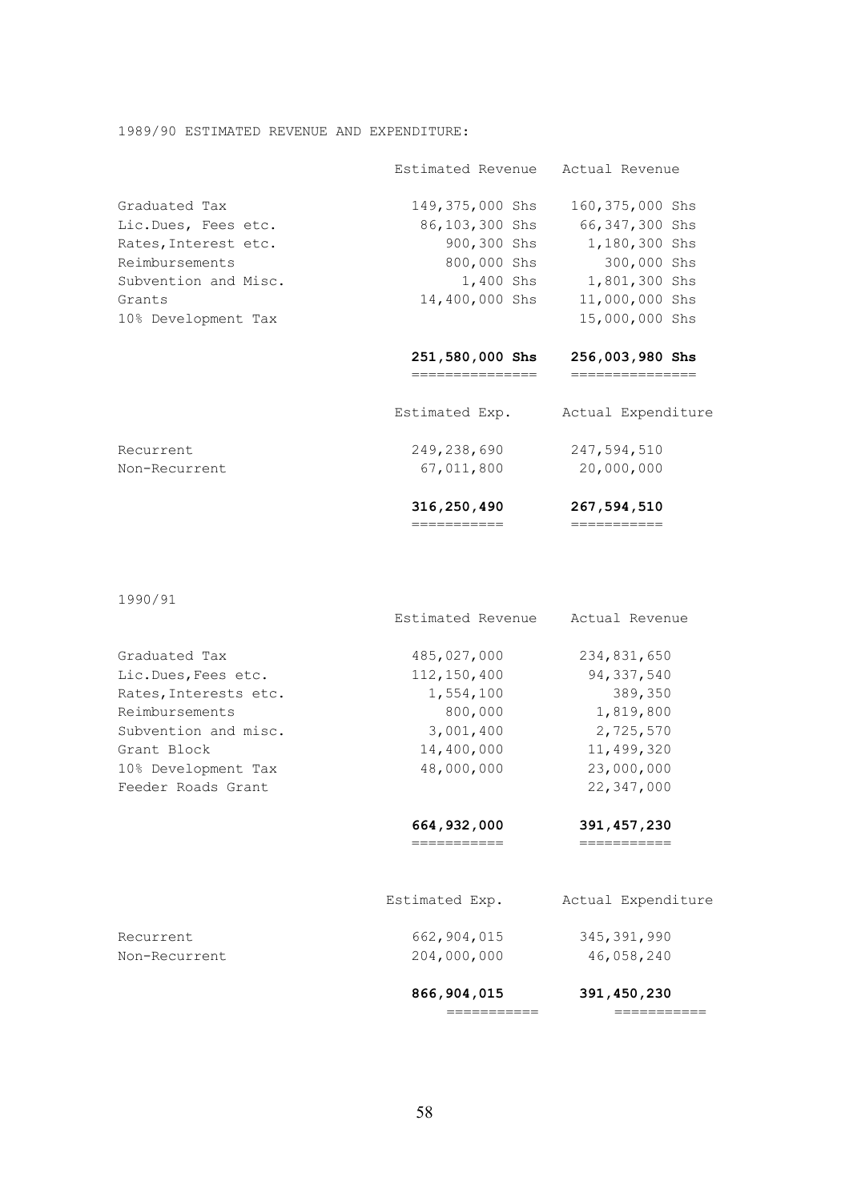1989/90 ESTIMATED REVENUE AND EXPENDITURE:

| | Estimated Revenue | Actual Revenue |
|---|---|---|
| Graduated Tax | 149,375,000 Shs | 160,375,000 Shs |
| Lic.Dues, Fees etc. | 86,103,300 Shs | 66,347,300 Shs |
| Rates, Interest etc. | 900,300 Shs | 1,180,300 Shs |
| Reimbursements | 800,000 Shs | 300,000 Shs |
| Subvention and Misc. | 1,400 Shs | 1,801,300 Shs |
| Grants | 14,400,000 Shs | 11,000,000 Shs |
| 10% Development Tax | | 15,000,000 Shs |
| | **251,580,000 Shs** | **256,003,980 Shs** |

| | Estimated Exp. | Actual Expenditure |
|---|---|---|
| Recurrent | 249,238,690 | 247,594,510 |
| Non-Recurrent | 67,011,800 | 20,000,000 |
| | **316,250,490** | **267,594,510** |

1990/91

| | Estimated Revenue | Actual Revenue |
|---|---|---|
| Graduated Tax | 485,027,000 | 234,831,650 |
| Lic.Dues, Fees etc. | 112,150,400 | 94,337,540 |
| Rates, Interests etc. | 1,554,100 | 389,350 |
| Reimbursements | 800,000 | 1,819,800 |
| Subvention and misc. | 3,001,400 | 2,725,570 |
| Grant Block | 14,400,000 | 11,499,320 |
| 10% Development Tax | 48,000,000 | 23,000,000 |
| Feeder Roads Grant | | 22,347,000 |
| | **664,932,000** | **391,457,230** |

| | Estimated Exp. | Actual Expenditure |
|---|---|---|
| Recurrent | 662,904,015 | 345,391,990 |
| Non-Recurrent | 204,000,000 | 46,058,240 |
| | **866,904,015** | **391,450,230** |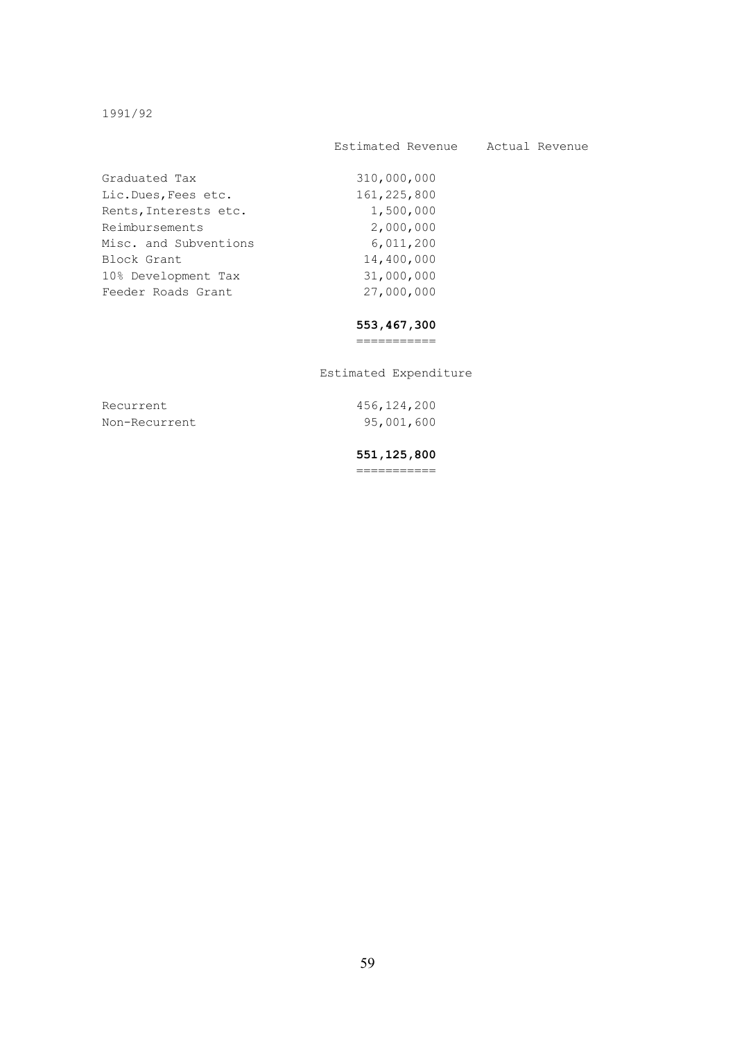1991/92

| | Estimated Revenue | Actual Revenue |
|---|---|---|
| Graduated Tax | 310,000,000 | |
| Lic.Dues,Fees etc. | 161,225,800 | |
| Rents,Interests etc. | 1,500,000 | |
| Reimbursements | 2,000,000 | |
| Misc. and Subventions | 6,011,200 | |
| Block Grant | 14,400,000 | |
| 10% Development Tax | 31,000,000 | |
| Feeder Roads Grant | 27,000,000 | |
| | **553,467,300** | |

| | Estimated Expenditure |
|---|---|
| Recurrent | 456,124,200 |
| Non-Recurrent | 95,001,600 |
| | **551,125,800** |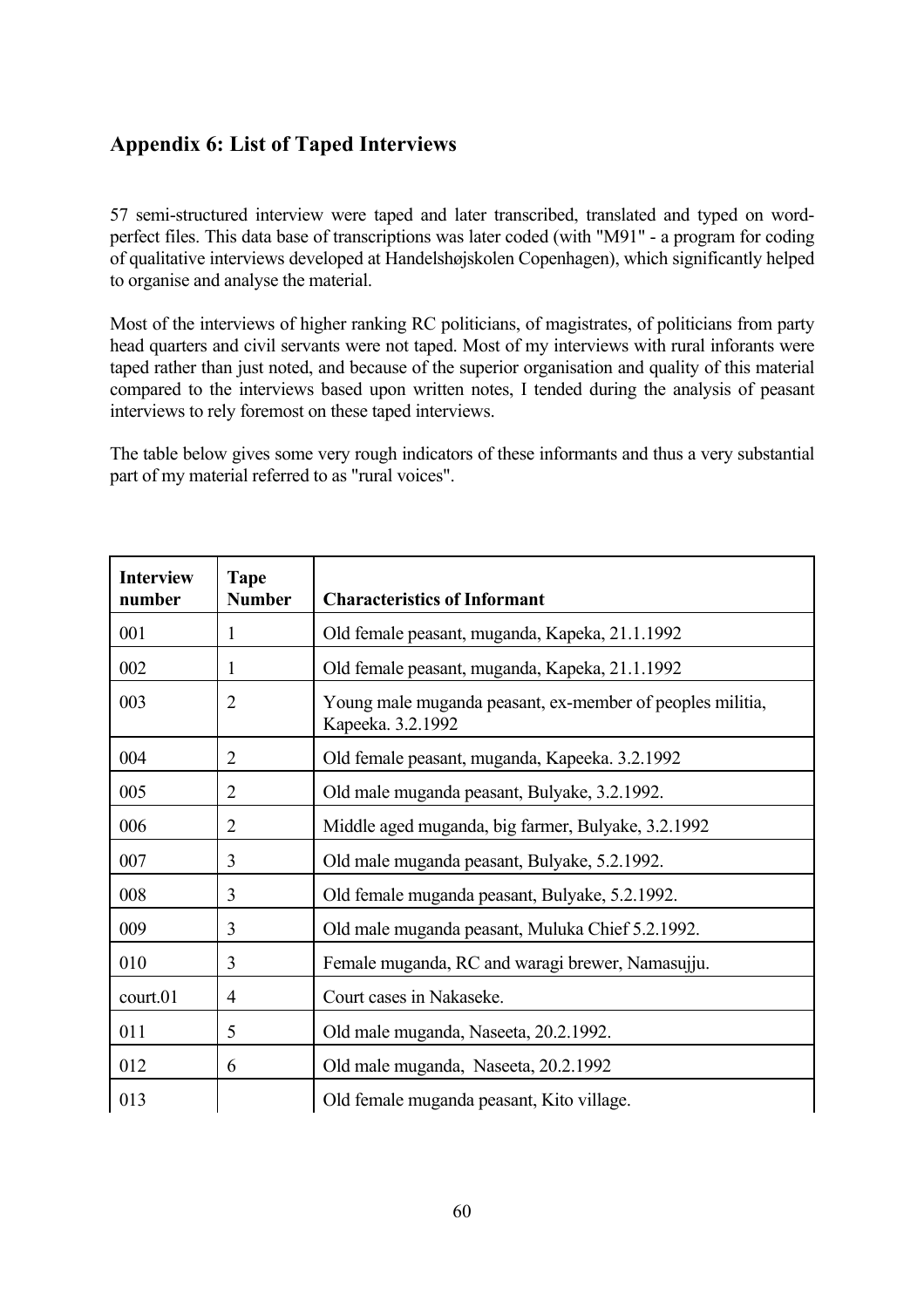## Appendix 6: List of Taped Interviews

57 semi-structured interview were taped and later transcribed, translated and typed on word-perfect files. This data base of transcriptions was later coded (with "M91" - a program for coding of qualitative interviews developed at Handelshøjskolen Copenhagen), which significantly helped to organise and analyse the material.

Most of the interviews of higher ranking RC politicians, of magistrates, of politicians from party head quarters and civil servants were not taped. Most of my interviews with rural inforants were taped rather than just noted, and because of the superior organisation and quality of this material compared to the interviews based upon written notes, I tended during the analysis of peasant interviews to rely foremost on these taped interviews.

The table below gives some very rough indicators of these informants and thus a very substantial part of my material referred to as "rural voices".

| Interview number | Tape Number | Characteristics of Informant |
|---|---|---|
| 001 | 1 | Old female peasant, muganda, Kapeka, 21.1.1992 |
| 002 | 1 | Old female peasant, muganda, Kapeka, 21.1.1992 |
| 003 | 2 | Young male muganda peasant, ex-member of peoples militia, Kapeeka. 3.2.1992 |
| 004 | 2 | Old female peasant, muganda, Kapeeka. 3.2.1992 |
| 005 | 2 | Old male muganda peasant, Bulyake, 3.2.1992. |
| 006 | 2 | Middle aged muganda, big farmer, Bulyake, 3.2.1992 |
| 007 | 3 | Old male muganda peasant, Bulyake, 5.2.1992. |
| 008 | 3 | Old female muganda peasant, Bulyake, 5.2.1992. |
| 009 | 3 | Old male muganda peasant, Muluka Chief 5.2.1992. |
| 010 | 3 | Female muganda, RC and waragi brewer, Namasujju. |
| court.01 | 4 | Court cases in Nakaseke. |
| 011 | 5 | Old male muganda, Naseeta, 20.2.1992. |
| 012 | 6 | Old male muganda, Naseeta, 20.2.1992 |
| 013 | | Old female muganda peasant, Kito village. |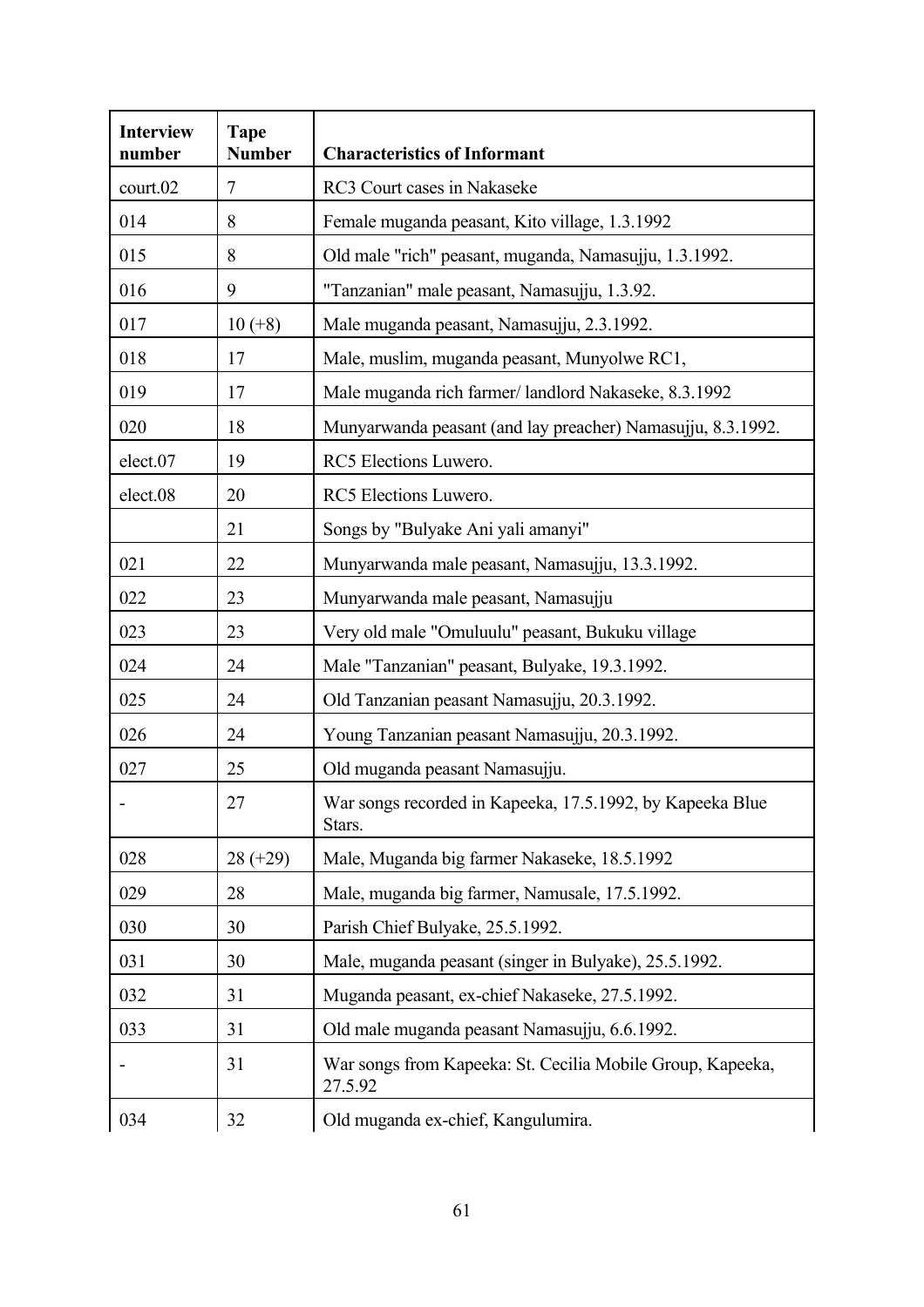| Interview number | Tape Number | Characteristics of Informant |
|---|---|---|
| court.02 | 7 | RC3 Court cases in Nakaseke |
| 014 | 8 | Female muganda peasant, Kito village, 1.3.1992 |
| 015 | 8 | Old male "rich" peasant, muganda, Namasujju, 1.3.1992. |
| 016 | 9 | "Tanzanian" male peasant, Namasujju, 1.3.92. |
| 017 | 10 (+8) | Male muganda peasant, Namasujju, 2.3.1992. |
| 018 | 17 | Male, muslim, muganda peasant, Munyolwe RC1, |
| 019 | 17 | Male muganda rich farmer/ landlord Nakaseke, 8.3.1992 |
| 020 | 18 | Munyarwanda peasant (and lay preacher) Namasujju, 8.3.1992. |
| elect.07 | 19 | RC5 Elections Luwero. |
| elect.08 | 20 | RC5 Elections Luwero. |
| | 21 | Songs by "Bulyake Ani yali amanyi" |
| 021 | 22 | Munyarwanda male peasant, Namasujju, 13.3.1992. |
| 022 | 23 | Munyarwanda male peasant, Namasujju |
| 023 | 23 | Very old male "Omuluulu" peasant, Bukuku village |
| 024 | 24 | Male "Tanzanian" peasant, Bulyake, 19.3.1992. |
| 025 | 24 | Old Tanzanian peasant Namasujju, 20.3.1992. |
| 026 | 24 | Young Tanzanian peasant Namasujju, 20.3.1992. |
| 027 | 25 | Old muganda peasant Namasujju. |
| - | 27 | War songs recorded in Kapeeka, 17.5.1992, by Kapeeka Blue Stars. |
| 028 | 28 (+29) | Male, Muganda big farmer Nakaseke, 18.5.1992 |
| 029 | 28 | Male, muganda big farmer, Namusale, 17.5.1992. |
| 030 | 30 | Parish Chief Bulyake, 25.5.1992. |
| 031 | 30 | Male, muganda peasant (singer in Bulyake), 25.5.1992. |
| 032 | 31 | Muganda peasant, ex-chief Nakaseke, 27.5.1992. |
| 033 | 31 | Old male muganda peasant Namasujju, 6.6.1992. |
| - | 31 | War songs from Kapeeka: St. Cecilia Mobile Group, Kapeeka, 27.5.92 |
| 034 | 32 | Old muganda ex-chief, Kangulumira. |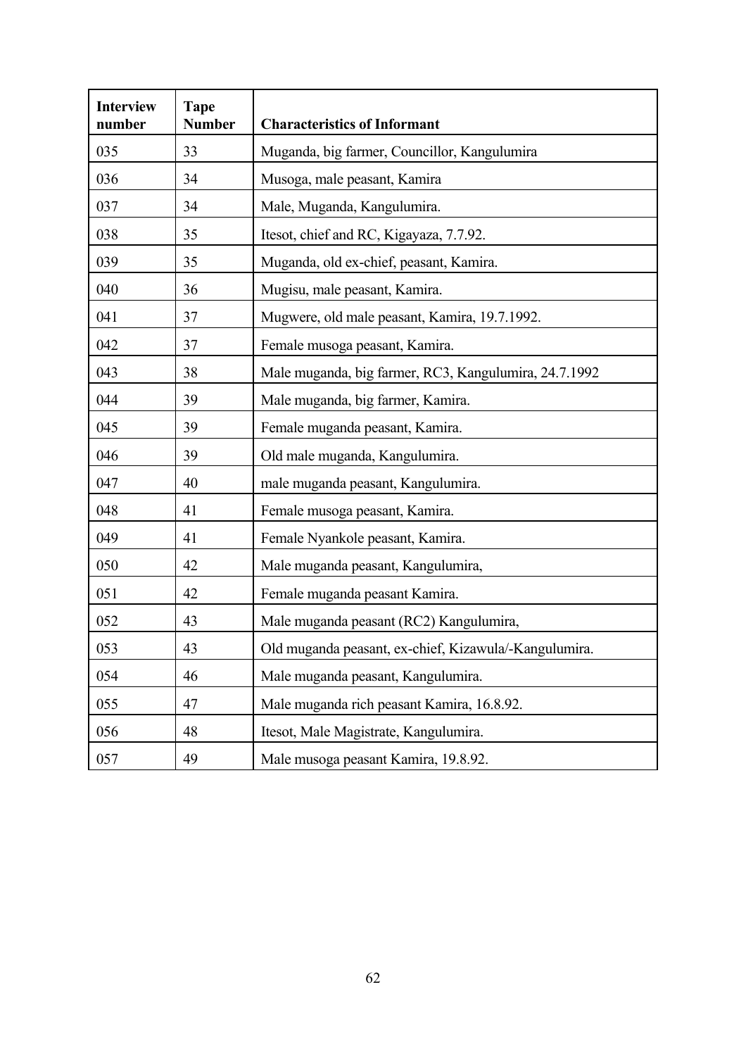| Interview number | Tape Number | Characteristics of Informant |
|---|---|---|
| 035 | 33 | Muganda, big farmer, Councillor, Kangulumira |
| 036 | 34 | Musoga, male peasant, Kamira |
| 037 | 34 | Male, Muganda, Kangulumira. |
| 038 | 35 | Itesot, chief and RC, Kigayaza, 7.7.92. |
| 039 | 35 | Muganda, old ex-chief, peasant, Kamira. |
| 040 | 36 | Mugisu, male peasant, Kamira. |
| 041 | 37 | Mugwere, old male peasant, Kamira, 19.7.1992. |
| 042 | 37 | Female musoga peasant, Kamira. |
| 043 | 38 | Male muganda, big farmer, RC3, Kangulumira, 24.7.1992 |
| 044 | 39 | Male muganda, big farmer, Kamira. |
| 045 | 39 | Female muganda peasant, Kamira. |
| 046 | 39 | Old male muganda, Kangulumira. |
| 047 | 40 | male muganda peasant, Kangulumira. |
| 048 | 41 | Female musoga peasant, Kamira. |
| 049 | 41 | Female Nyankole peasant, Kamira. |
| 050 | 42 | Male muganda peasant, Kangulumira, |
| 051 | 42 | Female muganda peasant Kamira. |
| 052 | 43 | Male muganda peasant (RC2) Kangulumira, |
| 053 | 43 | Old muganda peasant, ex-chief, Kizawula/-Kangulumira. |
| 054 | 46 | Male muganda peasant, Kangulumira. |
| 055 | 47 | Male muganda rich peasant Kamira, 16.8.92. |
| 056 | 48 | Itesot, Male Magistrate, Kangulumira. |
| 057 | 49 | Male musoga peasant Kamira, 19.8.92. |